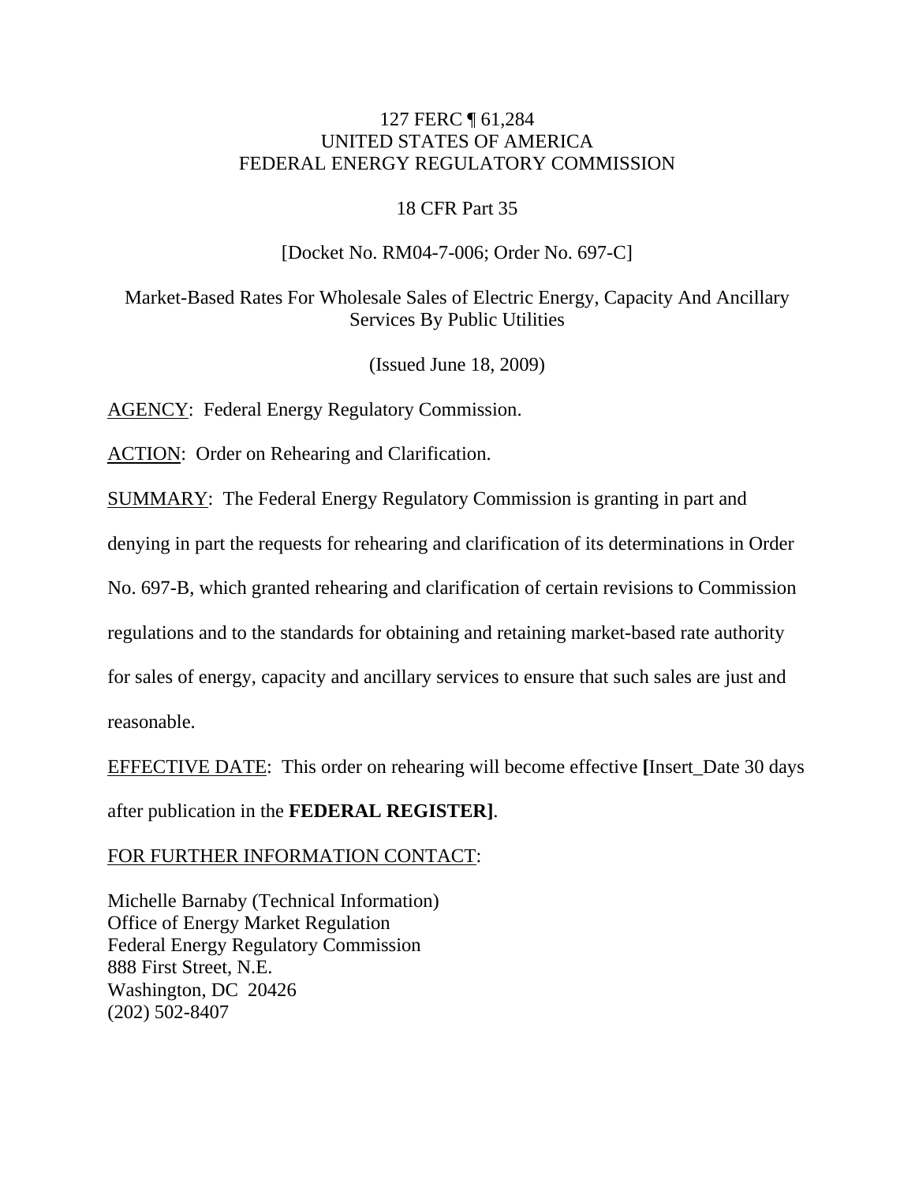127 FERC ¶ 61,284
UNITED STATES OF AMERICA
FEDERAL ENERGY REGULATORY COMMISSION

18 CFR Part 35

[Docket No. RM04-7-006; Order No. 697-C]

Market-Based Rates For Wholesale Sales of Electric Energy, Capacity And Ancillary Services By Public Utilities

(Issued June 18, 2009)

AGENCY: Federal Energy Regulatory Commission.

ACTION: Order on Rehearing and Clarification.

SUMMARY: The Federal Energy Regulatory Commission is granting in part and denying in part the requests for rehearing and clarification of its determinations in Order No. 697-B, which granted rehearing and clarification of certain revisions to Commission regulations and to the standards for obtaining and retaining market-based rate authority for sales of energy, capacity and ancillary services to ensure that such sales are just and reasonable.

EFFECTIVE DATE: This order on rehearing will become effective **[**Insert_Date 30 days after publication in the **FEDERAL REGISTER]**.

FOR FURTHER INFORMATION CONTACT:

Michelle Barnaby (Technical Information)
Office of Energy Market Regulation
Federal Energy Regulatory Commission
888 First Street, N.E.
Washington, DC 20426
(202) 502-8407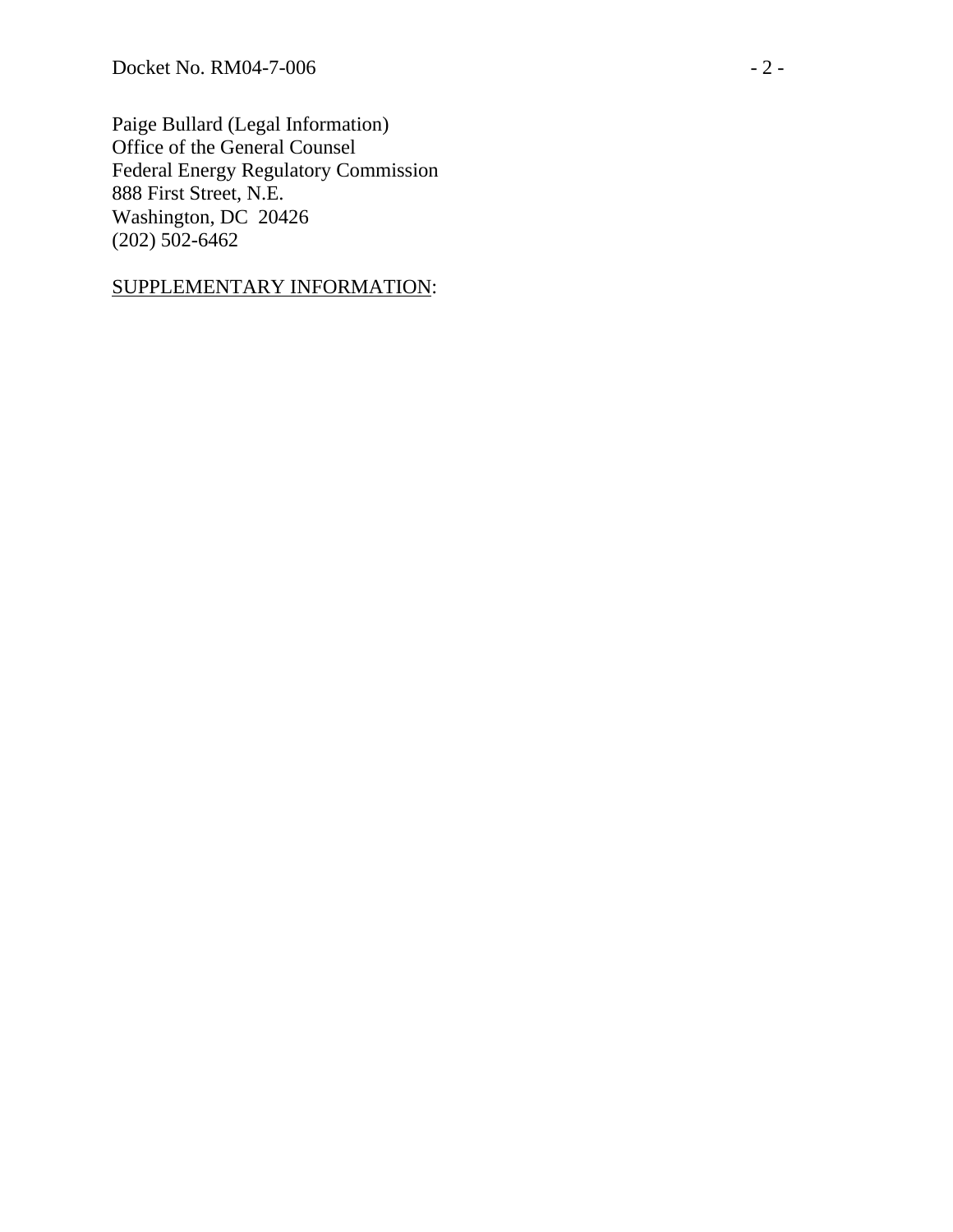Paige Bullard (Legal Information)
Office of the General Counsel
Federal Energy Regulatory Commission
888 First Street, N.E.
Washington, DC 20426
(202) 502-6462

<u>SUPPLEMENTARY INFORMATION</u>: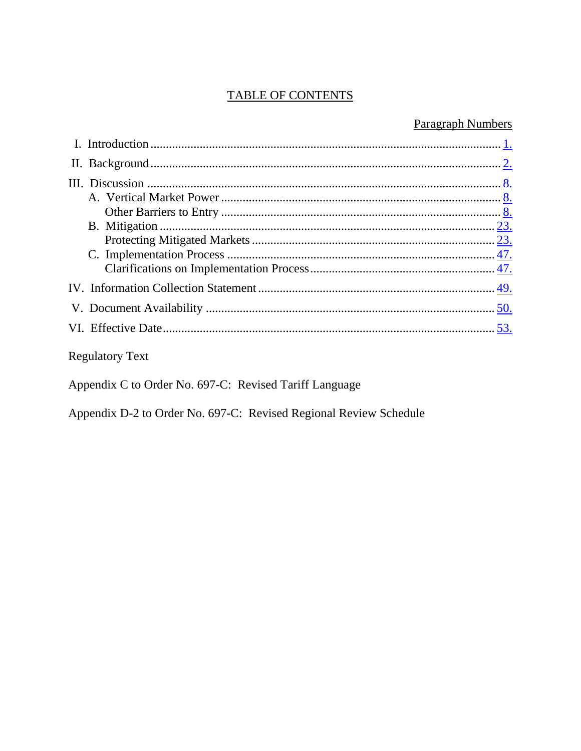# TABLE OF CONTENTS

| | Paragraph Numbers |
|---|---|
| I. Introduction | 1. |
| II. Background | 2. |
| III. Discussion | 8. |
| A. Vertical Market Power | 8. |
| Other Barriers to Entry | 8. |
| B. Mitigation | 23. |
| Protecting Mitigated Markets | 23. |
| C. Implementation Process | 47. |
| Clarifications on Implementation Process | 47. |
| IV. Information Collection Statement | 49. |
| V. Document Availability | 50. |
| VI. Effective Date | 53. |

Regulatory Text

Appendix C to Order No. 697-C: Revised Tariff Language

Appendix D-2 to Order No. 697-C: Revised Regional Review Schedule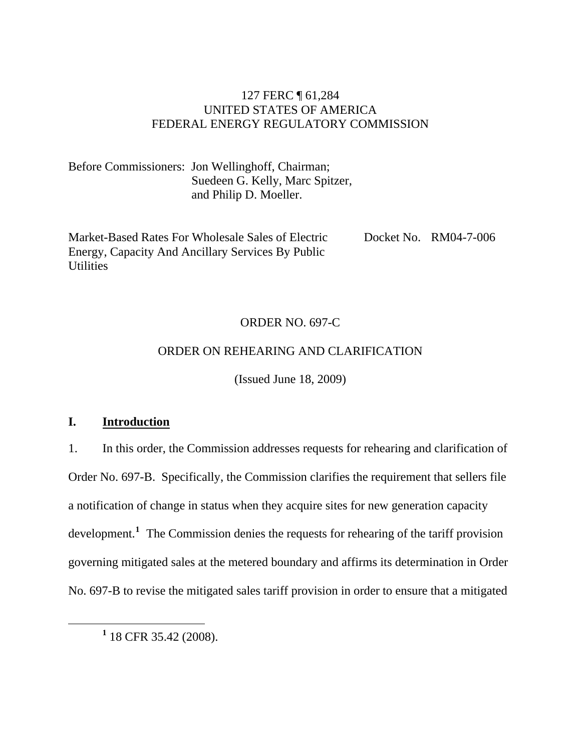127 FERC ¶ 61,284
UNITED STATES OF AMERICA
FEDERAL ENERGY REGULATORY COMMISSION

Before Commissioners: Jon Wellinghoff, Chairman;
Suedeen G. Kelly, Marc Spitzer,
and Philip D. Moeller.

Market-Based Rates For Wholesale Sales of Electric Energy, Capacity And Ancillary Services By Public Utilities

Docket No. RM04-7-006

ORDER NO. 697-C

ORDER ON REHEARING AND CLARIFICATION

(Issued June 18, 2009)

## I. Introduction

1. In this order, the Commission addresses requests for rehearing and clarification of Order No. 697-B. Specifically, the Commission clarifies the requirement that sellers file a notification of change in status when they acquire sites for new generation capacity development.[1] The Commission denies the requests for rehearing of the tariff provision governing mitigated sales at the metered boundary and affirms its determination in Order No. 697-B to revise the mitigated sales tariff provision in order to ensure that a mitigated

[1] 18 CFR 35.42 (2008).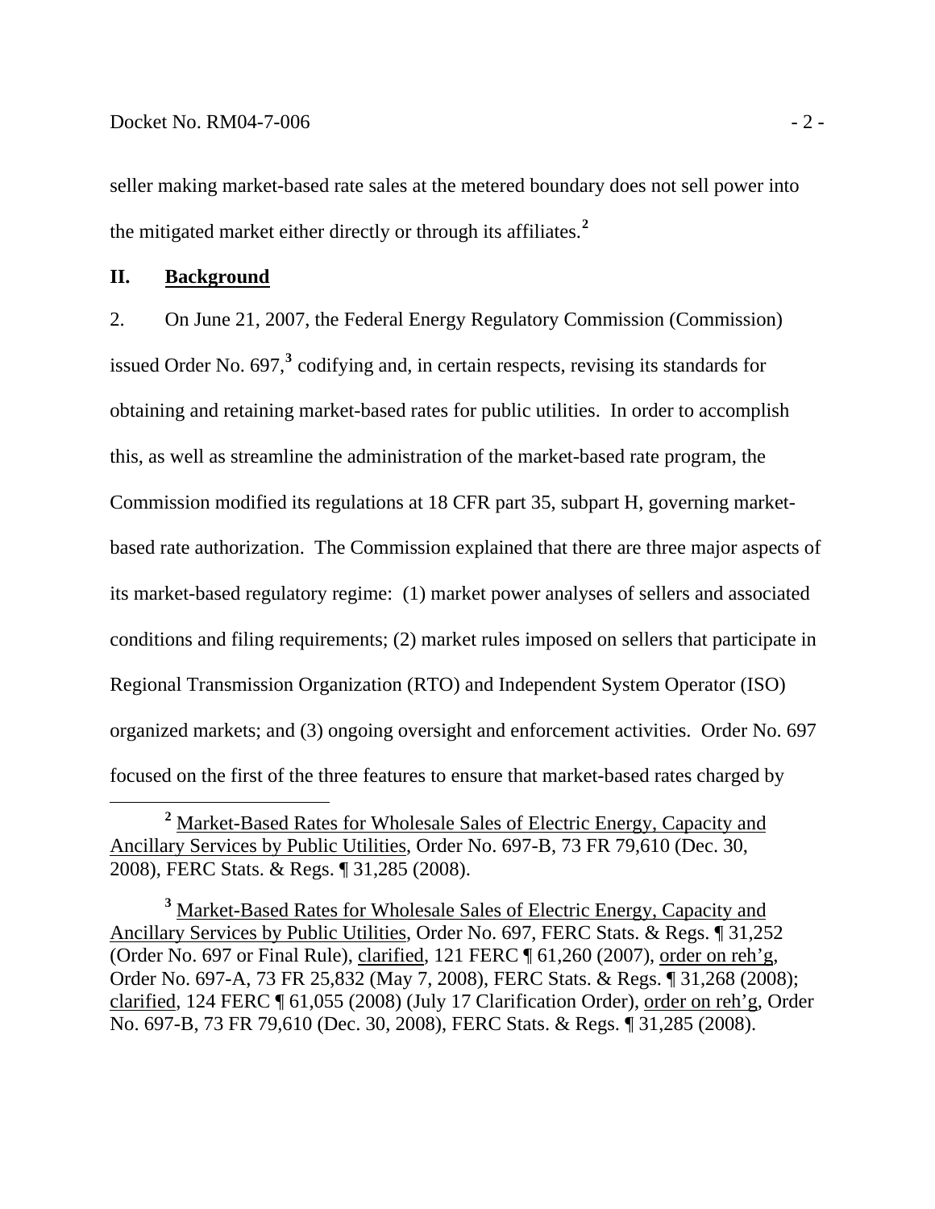seller making market-based rate sales at the metered boundary does not sell power into the mitigated market either directly or through its affiliates.[2]

## II. Background

2. On June 21, 2007, the Federal Energy Regulatory Commission (Commission) issued Order No. 697,[3] codifying and, in certain respects, revising its standards for obtaining and retaining market-based rates for public utilities. In order to accomplish this, as well as streamline the administration of the market-based rate program, the Commission modified its regulations at 18 CFR part 35, subpart H, governing market-based rate authorization. The Commission explained that there are three major aspects of its market-based regulatory regime: (1) market power analyses of sellers and associated conditions and filing requirements; (2) market rules imposed on sellers that participate in Regional Transmission Organization (RTO) and Independent System Operator (ISO) organized markets; and (3) ongoing oversight and enforcement activities. Order No. 697 focused on the first of the three features to ensure that market-based rates charged by

---

[2] Market-Based Rates for Wholesale Sales of Electric Energy, Capacity and Ancillary Services by Public Utilities, Order No. 697-B, 73 FR 79,610 (Dec. 30, 2008), FERC Stats. & Regs. ¶ 31,285 (2008).

[3] Market-Based Rates for Wholesale Sales of Electric Energy, Capacity and Ancillary Services by Public Utilities, Order No. 697, FERC Stats. & Regs. ¶ 31,252 (Order No. 697 or Final Rule), clarified, 121 FERC ¶ 61,260 (2007), order on reh'g, Order No. 697-A, 73 FR 25,832 (May 7, 2008), FERC Stats. & Regs. ¶ 31,268 (2008); clarified, 124 FERC ¶ 61,055 (2008) (July 17 Clarification Order), order on reh'g, Order No. 697-B, 73 FR 79,610 (Dec. 30, 2008), FERC Stats. & Regs. ¶ 31,285 (2008).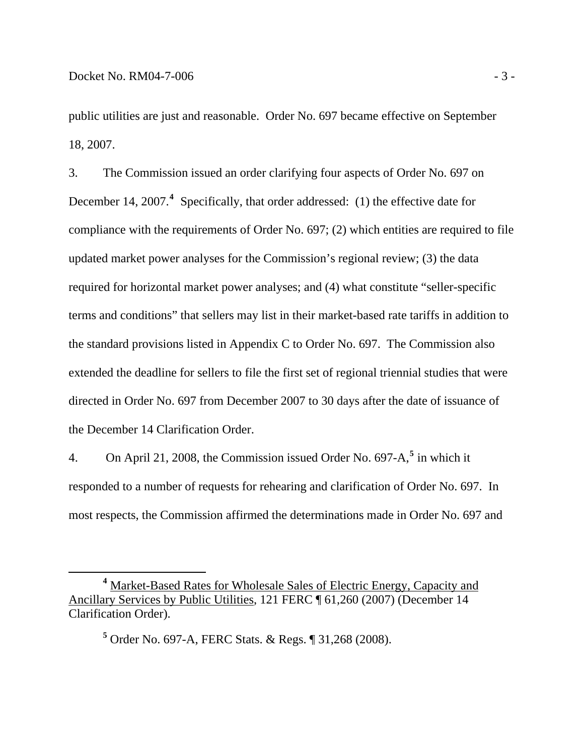public utilities are just and reasonable. Order No. 697 became effective on September 18, 2007.

3. The Commission issued an order clarifying four aspects of Order No. 697 on December 14, 2007.[4] Specifically, that order addressed: (1) the effective date for compliance with the requirements of Order No. 697; (2) which entities are required to file updated market power analyses for the Commission's regional review; (3) the data required for horizontal market power analyses; and (4) what constitute "seller-specific terms and conditions" that sellers may list in their market-based rate tariffs in addition to the standard provisions listed in Appendix C to Order No. 697. The Commission also extended the deadline for sellers to file the first set of regional triennial studies that were directed in Order No. 697 from December 2007 to 30 days after the date of issuance of the December 14 Clarification Order.

4. On April 21, 2008, the Commission issued Order No. 697-A,[5] in which it responded to a number of requests for rehearing and clarification of Order No. 697. In most respects, the Commission affirmed the determinations made in Order No. 697 and

---

[4] Market-Based Rates for Wholesale Sales of Electric Energy, Capacity and Ancillary Services by Public Utilities, 121 FERC ¶ 61,260 (2007) (December 14 Clarification Order).

[5] Order No. 697-A, FERC Stats. & Regs. ¶ 31,268 (2008).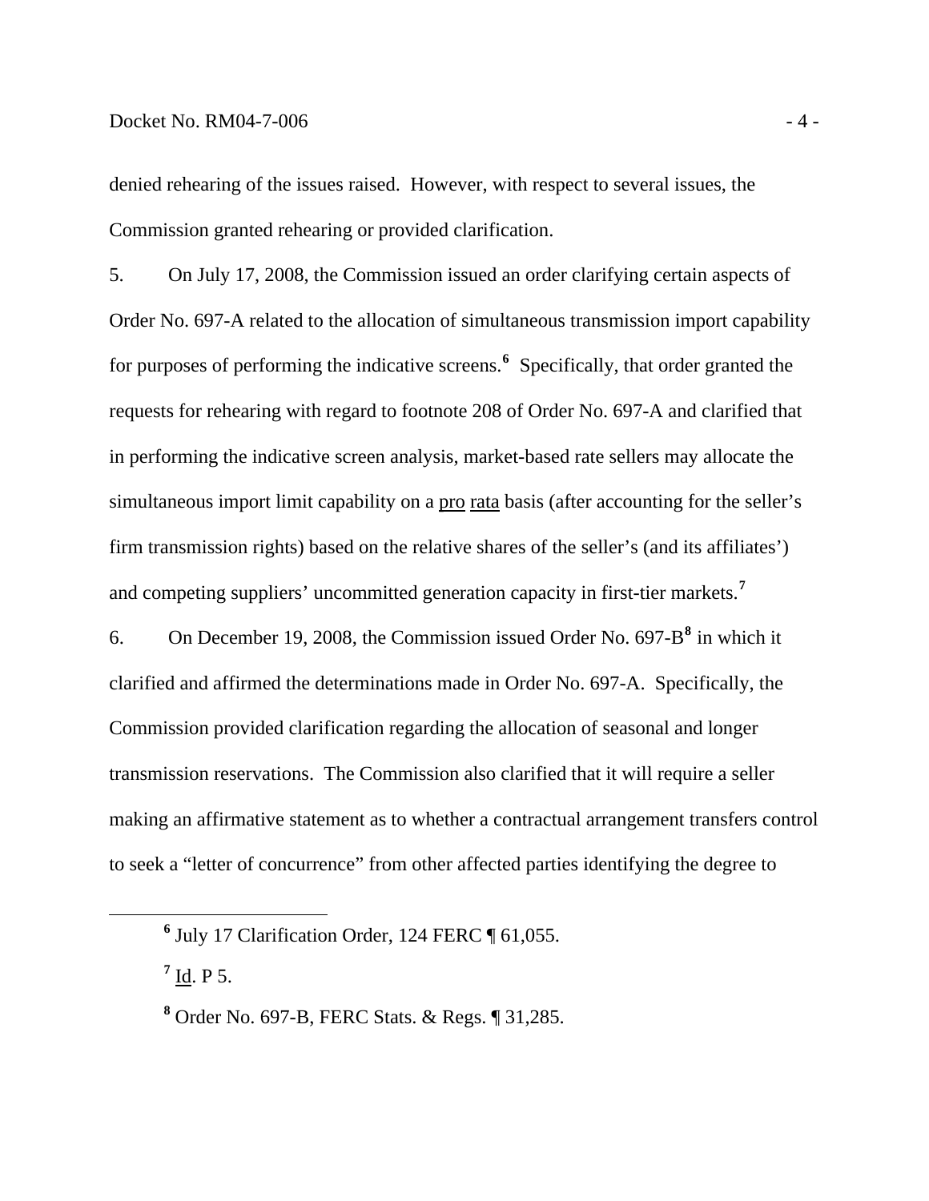denied rehearing of the issues raised. However, with respect to several issues, the Commission granted rehearing or provided clarification.

5. On July 17, 2008, the Commission issued an order clarifying certain aspects of Order No. 697-A related to the allocation of simultaneous transmission import capability for purposes of performing the indicative screens.[6] Specifically, that order granted the requests for rehearing with regard to footnote 208 of Order No. 697-A and clarified that in performing the indicative screen analysis, market-based rate sellers may allocate the simultaneous import limit capability on a pro rata basis (after accounting for the seller's firm transmission rights) based on the relative shares of the seller's (and its affiliates') and competing suppliers' uncommitted generation capacity in first-tier markets.[7]

6. On December 19, 2008, the Commission issued Order No. 697-B[8] in which it clarified and affirmed the determinations made in Order No. 697-A. Specifically, the Commission provided clarification regarding the allocation of seasonal and longer transmission reservations. The Commission also clarified that it will require a seller making an affirmative statement as to whether a contractual arrangement transfers control to seek a "letter of concurrence" from other affected parties identifying the degree to

---

[6] July 17 Clarification Order, 124 FERC ¶ 61,055.

[7] Id. P 5.

[8] Order No. 697-B, FERC Stats. & Regs. ¶ 31,285.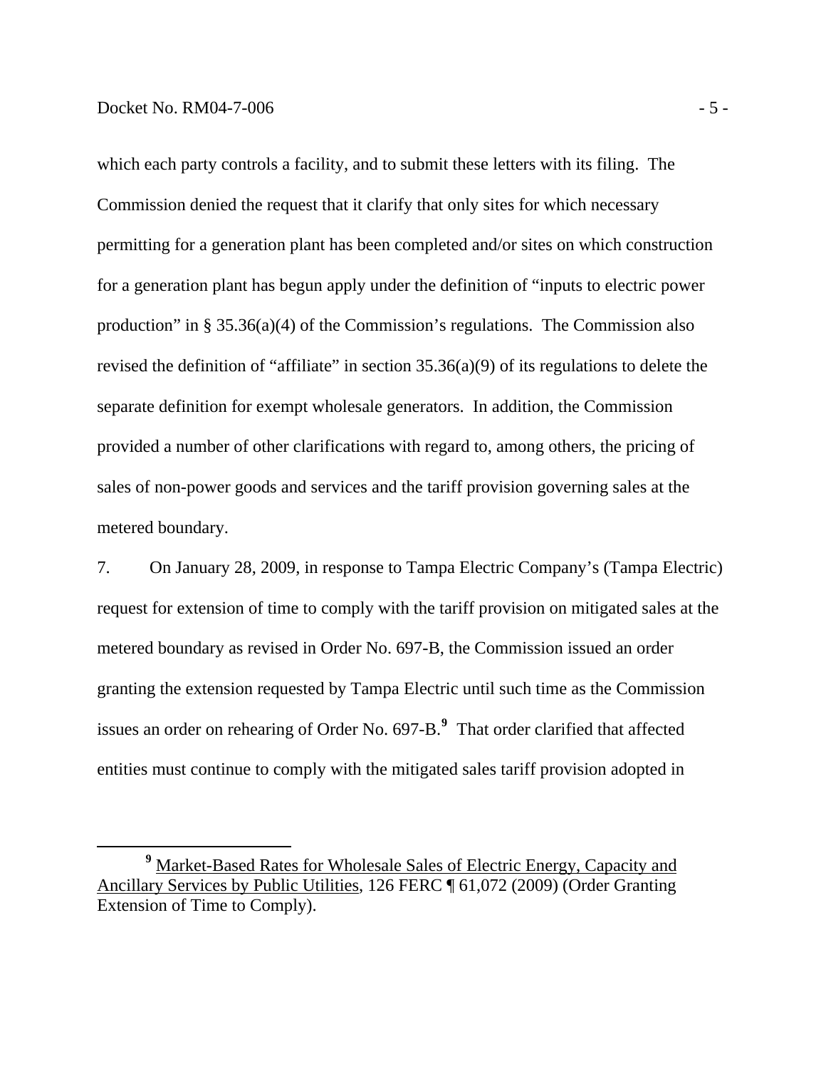which each party controls a facility, and to submit these letters with its filing. The Commission denied the request that it clarify that only sites for which necessary permitting for a generation plant has been completed and/or sites on which construction for a generation plant has begun apply under the definition of "inputs to electric power production" in § 35.36(a)(4) of the Commission's regulations. The Commission also revised the definition of "affiliate" in section 35.36(a)(9) of its regulations to delete the separate definition for exempt wholesale generators. In addition, the Commission provided a number of other clarifications with regard to, among others, the pricing of sales of non-power goods and services and the tariff provision governing sales at the metered boundary.

7. On January 28, 2009, in response to Tampa Electric Company's (Tampa Electric) request for extension of time to comply with the tariff provision on mitigated sales at the metered boundary as revised in Order No. 697-B, the Commission issued an order granting the extension requested by Tampa Electric until such time as the Commission issues an order on rehearing of Order No. 697-B.[9] That order clarified that affected entities must continue to comply with the mitigated sales tariff provision adopted in

[9] Market-Based Rates for Wholesale Sales of Electric Energy, Capacity and Ancillary Services by Public Utilities, 126 FERC ¶ 61,072 (2009) (Order Granting Extension of Time to Comply).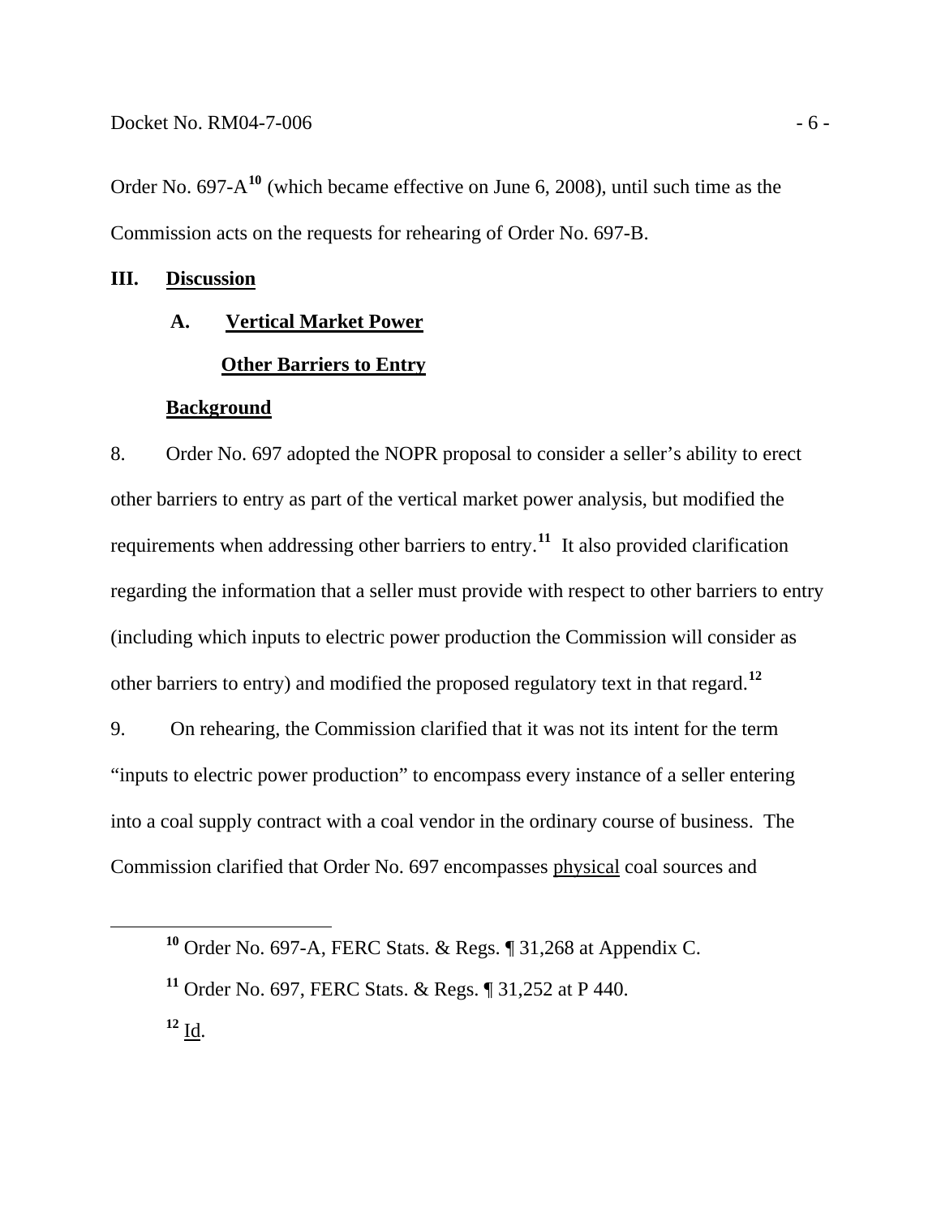Order No. 697-A[10] (which became effective on June 6, 2008), until such time as the Commission acts on the requests for rehearing of Order No. 697-B.

## III. Discussion

### A. Vertical Market Power

#### Other Barriers to Entry

#### Background

8. Order No. 697 adopted the NOPR proposal to consider a seller's ability to erect other barriers to entry as part of the vertical market power analysis, but modified the requirements when addressing other barriers to entry.[11] It also provided clarification regarding the information that a seller must provide with respect to other barriers to entry (including which inputs to electric power production the Commission will consider as other barriers to entry) and modified the proposed regulatory text in that regard.[12]

9. On rehearing, the Commission clarified that it was not its intent for the term "inputs to electric power production" to encompass every instance of a seller entering into a coal supply contract with a coal vendor in the ordinary course of business. The Commission clarified that Order No. 697 encompasses physical coal sources and

[10] Order No. 697-A, FERC Stats. & Regs. ¶ 31,268 at Appendix C.

[11] Order No. 697, FERC Stats. & Regs. ¶ 31,252 at P 440.

[12] Id.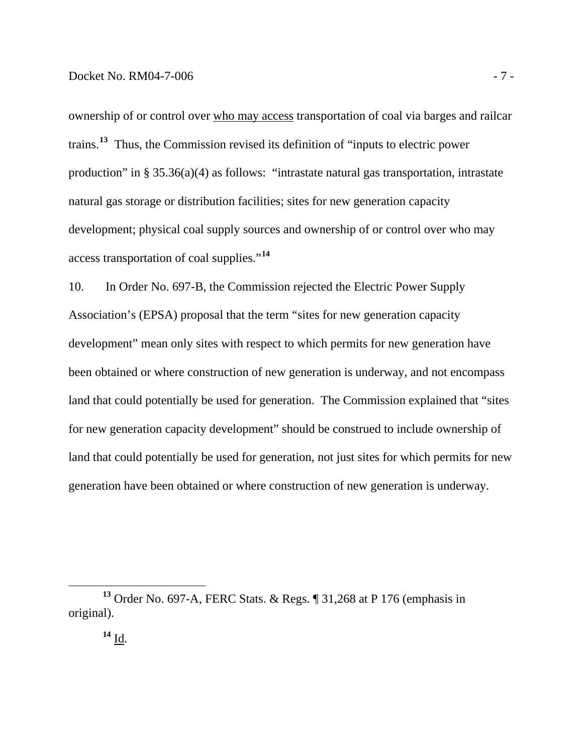ownership of or control over who may access transportation of coal via barges and railcar trains.[13] Thus, the Commission revised its definition of "inputs to electric power production" in § 35.36(a)(4) as follows: "intrastate natural gas transportation, intrastate natural gas storage or distribution facilities; sites for new generation capacity development; physical coal supply sources and ownership of or control over who may access transportation of coal supplies."[14]

10. In Order No. 697-B, the Commission rejected the Electric Power Supply Association's (EPSA) proposal that the term "sites for new generation capacity development" mean only sites with respect to which permits for new generation have been obtained or where construction of new generation is underway, and not encompass land that could potentially be used for generation. The Commission explained that "sites for new generation capacity development" should be construed to include ownership of land that could potentially be used for generation, not just sites for which permits for new generation have been obtained or where construction of new generation is underway.

---

[13] Order No. 697-A, FERC Stats. & Regs. ¶ 31,268 at P 176 (emphasis in original).

[14] Id.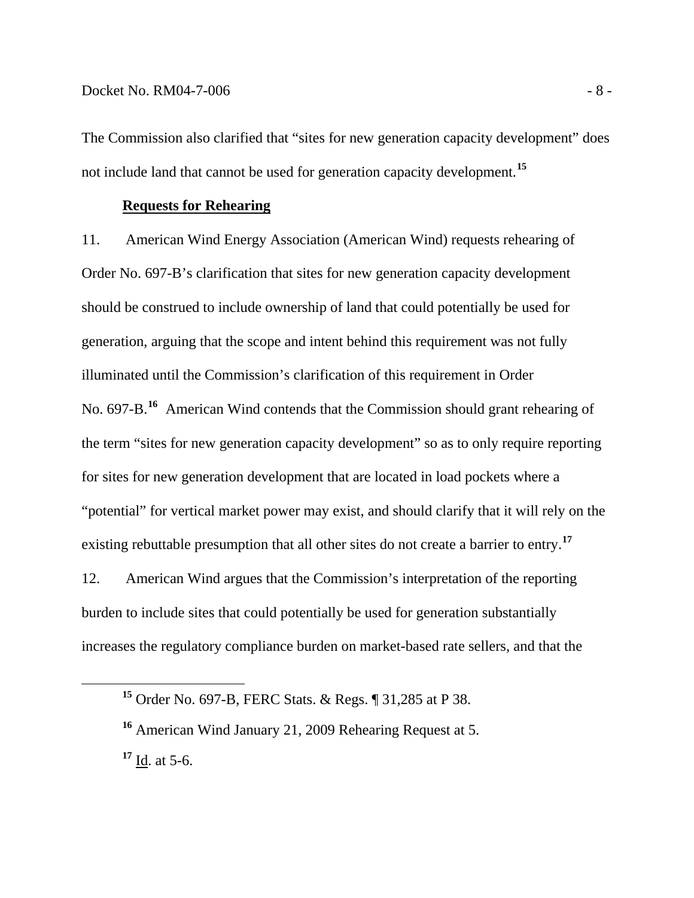The Commission also clarified that "sites for new generation capacity development" does not include land that cannot be used for generation capacity development.[15]

**Requests for Rehearing**

11. American Wind Energy Association (American Wind) requests rehearing of Order No. 697-B's clarification that sites for new generation capacity development should be construed to include ownership of land that could potentially be used for generation, arguing that the scope and intent behind this requirement was not fully illuminated until the Commission's clarification of this requirement in Order No. 697-B.[16] American Wind contends that the Commission should grant rehearing of the term "sites for new generation capacity development" so as to only require reporting for sites for new generation development that are located in load pockets where a "potential" for vertical market power may exist, and should clarify that it will rely on the existing rebuttable presumption that all other sites do not create a barrier to entry.[17]

12. American Wind argues that the Commission's interpretation of the reporting burden to include sites that could potentially be used for generation substantially increases the regulatory compliance burden on market-based rate sellers, and that the

---

[15] Order No. 697-B, FERC Stats. & Regs. ¶ 31,285 at P 38.

[16] American Wind January 21, 2009 Rehearing Request at 5.

[17] Id. at 5-6.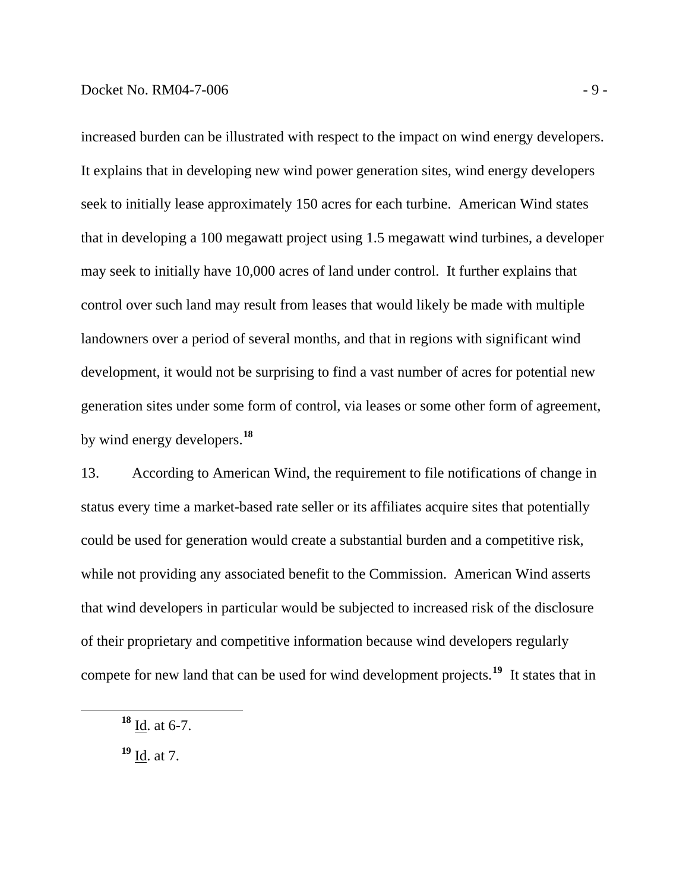increased burden can be illustrated with respect to the impact on wind energy developers. It explains that in developing new wind power generation sites, wind energy developers seek to initially lease approximately 150 acres for each turbine. American Wind states that in developing a 100 megawatt project using 1.5 megawatt wind turbines, a developer may seek to initially have 10,000 acres of land under control. It further explains that control over such land may result from leases that would likely be made with multiple landowners over a period of several months, and that in regions with significant wind development, it would not be surprising to find a vast number of acres for potential new generation sites under some form of control, via leases or some other form of agreement, by wind energy developers.[18]

13. According to American Wind, the requirement to file notifications of change in status every time a market-based rate seller or its affiliates acquire sites that potentially could be used for generation would create a substantial burden and a competitive risk, while not providing any associated benefit to the Commission. American Wind asserts that wind developers in particular would be subjected to increased risk of the disclosure of their proprietary and competitive information because wind developers regularly compete for new land that can be used for wind development projects.[19] It states that in

---

[18] Id. at 6-7.

[19] Id. at 7.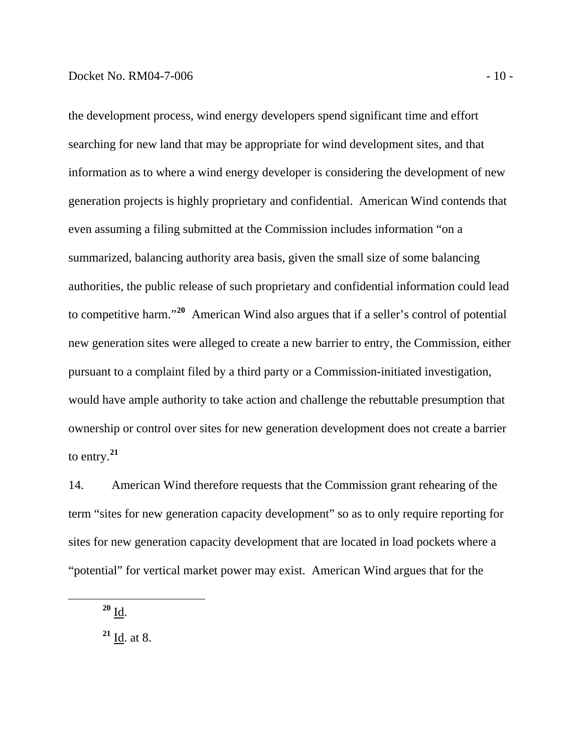the development process, wind energy developers spend significant time and effort searching for new land that may be appropriate for wind development sites, and that information as to where a wind energy developer is considering the development of new generation projects is highly proprietary and confidential. American Wind contends that even assuming a filing submitted at the Commission includes information "on a summarized, balancing authority area basis, given the small size of some balancing authorities, the public release of such proprietary and confidential information could lead to competitive harm."[20] American Wind also argues that if a seller's control of potential new generation sites were alleged to create a new barrier to entry, the Commission, either pursuant to a complaint filed by a third party or a Commission-initiated investigation, would have ample authority to take action and challenge the rebuttable presumption that ownership or control over sites for new generation development does not create a barrier to entry.[21]

14. American Wind therefore requests that the Commission grant rehearing of the term "sites for new generation capacity development" so as to only require reporting for sites for new generation capacity development that are located in load pockets where a "potential" for vertical market power may exist. American Wind argues that for the

---

[20] Id.

[21] Id. at 8.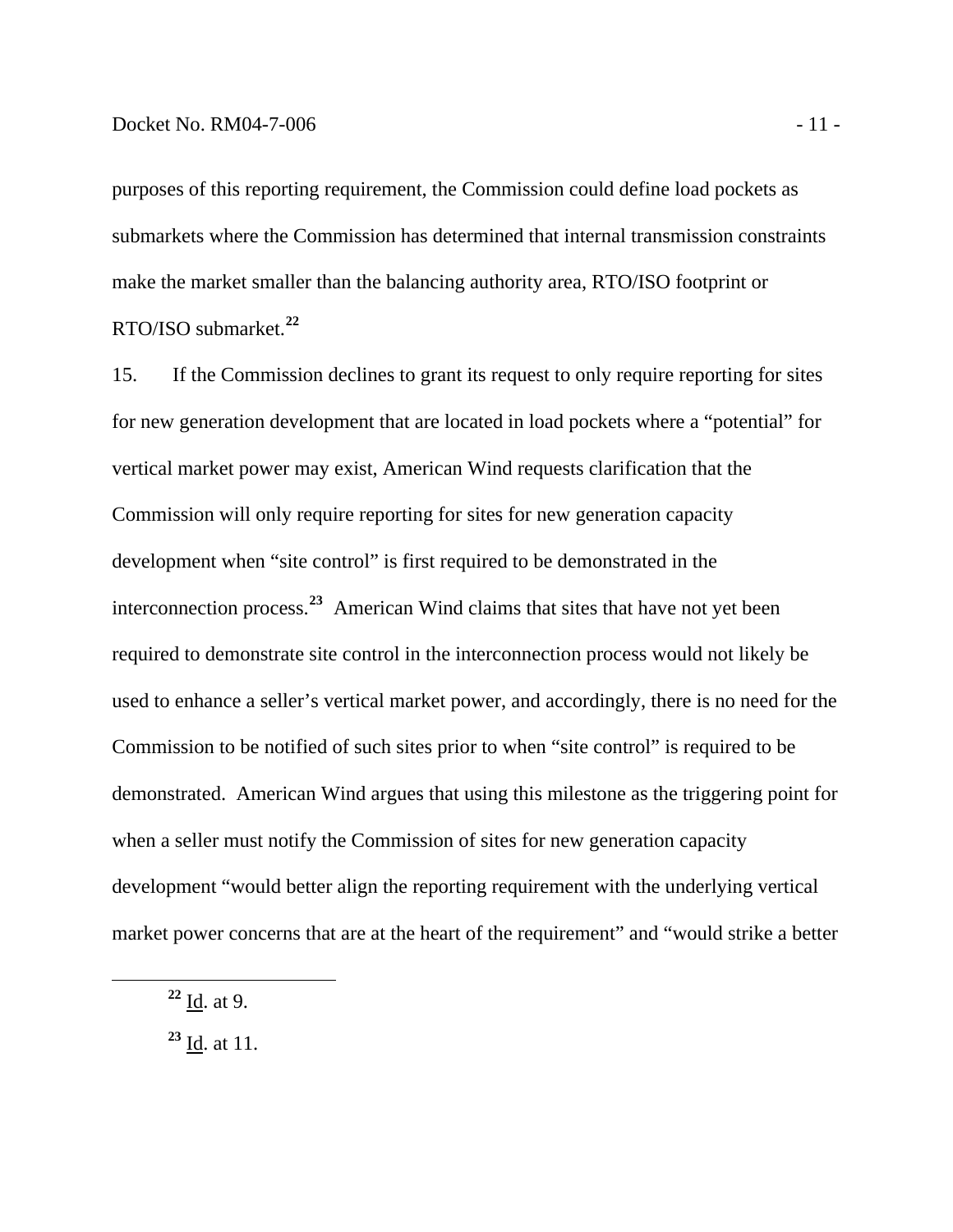purposes of this reporting requirement, the Commission could define load pockets as submarkets where the Commission has determined that internal transmission constraints make the market smaller than the balancing authority area, RTO/ISO footprint or RTO/ISO submarket.[22]

15. If the Commission declines to grant its request to only require reporting for sites for new generation development that are located in load pockets where a "potential" for vertical market power may exist, American Wind requests clarification that the Commission will only require reporting for sites for new generation capacity development when "site control" is first required to be demonstrated in the interconnection process.[23] American Wind claims that sites that have not yet been required to demonstrate site control in the interconnection process would not likely be used to enhance a seller's vertical market power, and accordingly, there is no need for the Commission to be notified of such sites prior to when "site control" is required to be demonstrated. American Wind argues that using this milestone as the triggering point for when a seller must notify the Commission of sites for new generation capacity development "would better align the reporting requirement with the underlying vertical market power concerns that are at the heart of the requirement" and "would strike a better

---

[22] Id. at 9.

[23] Id. at 11.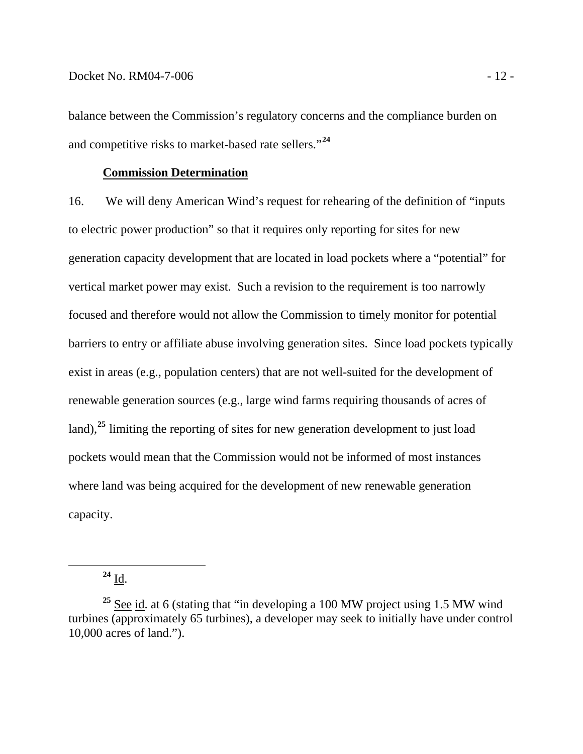balance between the Commission's regulatory concerns and the compliance burden on and competitive risks to market-based rate sellers."[24]

**Commission Determination**

16. We will deny American Wind's request for rehearing of the definition of "inputs to electric power production" so that it requires only reporting for sites for new generation capacity development that are located in load pockets where a "potential" for vertical market power may exist. Such a revision to the requirement is too narrowly focused and therefore would not allow the Commission to timely monitor for potential barriers to entry or affiliate abuse involving generation sites. Since load pockets typically exist in areas (e.g., population centers) that are not well-suited for the development of renewable generation sources (e.g., large wind farms requiring thousands of acres of land),[25] limiting the reporting of sites for new generation development to just load pockets would mean that the Commission would not be informed of most instances where land was being acquired for the development of new renewable generation capacity.

---

[24] Id.

[25] See id. at 6 (stating that "in developing a 100 MW project using 1.5 MW wind turbines (approximately 65 turbines), a developer may seek to initially have under control 10,000 acres of land.").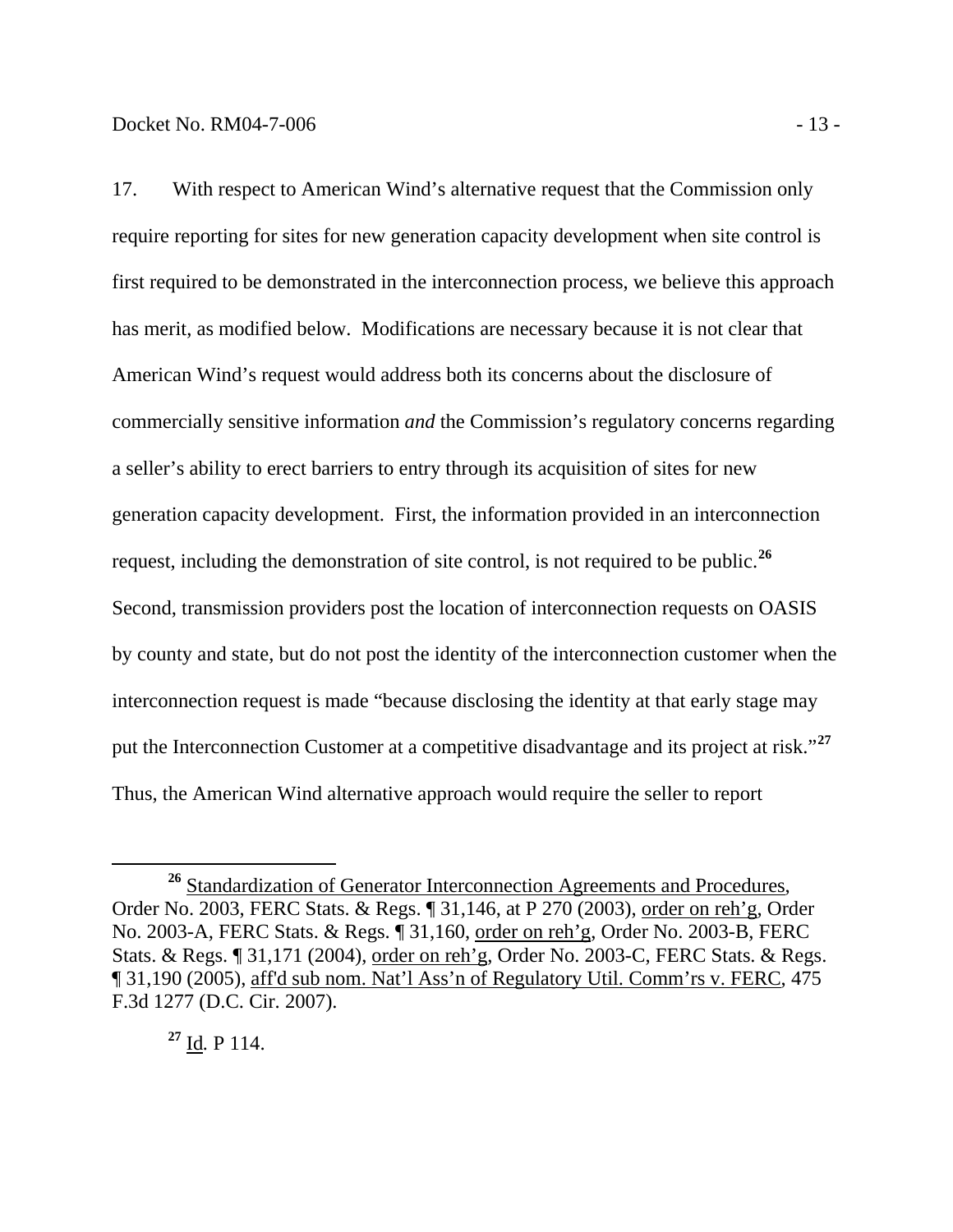17. With respect to American Wind's alternative request that the Commission only require reporting for sites for new generation capacity development when site control is first required to be demonstrated in the interconnection process, we believe this approach has merit, as modified below. Modifications are necessary because it is not clear that American Wind's request would address both its concerns about the disclosure of commercially sensitive information *and* the Commission's regulatory concerns regarding a seller's ability to erect barriers to entry through its acquisition of sites for new generation capacity development. First, the information provided in an interconnection request, including the demonstration of site control, is not required to be public.[26] Second, transmission providers post the location of interconnection requests on OASIS by county and state, but do not post the identity of the interconnection customer when the interconnection request is made "because disclosing the identity at that early stage may put the Interconnection Customer at a competitive disadvantage and its project at risk."[27] Thus, the American Wind alternative approach would require the seller to report

---

[26] Standardization of Generator Interconnection Agreements and Procedures, Order No. 2003, FERC Stats. & Regs. ¶ 31,146, at P 270 (2003), order on reh'g, Order No. 2003-A, FERC Stats. & Regs. ¶ 31,160, order on reh'g, Order No. 2003-B, FERC Stats. & Regs. ¶ 31,171 (2004), order on reh'g, Order No. 2003-C, FERC Stats. & Regs. ¶ 31,190 (2005), aff'd sub nom. Nat'l Ass'n of Regulatory Util. Comm'rs v. FERC, 475 F.3d 1277 (D.C. Cir. 2007).

[27] Id. P 114.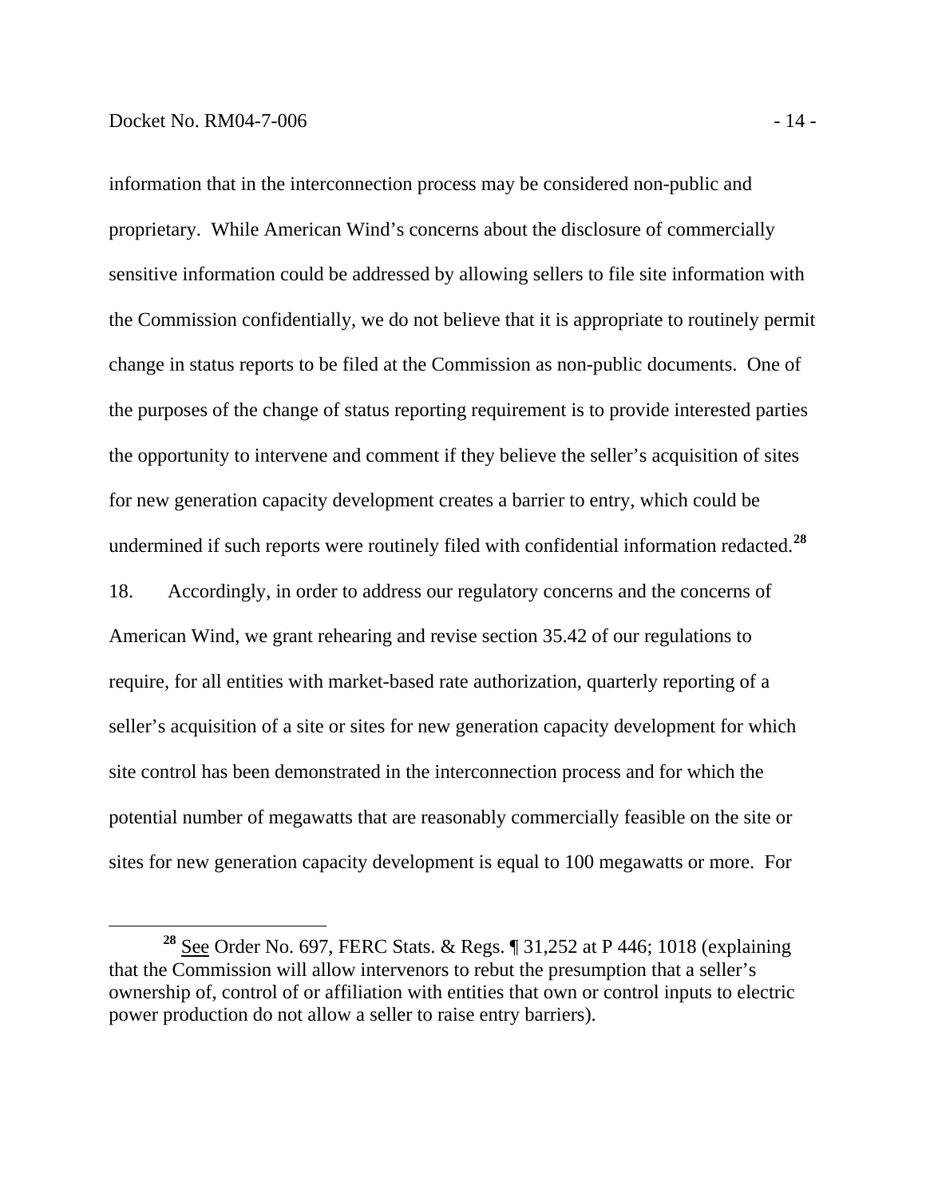information that in the interconnection process may be considered non-public and proprietary. While American Wind's concerns about the disclosure of commercially sensitive information could be addressed by allowing sellers to file site information with the Commission confidentially, we do not believe that it is appropriate to routinely permit change in status reports to be filed at the Commission as non-public documents. One of the purposes of the change of status reporting requirement is to provide interested parties the opportunity to intervene and comment if they believe the seller's acquisition of sites for new generation capacity development creates a barrier to entry, which could be undermined if such reports were routinely filed with confidential information redacted.[28]

18. Accordingly, in order to address our regulatory concerns and the concerns of American Wind, we grant rehearing and revise section 35.42 of our regulations to require, for all entities with market-based rate authorization, quarterly reporting of a seller's acquisition of a site or sites for new generation capacity development for which site control has been demonstrated in the interconnection process and for which the potential number of megawatts that are reasonably commercially feasible on the site or sites for new generation capacity development is equal to 100 megawatts or more. For

[28] See Order No. 697, FERC Stats. & Regs. ¶ 31,252 at P 446; 1018 (explaining that the Commission will allow intervenors to rebut the presumption that a seller's ownership of, control of or affiliation with entities that own or control inputs to electric power production do not allow a seller to raise entry barriers).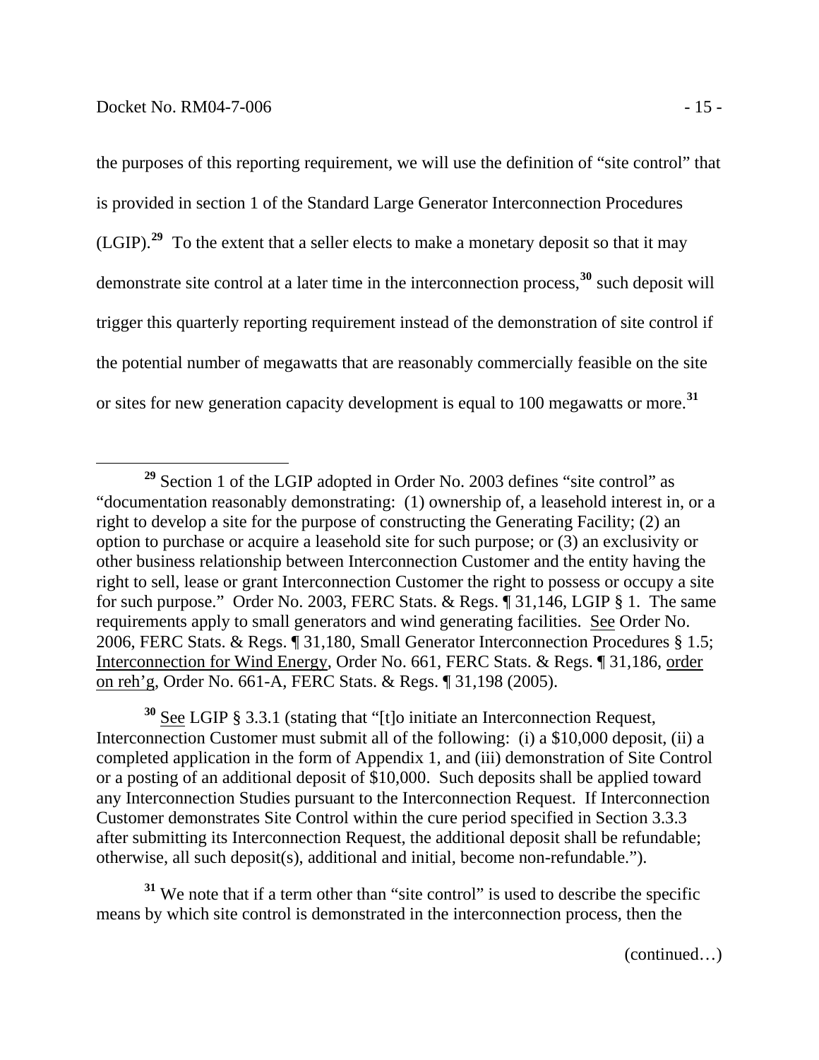the purposes of this reporting requirement, we will use the definition of "site control" that is provided in section 1 of the Standard Large Generator Interconnection Procedures (LGIP).[29] To the extent that a seller elects to make a monetary deposit so that it may demonstrate site control at a later time in the interconnection process,[30] such deposit will trigger this quarterly reporting requirement instead of the demonstration of site control if the potential number of megawatts that are reasonably commercially feasible on the site or sites for new generation capacity development is equal to 100 megawatts or more.[31]

---

[29] Section 1 of the LGIP adopted in Order No. 2003 defines "site control" as "documentation reasonably demonstrating: (1) ownership of, a leasehold interest in, or a right to develop a site for the purpose of constructing the Generating Facility; (2) an option to purchase or acquire a leasehold site for such purpose; or (3) an exclusivity or other business relationship between Interconnection Customer and the entity having the right to sell, lease or grant Interconnection Customer the right to possess or occupy a site for such purpose." Order No. 2003, FERC Stats. & Regs. ¶ 31,146, LGIP § 1. The same requirements apply to small generators and wind generating facilities. See Order No. 2006, FERC Stats. & Regs. ¶ 31,180, Small Generator Interconnection Procedures § 1.5; Interconnection for Wind Energy, Order No. 661, FERC Stats. & Regs. ¶ 31,186, order on reh'g, Order No. 661-A, FERC Stats. & Regs. ¶ 31,198 (2005).

[30] See LGIP § 3.3.1 (stating that "[t]o initiate an Interconnection Request, Interconnection Customer must submit all of the following: (i) a $10,000 deposit, (ii) a completed application in the form of Appendix 1, and (iii) demonstration of Site Control or a posting of an additional deposit of $10,000. Such deposits shall be applied toward any Interconnection Studies pursuant to the Interconnection Request. If Interconnection Customer demonstrates Site Control within the cure period specified in Section 3.3.3 after submitting its Interconnection Request, the additional deposit shall be refundable; otherwise, all such deposit(s), additional and initial, become non-refundable.").

[31] We note that if a term other than "site control" is used to describe the specific means by which site control is demonstrated in the interconnection process, then the

(continued…)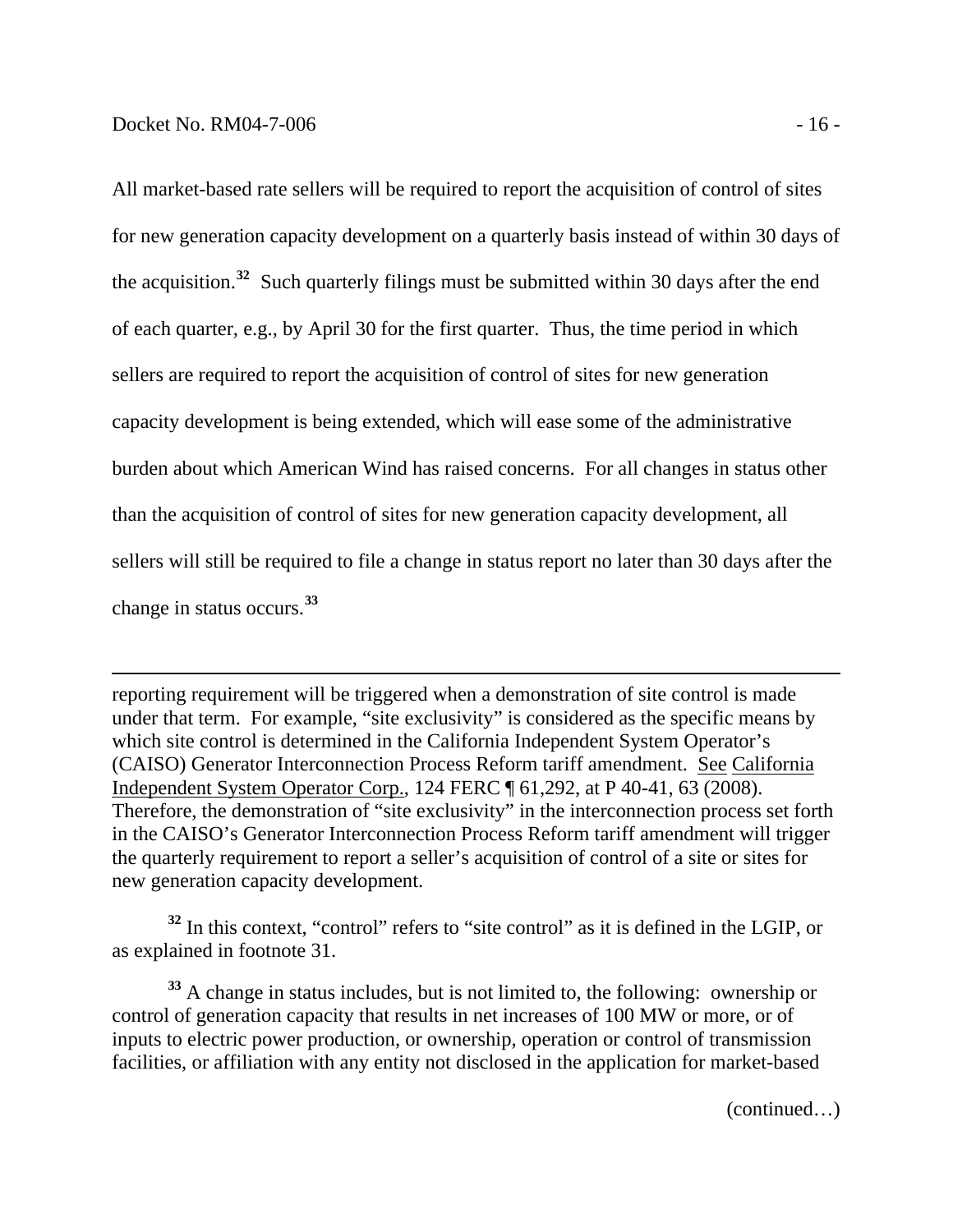All market-based rate sellers will be required to report the acquisition of control of sites for new generation capacity development on a quarterly basis instead of within 30 days of the acquisition.[32] Such quarterly filings must be submitted within 30 days after the end of each quarter, e.g., by April 30 for the first quarter. Thus, the time period in which sellers are required to report the acquisition of control of sites for new generation capacity development is being extended, which will ease some of the administrative burden about which American Wind has raised concerns. For all changes in status other than the acquisition of control of sites for new generation capacity development, all sellers will still be required to file a change in status report no later than 30 days after the change in status occurs.[33]

---

reporting requirement will be triggered when a demonstration of site control is made under that term. For example, "site exclusivity" is considered as the specific means by which site control is determined in the California Independent System Operator's (CAISO) Generator Interconnection Process Reform tariff amendment. See California Independent System Operator Corp., 124 FERC ¶ 61,292, at P 40-41, 63 (2008). Therefore, the demonstration of "site exclusivity" in the interconnection process set forth in the CAISO's Generator Interconnection Process Reform tariff amendment will trigger the quarterly requirement to report a seller's acquisition of control of a site or sites for new generation capacity development.

[32] In this context, "control" refers to "site control" as it is defined in the LGIP, or as explained in footnote 31.

[33] A change in status includes, but is not limited to, the following: ownership or control of generation capacity that results in net increases of 100 MW or more, or of inputs to electric power production, or ownership, operation or control of transmission facilities, or affiliation with any entity not disclosed in the application for market-based

(continued…)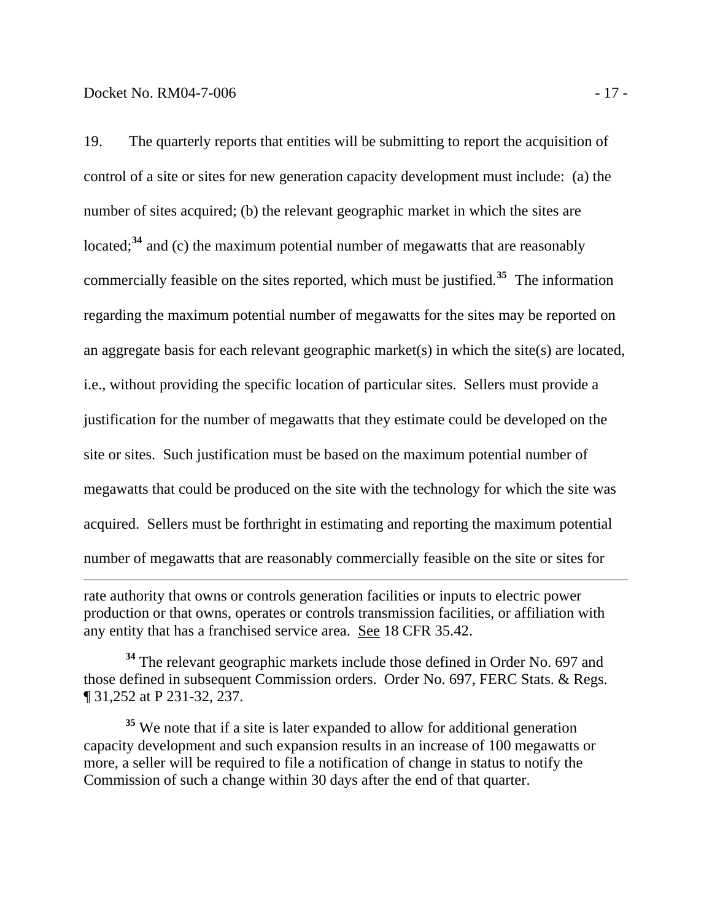19. The quarterly reports that entities will be submitting to report the acquisition of control of a site or sites for new generation capacity development must include: (a) the number of sites acquired; (b) the relevant geographic market in which the sites are located;[34] and (c) the maximum potential number of megawatts that are reasonably commercially feasible on the sites reported, which must be justified.[35] The information regarding the maximum potential number of megawatts for the sites may be reported on an aggregate basis for each relevant geographic market(s) in which the site(s) are located, i.e., without providing the specific location of particular sites. Sellers must provide a justification for the number of megawatts that they estimate could be developed on the site or sites. Such justification must be based on the maximum potential number of megawatts that could be produced on the site with the technology for which the site was acquired. Sellers must be forthright in estimating and reporting the maximum potential number of megawatts that are reasonably commercially feasible on the site or sites for

---

rate authority that owns or controls generation facilities or inputs to electric power production or that owns, operates or controls transmission facilities, or affiliation with any entity that has a franchised service area. See 18 CFR 35.42.

[34] The relevant geographic markets include those defined in Order No. 697 and those defined in subsequent Commission orders. Order No. 697, FERC Stats. & Regs. ¶ 31,252 at P 231-32, 237.

[35] We note that if a site is later expanded to allow for additional generation capacity development and such expansion results in an increase of 100 megawatts or more, a seller will be required to file a notification of change in status to notify the Commission of such a change within 30 days after the end of that quarter.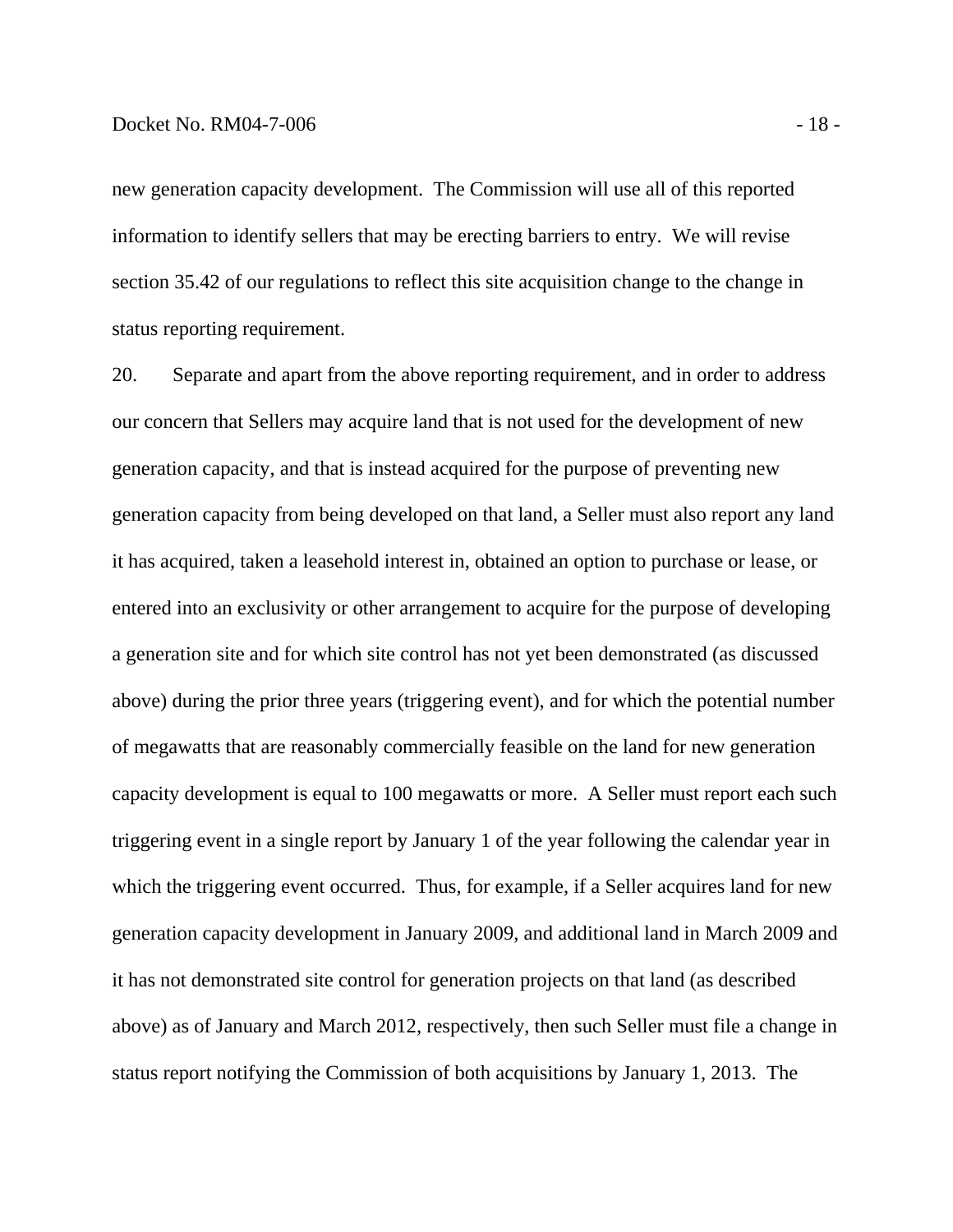new generation capacity development. The Commission will use all of this reported information to identify sellers that may be erecting barriers to entry. We will revise section 35.42 of our regulations to reflect this site acquisition change to the change in status reporting requirement.

20. Separate and apart from the above reporting requirement, and in order to address our concern that Sellers may acquire land that is not used for the development of new generation capacity, and that is instead acquired for the purpose of preventing new generation capacity from being developed on that land, a Seller must also report any land it has acquired, taken a leasehold interest in, obtained an option to purchase or lease, or entered into an exclusivity or other arrangement to acquire for the purpose of developing a generation site and for which site control has not yet been demonstrated (as discussed above) during the prior three years (triggering event), and for which the potential number of megawatts that are reasonably commercially feasible on the land for new generation capacity development is equal to 100 megawatts or more. A Seller must report each such triggering event in a single report by January 1 of the year following the calendar year in which the triggering event occurred. Thus, for example, if a Seller acquires land for new generation capacity development in January 2009, and additional land in March 2009 and it has not demonstrated site control for generation projects on that land (as described above) as of January and March 2012, respectively, then such Seller must file a change in status report notifying the Commission of both acquisitions by January 1, 2013. The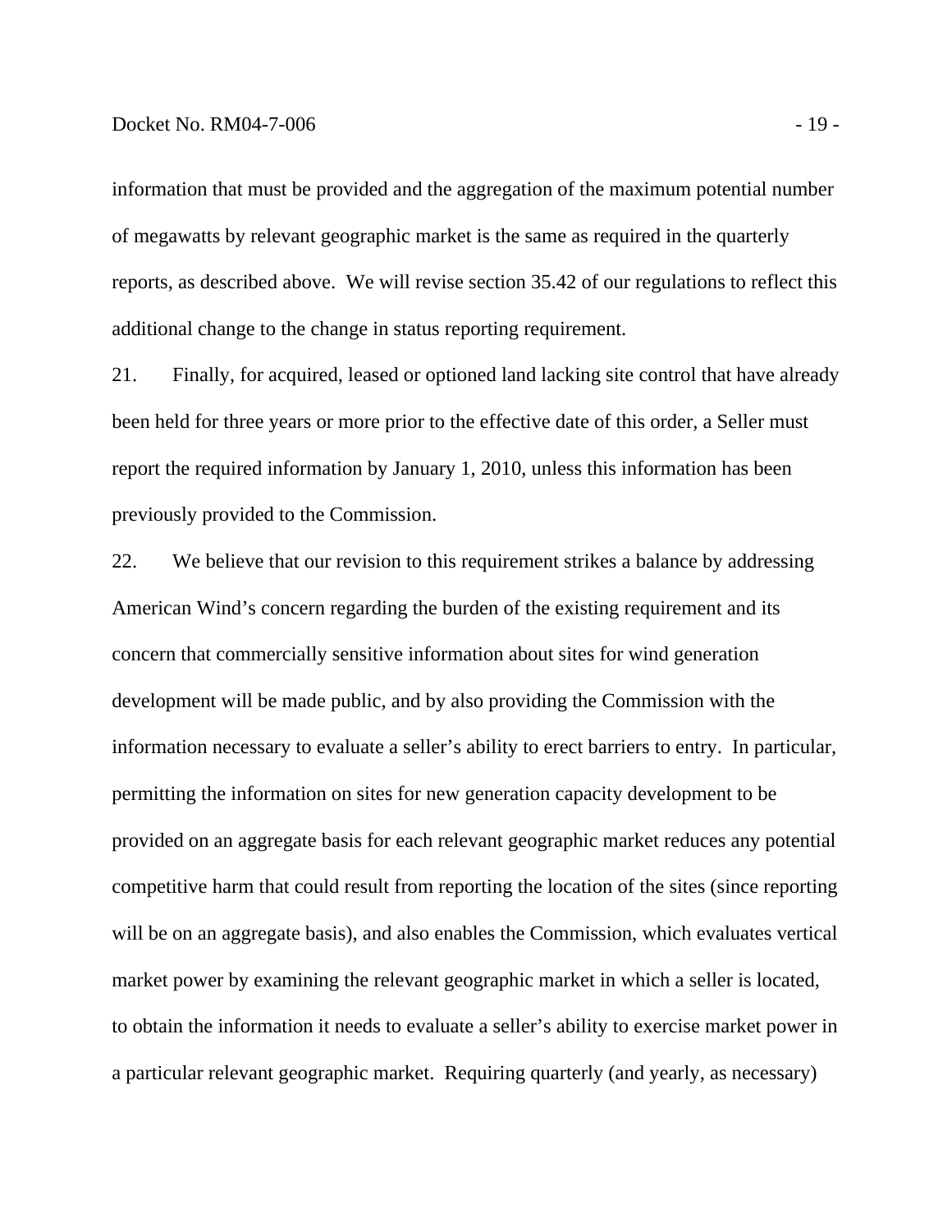information that must be provided and the aggregation of the maximum potential number of megawatts by relevant geographic market is the same as required in the quarterly reports, as described above. We will revise section 35.42 of our regulations to reflect this additional change to the change in status reporting requirement.

21. Finally, for acquired, leased or optioned land lacking site control that have already been held for three years or more prior to the effective date of this order, a Seller must report the required information by January 1, 2010, unless this information has been previously provided to the Commission.

22. We believe that our revision to this requirement strikes a balance by addressing American Wind's concern regarding the burden of the existing requirement and its concern that commercially sensitive information about sites for wind generation development will be made public, and by also providing the Commission with the information necessary to evaluate a seller's ability to erect barriers to entry. In particular, permitting the information on sites for new generation capacity development to be provided on an aggregate basis for each relevant geographic market reduces any potential competitive harm that could result from reporting the location of the sites (since reporting will be on an aggregate basis), and also enables the Commission, which evaluates vertical market power by examining the relevant geographic market in which a seller is located, to obtain the information it needs to evaluate a seller's ability to exercise market power in a particular relevant geographic market. Requiring quarterly (and yearly, as necessary)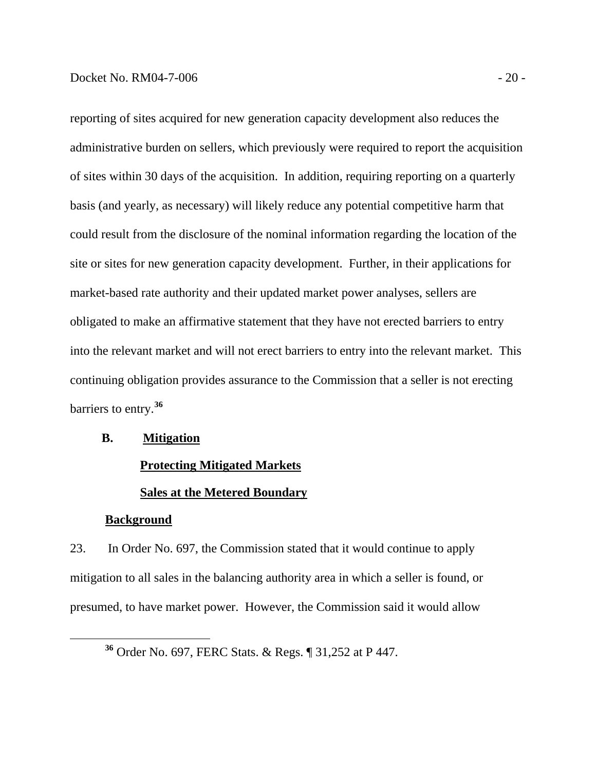reporting of sites acquired for new generation capacity development also reduces the administrative burden on sellers, which previously were required to report the acquisition of sites within 30 days of the acquisition. In addition, requiring reporting on a quarterly basis (and yearly, as necessary) will likely reduce any potential competitive harm that could result from the disclosure of the nominal information regarding the location of the site or sites for new generation capacity development. Further, in their applications for market-based rate authority and their updated market power analyses, sellers are obligated to make an affirmative statement that they have not erected barriers to entry into the relevant market and will not erect barriers to entry into the relevant market. This continuing obligation provides assurance to the Commission that a seller is not erecting barriers to entry.[36]

## B. Mitigation

### Protecting Mitigated Markets

### Sales at the Metered Boundary

#### Background

23. In Order No. 697, the Commission stated that it would continue to apply mitigation to all sales in the balancing authority area in which a seller is found, or presumed, to have market power. However, the Commission said it would allow

[36] Order No. 697, FERC Stats. & Regs. ¶ 31,252 at P 447.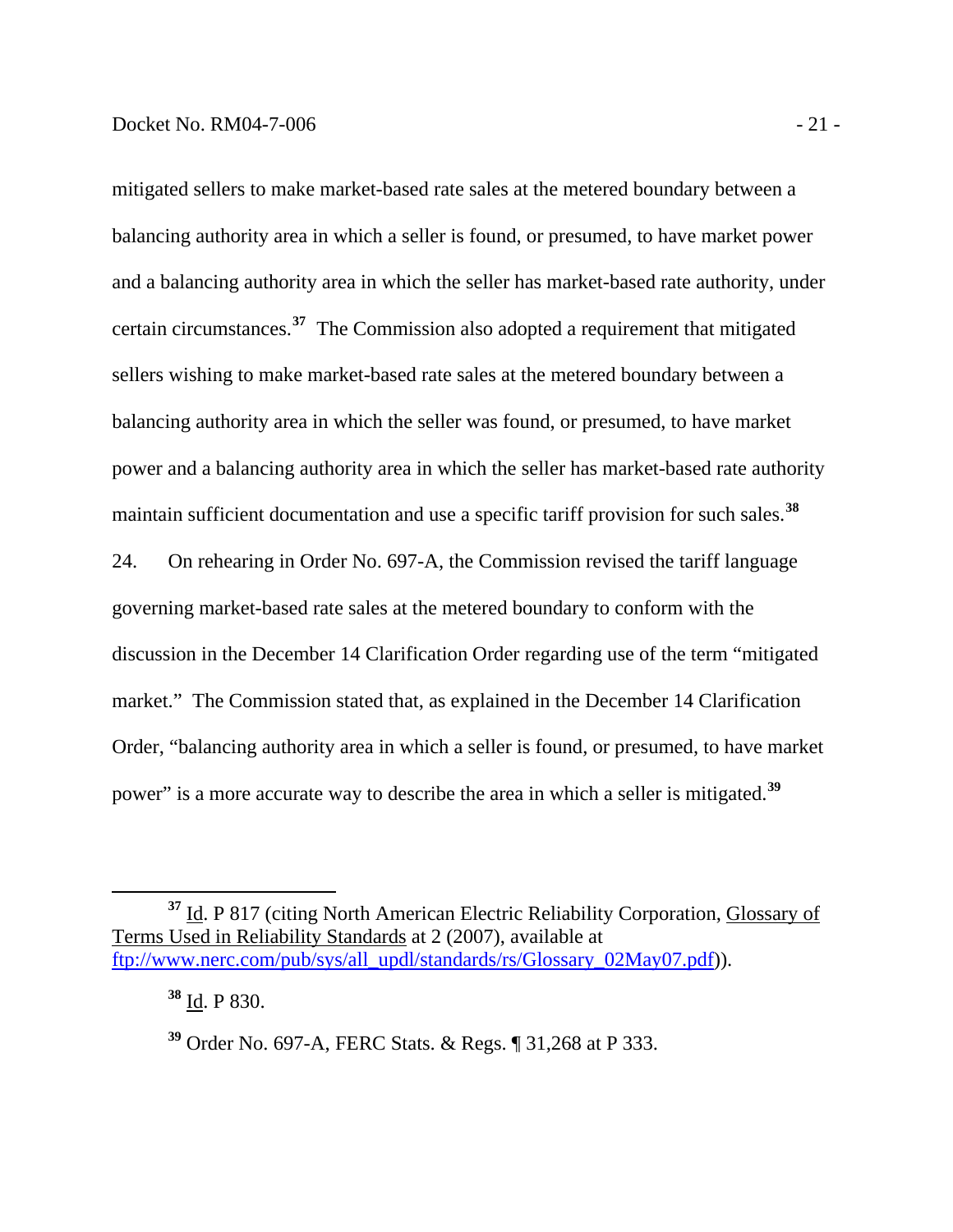mitigated sellers to make market-based rate sales at the metered boundary between a balancing authority area in which a seller is found, or presumed, to have market power and a balancing authority area in which the seller has market-based rate authority, under certain circumstances.[37] The Commission also adopted a requirement that mitigated sellers wishing to make market-based rate sales at the metered boundary between a balancing authority area in which the seller was found, or presumed, to have market power and a balancing authority area in which the seller has market-based rate authority maintain sufficient documentation and use a specific tariff provision for such sales.[38]

24. On rehearing in Order No. 697-A, the Commission revised the tariff language governing market-based rate sales at the metered boundary to conform with the discussion in the December 14 Clarification Order regarding use of the term "mitigated market." The Commission stated that, as explained in the December 14 Clarification Order, "balancing authority area in which a seller is found, or presumed, to have market power" is a more accurate way to describe the area in which a seller is mitigated.[39]

---

[37] Id. P 817 (citing North American Electric Reliability Corporation, Glossary of Terms Used in Reliability Standards at 2 (2007), available at ftp://www.nerc.com/pub/sys/all_updl/standards/rs/Glossary_02May07.pdf)).

[38] Id. P 830.

[39] Order No. 697-A, FERC Stats. & Regs. ¶ 31,268 at P 333.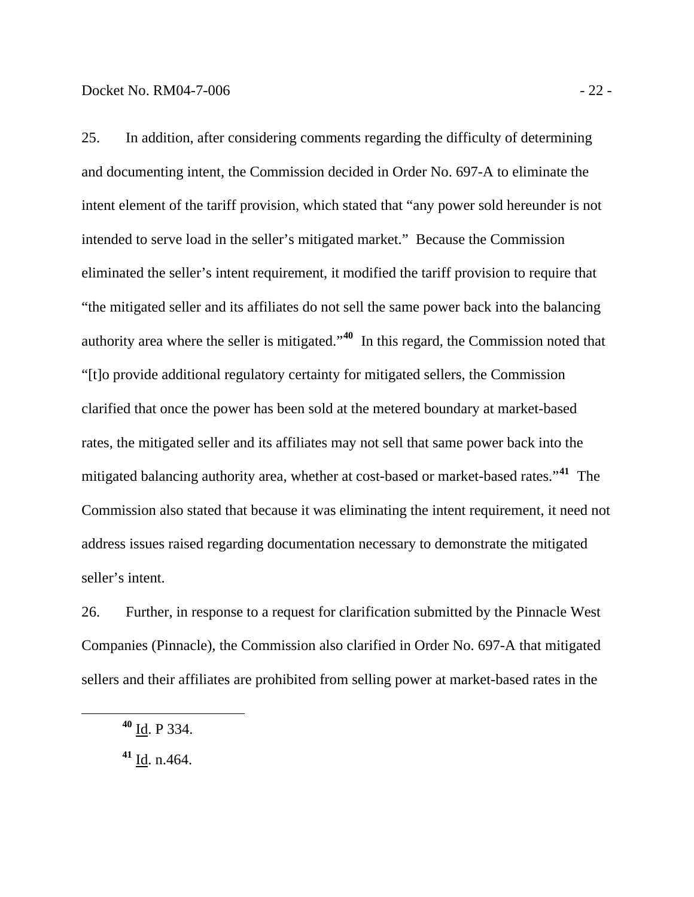25. In addition, after considering comments regarding the difficulty of determining and documenting intent, the Commission decided in Order No. 697-A to eliminate the intent element of the tariff provision, which stated that "any power sold hereunder is not intended to serve load in the seller's mitigated market." Because the Commission eliminated the seller's intent requirement, it modified the tariff provision to require that "the mitigated seller and its affiliates do not sell the same power back into the balancing authority area where the seller is mitigated."[40] In this regard, the Commission noted that "[t]o provide additional regulatory certainty for mitigated sellers, the Commission clarified that once the power has been sold at the metered boundary at market-based rates, the mitigated seller and its affiliates may not sell that same power back into the mitigated balancing authority area, whether at cost-based or market-based rates."[41] The Commission also stated that because it was eliminating the intent requirement, it need not address issues raised regarding documentation necessary to demonstrate the mitigated seller's intent.

26. Further, in response to a request for clarification submitted by the Pinnacle West Companies (Pinnacle), the Commission also clarified in Order No. 697-A that mitigated sellers and their affiliates are prohibited from selling power at market-based rates in the

---

[40] Id. P 334.

[41] Id. n.464.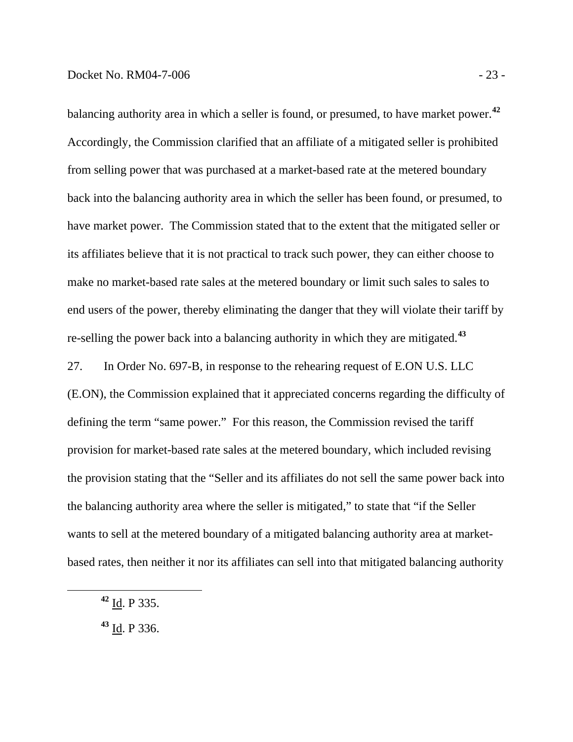balancing authority area in which a seller is found, or presumed, to have market power.[42] Accordingly, the Commission clarified that an affiliate of a mitigated seller is prohibited from selling power that was purchased at a market-based rate at the metered boundary back into the balancing authority area in which the seller has been found, or presumed, to have market power. The Commission stated that to the extent that the mitigated seller or its affiliates believe that it is not practical to track such power, they can either choose to make no market-based rate sales at the metered boundary or limit such sales to sales to end users of the power, thereby eliminating the danger that they will violate their tariff by re-selling the power back into a balancing authority in which they are mitigated.[43]

27. In Order No. 697-B, in response to the rehearing request of E.ON U.S. LLC (E.ON), the Commission explained that it appreciated concerns regarding the difficulty of defining the term "same power." For this reason, the Commission revised the tariff provision for market-based rate sales at the metered boundary, which included revising the provision stating that the "Seller and its affiliates do not sell the same power back into the balancing authority area where the seller is mitigated," to state that "if the Seller wants to sell at the metered boundary of a mitigated balancing authority area at market-based rates, then neither it nor its affiliates can sell into that mitigated balancing authority

---

[42] Id. P 335.

[43] Id. P 336.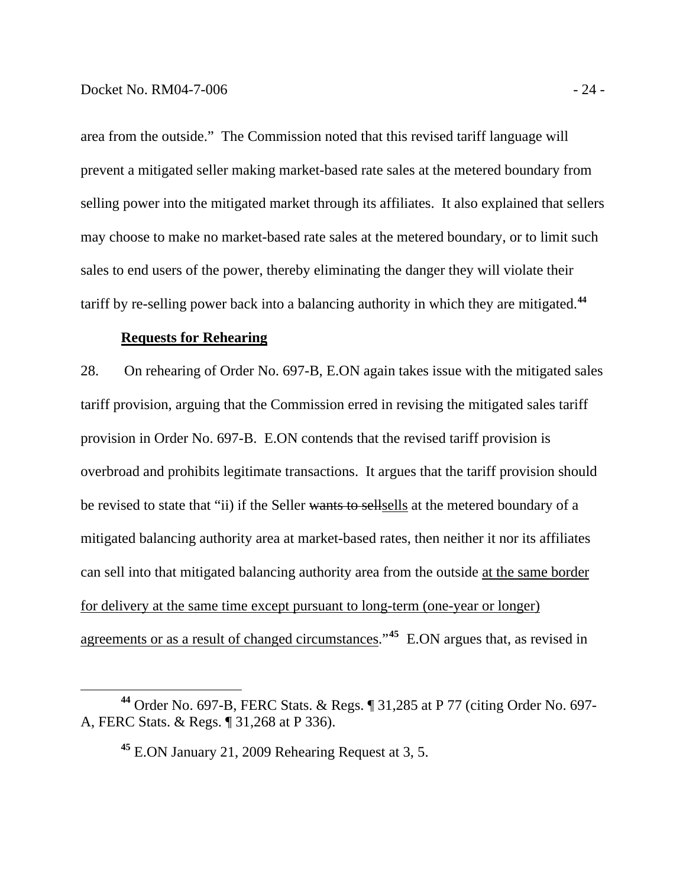area from the outside." The Commission noted that this revised tariff language will prevent a mitigated seller making market-based rate sales at the metered boundary from selling power into the mitigated market through its affiliates. It also explained that sellers may choose to make no market-based rate sales at the metered boundary, or to limit such sales to end users of the power, thereby eliminating the danger they will violate their tariff by re-selling power back into a balancing authority in which they are mitigated.[44]

**Requests for Rehearing**

28. On rehearing of Order No. 697-B, E.ON again takes issue with the mitigated sales tariff provision, arguing that the Commission erred in revising the mitigated sales tariff provision in Order No. 697-B. E.ON contends that the revised tariff provision is overbroad and prohibits legitimate transactions. It argues that the tariff provision should be revised to state that "ii) if the Seller ~~wants to sell~~<u>sells</u> at the metered boundary of a mitigated balancing authority area at market-based rates, then neither it nor its affiliates can sell into that mitigated balancing authority area from the outside <u>at the same border for delivery at the same time except pursuant to long-term (one-year or longer) agreements or as a result of changed circumstances</u>."[45] E.ON argues that, as revised in

[44] Order No. 697-B, FERC Stats. & Regs. ¶ 31,285 at P 77 (citing Order No. 697-A, FERC Stats. & Regs. ¶ 31,268 at P 336).

[45] E.ON January 21, 2009 Rehearing Request at 3, 5.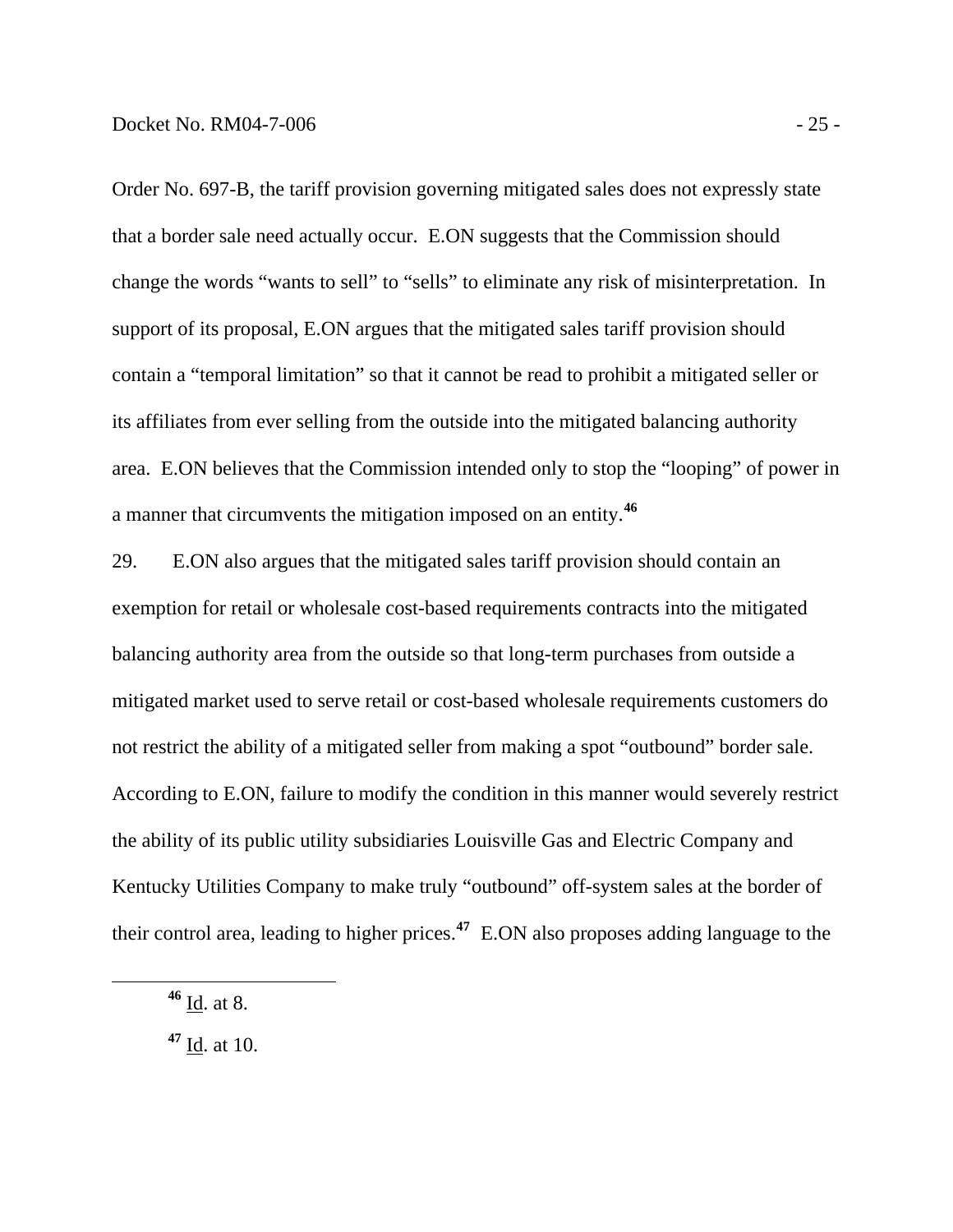Order No. 697-B, the tariff provision governing mitigated sales does not expressly state that a border sale need actually occur. E.ON suggests that the Commission should change the words “wants to sell” to “sells” to eliminate any risk of misinterpretation. In support of its proposal, E.ON argues that the mitigated sales tariff provision should contain a “temporal limitation” so that it cannot be read to prohibit a mitigated seller or its affiliates from ever selling from the outside into the mitigated balancing authority area. E.ON believes that the Commission intended only to stop the “looping” of power in a manner that circumvents the mitigation imposed on an entity.[46]

29. E.ON also argues that the mitigated sales tariff provision should contain an exemption for retail or wholesale cost-based requirements contracts into the mitigated balancing authority area from the outside so that long-term purchases from outside a mitigated market used to serve retail or cost-based wholesale requirements customers do not restrict the ability of a mitigated seller from making a spot “outbound” border sale. According to E.ON, failure to modify the condition in this manner would severely restrict the ability of its public utility subsidiaries Louisville Gas and Electric Company and Kentucky Utilities Company to make truly “outbound” off-system sales at the border of their control area, leading to higher prices.[47] E.ON also proposes adding language to the

---

[46] Id. at 8.

[47] Id. at 10.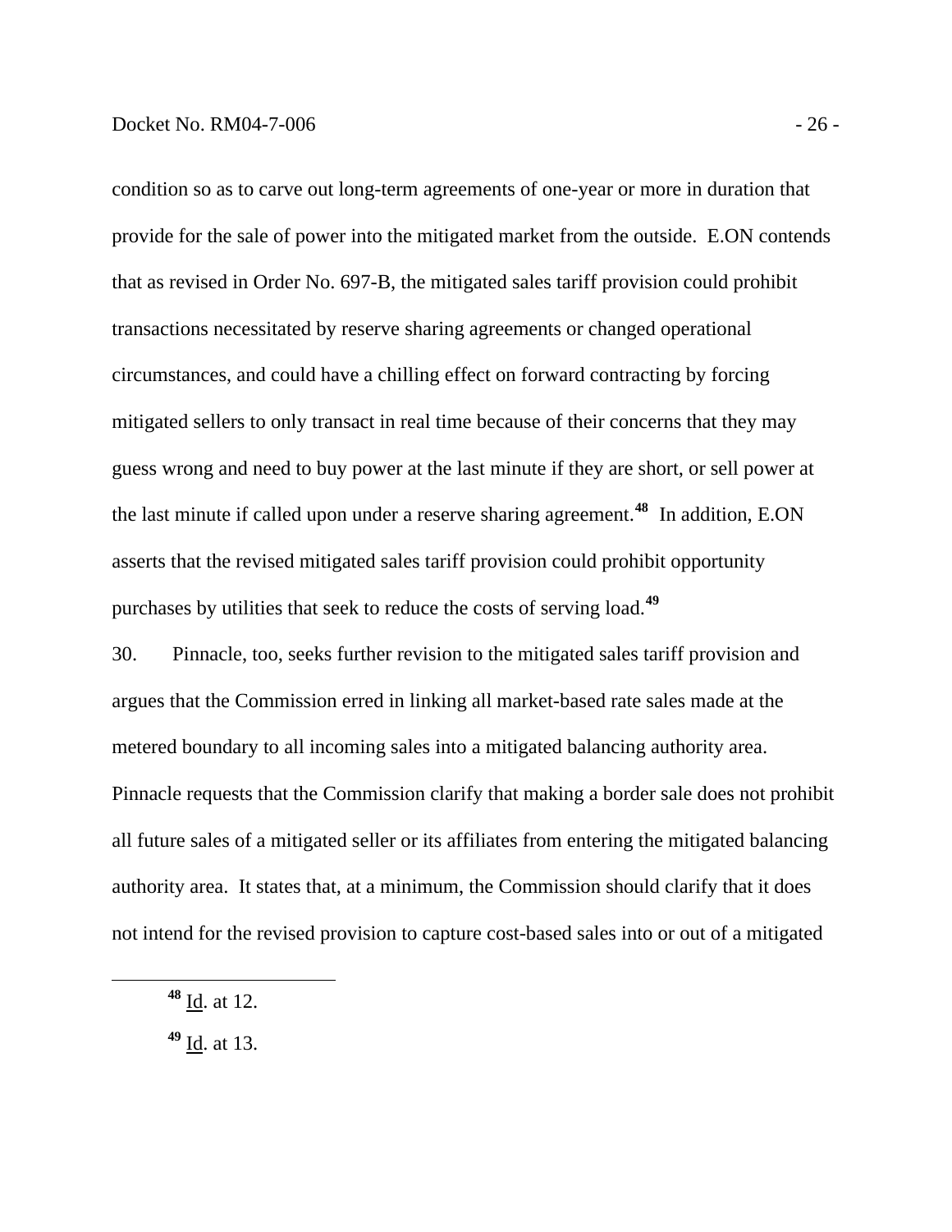condition so as to carve out long-term agreements of one-year or more in duration that provide for the sale of power into the mitigated market from the outside. E.ON contends that as revised in Order No. 697-B, the mitigated sales tariff provision could prohibit transactions necessitated by reserve sharing agreements or changed operational circumstances, and could have a chilling effect on forward contracting by forcing mitigated sellers to only transact in real time because of their concerns that they may guess wrong and need to buy power at the last minute if they are short, or sell power at the last minute if called upon under a reserve sharing agreement.[48] In addition, E.ON asserts that the revised mitigated sales tariff provision could prohibit opportunity purchases by utilities that seek to reduce the costs of serving load.[49]

30. Pinnacle, too, seeks further revision to the mitigated sales tariff provision and argues that the Commission erred in linking all market-based rate sales made at the metered boundary to all incoming sales into a mitigated balancing authority area. Pinnacle requests that the Commission clarify that making a border sale does not prohibit all future sales of a mitigated seller or its affiliates from entering the mitigated balancing authority area. It states that, at a minimum, the Commission should clarify that it does not intend for the revised provision to capture cost-based sales into or out of a mitigated

---

[48] Id. at 12.

[49] Id. at 13.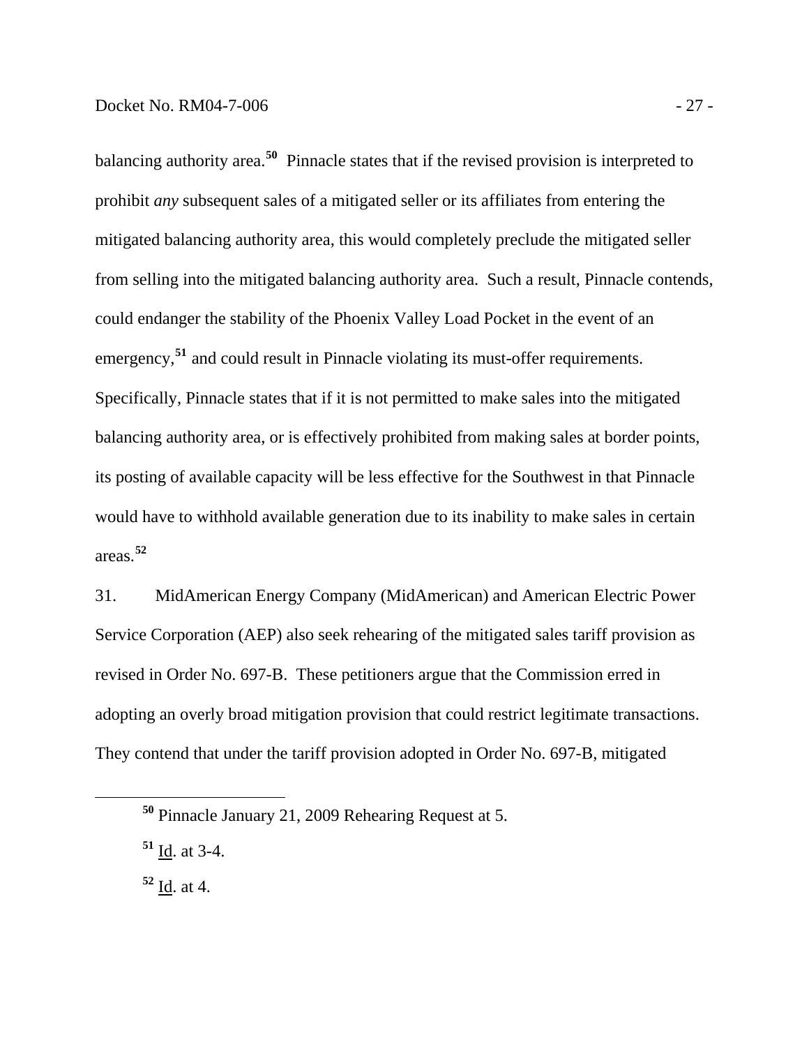balancing authority area.[50] Pinnacle states that if the revised provision is interpreted to prohibit *any* subsequent sales of a mitigated seller or its affiliates from entering the mitigated balancing authority area, this would completely preclude the mitigated seller from selling into the mitigated balancing authority area. Such a result, Pinnacle contends, could endanger the stability of the Phoenix Valley Load Pocket in the event of an emergency,[51] and could result in Pinnacle violating its must-offer requirements. Specifically, Pinnacle states that if it is not permitted to make sales into the mitigated balancing authority area, or is effectively prohibited from making sales at border points, its posting of available capacity will be less effective for the Southwest in that Pinnacle would have to withhold available generation due to its inability to make sales in certain areas.[52]

31. MidAmerican Energy Company (MidAmerican) and American Electric Power Service Corporation (AEP) also seek rehearing of the mitigated sales tariff provision as revised in Order No. 697-B. These petitioners argue that the Commission erred in adopting an overly broad mitigation provision that could restrict legitimate transactions. They contend that under the tariff provision adopted in Order No. 697-B, mitigated

---

[50] Pinnacle January 21, 2009 Rehearing Request at 5.

[51] Id. at 3-4.

[52] Id. at 4.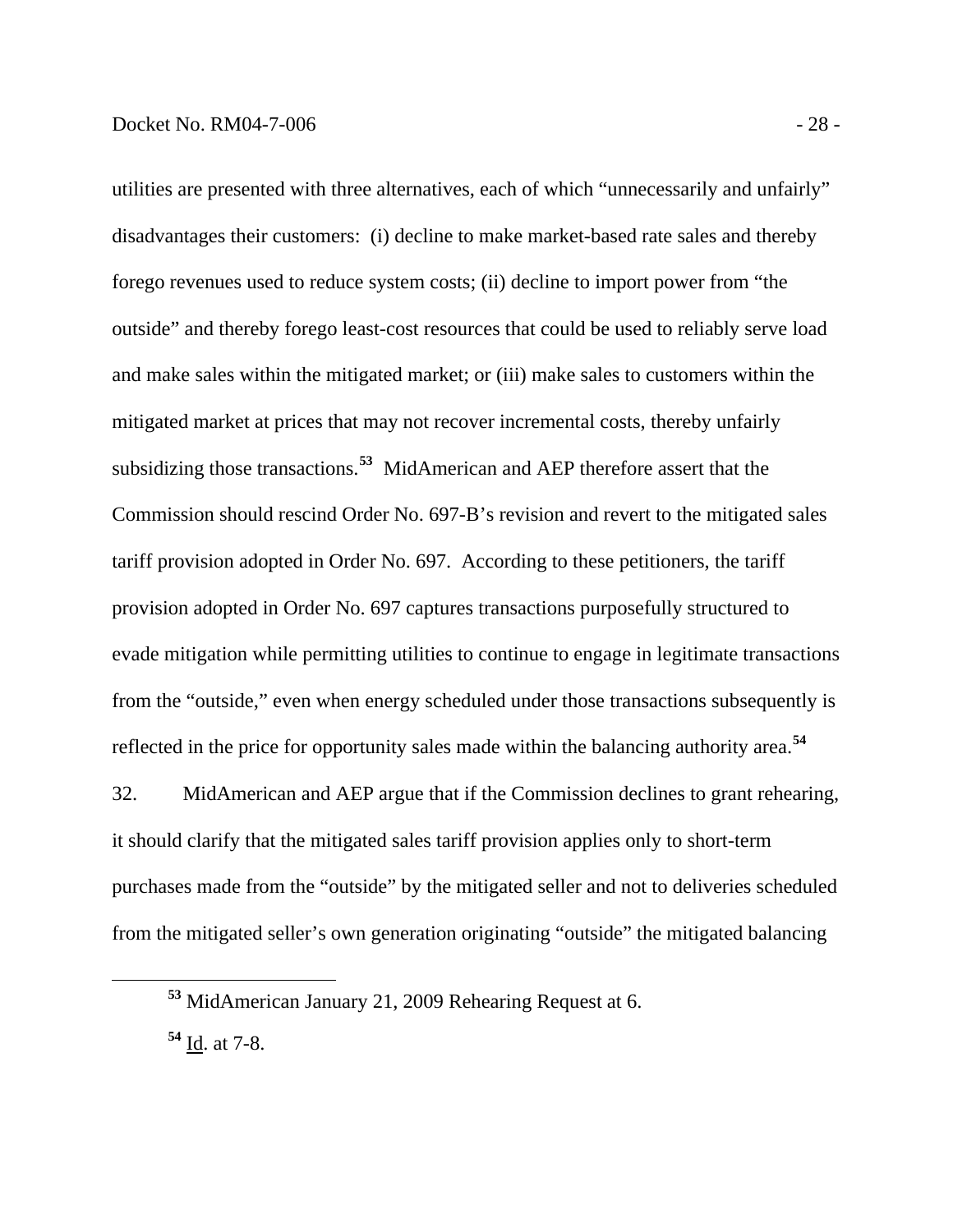utilities are presented with three alternatives, each of which "unnecessarily and unfairly" disadvantages their customers: (i) decline to make market-based rate sales and thereby forego revenues used to reduce system costs; (ii) decline to import power from "the outside" and thereby forego least-cost resources that could be used to reliably serve load and make sales within the mitigated market; or (iii) make sales to customers within the mitigated market at prices that may not recover incremental costs, thereby unfairly subsidizing those transactions.[53] MidAmerican and AEP therefore assert that the Commission should rescind Order No. 697-B's revision and revert to the mitigated sales tariff provision adopted in Order No. 697. According to these petitioners, the tariff provision adopted in Order No. 697 captures transactions purposefully structured to evade mitigation while permitting utilities to continue to engage in legitimate transactions from the "outside," even when energy scheduled under those transactions subsequently is reflected in the price for opportunity sales made within the balancing authority area.[54]

32. MidAmerican and AEP argue that if the Commission declines to grant rehearing, it should clarify that the mitigated sales tariff provision applies only to short-term purchases made from the "outside" by the mitigated seller and not to deliveries scheduled from the mitigated seller's own generation originating "outside" the mitigated balancing

[53] MidAmerican January 21, 2009 Rehearing Request at 6.

[54] Id. at 7-8.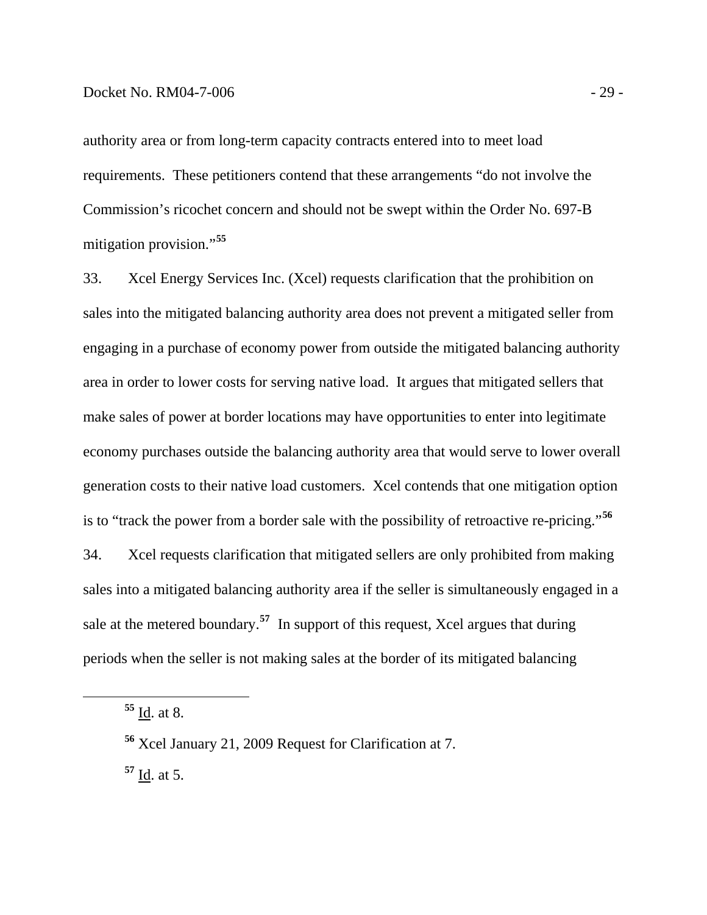authority area or from long-term capacity contracts entered into to meet load requirements. These petitioners contend that these arrangements "do not involve the Commission's ricochet concern and should not be swept within the Order No. 697-B mitigation provision."[55]

33. Xcel Energy Services Inc. (Xcel) requests clarification that the prohibition on sales into the mitigated balancing authority area does not prevent a mitigated seller from engaging in a purchase of economy power from outside the mitigated balancing authority area in order to lower costs for serving native load. It argues that mitigated sellers that make sales of power at border locations may have opportunities to enter into legitimate economy purchases outside the balancing authority area that would serve to lower overall generation costs to their native load customers. Xcel contends that one mitigation option is to "track the power from a border sale with the possibility of retroactive re-pricing."[56]

34. Xcel requests clarification that mitigated sellers are only prohibited from making sales into a mitigated balancing authority area if the seller is simultaneously engaged in a sale at the metered boundary.[57] In support of this request, Xcel argues that during periods when the seller is not making sales at the border of its mitigated balancing

---

[55] Id. at 8.

[56] Xcel January 21, 2009 Request for Clarification at 7.

[57] Id. at 5.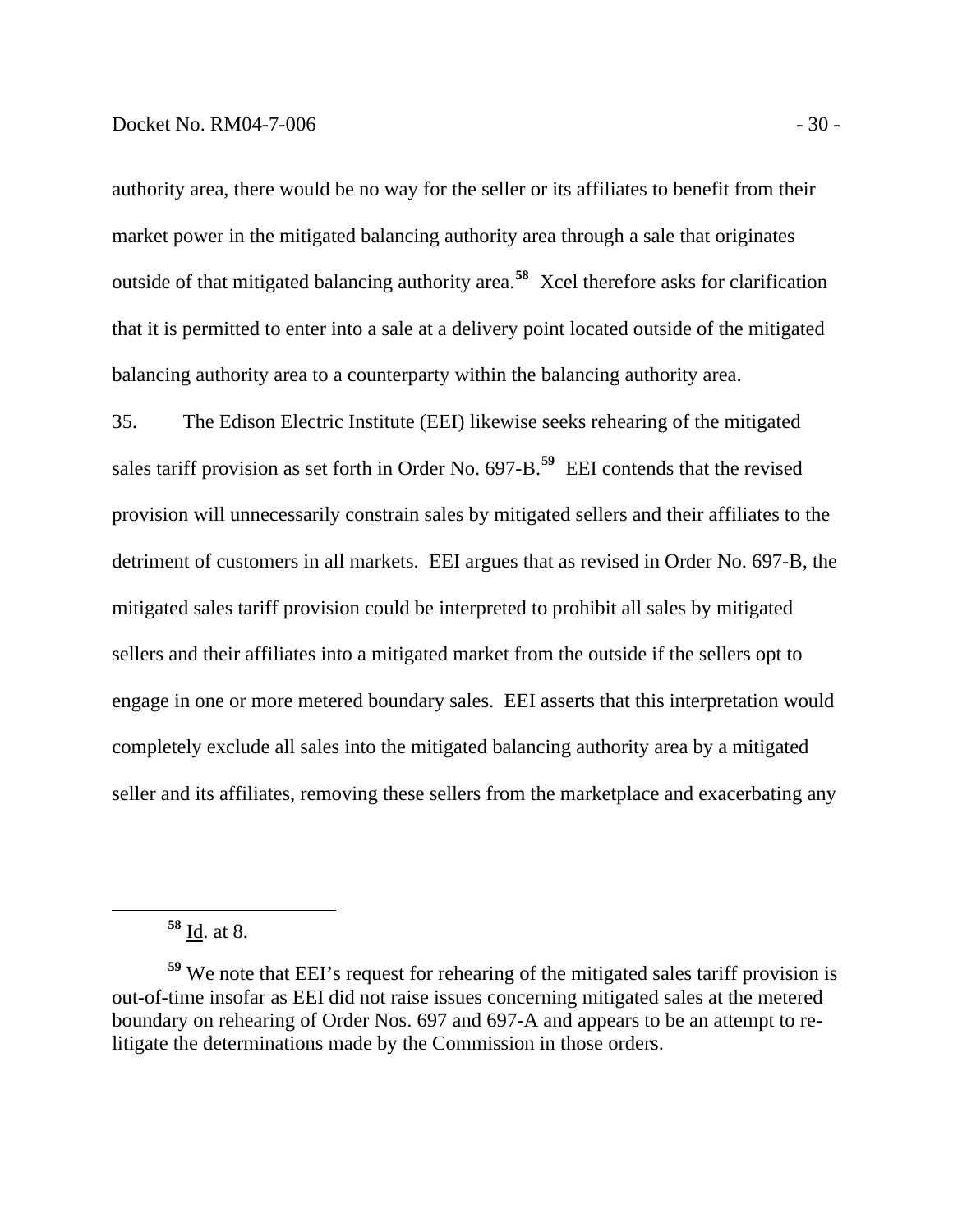authority area, there would be no way for the seller or its affiliates to benefit from their market power in the mitigated balancing authority area through a sale that originates outside of that mitigated balancing authority area.[58] Xcel therefore asks for clarification that it is permitted to enter into a sale at a delivery point located outside of the mitigated balancing authority area to a counterparty within the balancing authority area.

35. The Edison Electric Institute (EEI) likewise seeks rehearing of the mitigated sales tariff provision as set forth in Order No. 697-B.[59] EEI contends that the revised provision will unnecessarily constrain sales by mitigated sellers and their affiliates to the detriment of customers in all markets. EEI argues that as revised in Order No. 697-B, the mitigated sales tariff provision could be interpreted to prohibit all sales by mitigated sellers and their affiliates into a mitigated market from the outside if the sellers opt to engage in one or more metered boundary sales. EEI asserts that this interpretation would completely exclude all sales into the mitigated balancing authority area by a mitigated seller and its affiliates, removing these sellers from the marketplace and exacerbating any

---

[58] Id. at 8.

[59] We note that EEI's request for rehearing of the mitigated sales tariff provision is out-of-time insofar as EEI did not raise issues concerning mitigated sales at the metered boundary on rehearing of Order Nos. 697 and 697-A and appears to be an attempt to re-litigate the determinations made by the Commission in those orders.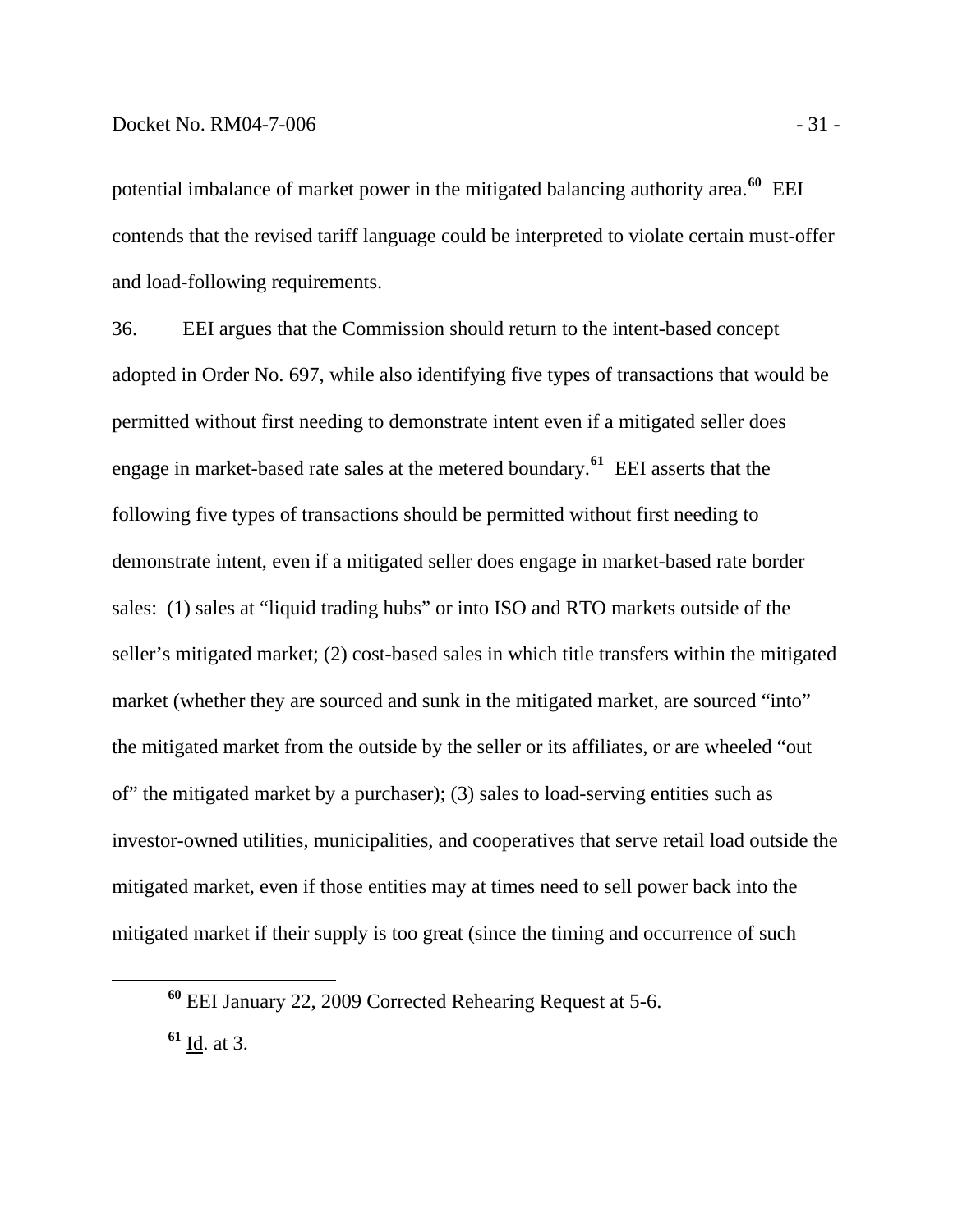potential imbalance of market power in the mitigated balancing authority area.[60] EEI contends that the revised tariff language could be interpreted to violate certain must-offer and load-following requirements.

36. EEI argues that the Commission should return to the intent-based concept adopted in Order No. 697, while also identifying five types of transactions that would be permitted without first needing to demonstrate intent even if a mitigated seller does engage in market-based rate sales at the metered boundary.[61] EEI asserts that the following five types of transactions should be permitted without first needing to demonstrate intent, even if a mitigated seller does engage in market-based rate border sales: (1) sales at "liquid trading hubs" or into ISO and RTO markets outside of the seller's mitigated market; (2) cost-based sales in which title transfers within the mitigated market (whether they are sourced and sunk in the mitigated market, are sourced "into" the mitigated market from the outside by the seller or its affiliates, or are wheeled "out of" the mitigated market by a purchaser); (3) sales to load-serving entities such as investor-owned utilities, municipalities, and cooperatives that serve retail load outside the mitigated market, even if those entities may at times need to sell power back into the mitigated market if their supply is too great (since the timing and occurrence of such

---

[60] EEI January 22, 2009 Corrected Rehearing Request at 5-6.

[61] Id. at 3.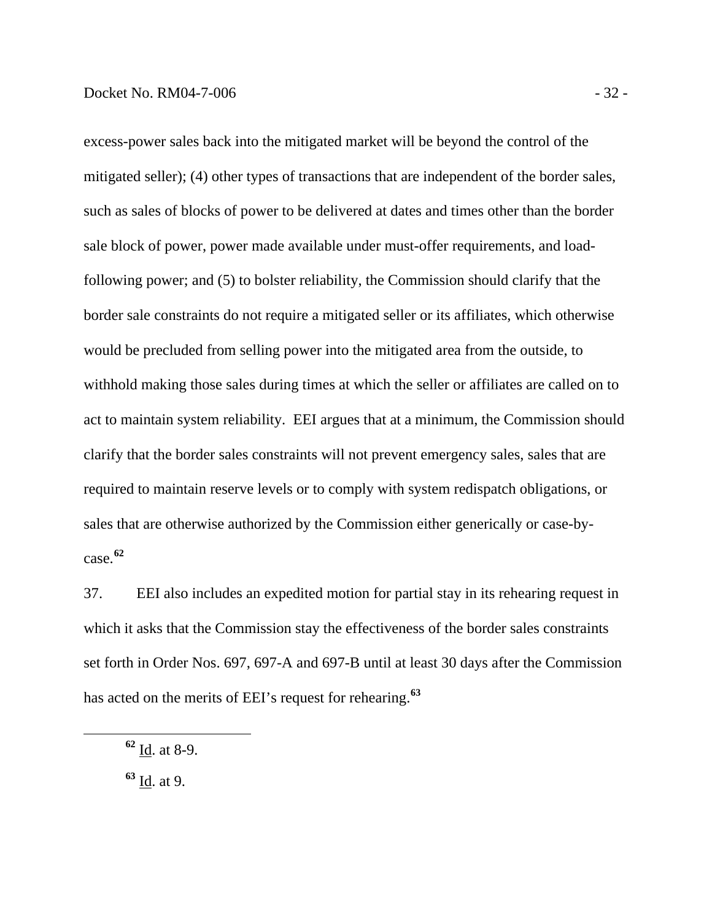excess-power sales back into the mitigated market will be beyond the control of the mitigated seller); (4) other types of transactions that are independent of the border sales, such as sales of blocks of power to be delivered at dates and times other than the border sale block of power, power made available under must-offer requirements, and load-following power; and (5) to bolster reliability, the Commission should clarify that the border sale constraints do not require a mitigated seller or its affiliates, which otherwise would be precluded from selling power into the mitigated area from the outside, to withhold making those sales during times at which the seller or affiliates are called on to act to maintain system reliability. EEI argues that at a minimum, the Commission should clarify that the border sales constraints will not prevent emergency sales, sales that are required to maintain reserve levels or to comply with system redispatch obligations, or sales that are otherwise authorized by the Commission either generically or case-by-case.[62]

37. EEI also includes an expedited motion for partial stay in its rehearing request in which it asks that the Commission stay the effectiveness of the border sales constraints set forth in Order Nos. 697, 697-A and 697-B until at least 30 days after the Commission has acted on the merits of EEI's request for rehearing.[63]

---

[62] Id. at 8-9.

[63] Id. at 9.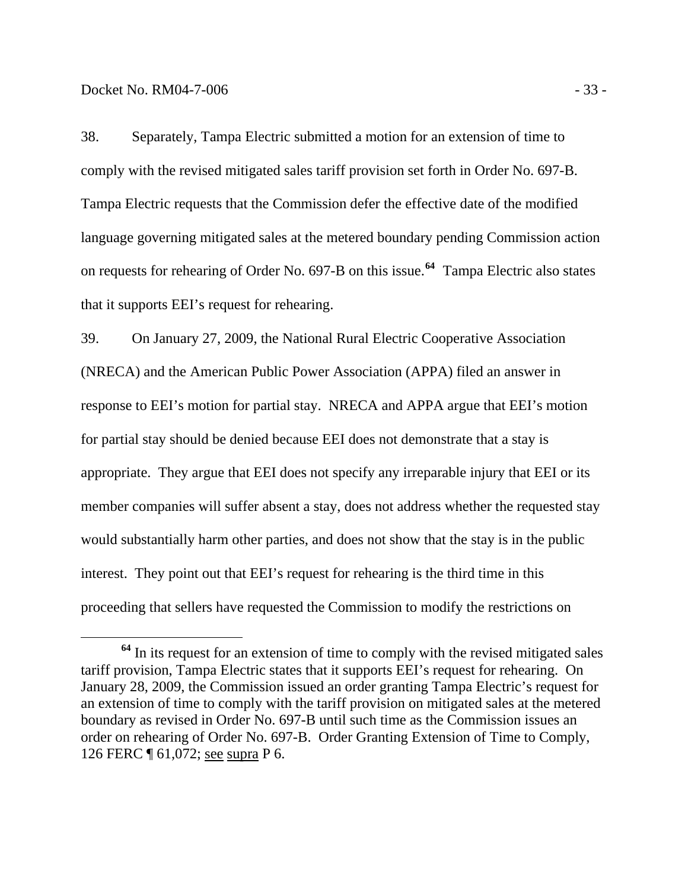38. Separately, Tampa Electric submitted a motion for an extension of time to comply with the revised mitigated sales tariff provision set forth in Order No. 697-B. Tampa Electric requests that the Commission defer the effective date of the modified language governing mitigated sales at the metered boundary pending Commission action on requests for rehearing of Order No. 697-B on this issue.[64] Tampa Electric also states that it supports EEI's request for rehearing.

39. On January 27, 2009, the National Rural Electric Cooperative Association (NRECA) and the American Public Power Association (APPA) filed an answer in response to EEI's motion for partial stay. NRECA and APPA argue that EEI's motion for partial stay should be denied because EEI does not demonstrate that a stay is appropriate. They argue that EEI does not specify any irreparable injury that EEI or its member companies will suffer absent a stay, does not address whether the requested stay would substantially harm other parties, and does not show that the stay is in the public interest. They point out that EEI's request for rehearing is the third time in this proceeding that sellers have requested the Commission to modify the restrictions on

---

[64] In its request for an extension of time to comply with the revised mitigated sales tariff provision, Tampa Electric states that it supports EEI's request for rehearing. On January 28, 2009, the Commission issued an order granting Tampa Electric's request for an extension of time to comply with the tariff provision on mitigated sales at the metered boundary as revised in Order No. 697-B until such time as the Commission issues an order on rehearing of Order No. 697-B. Order Granting Extension of Time to Comply, 126 FERC ¶ 61,072; see supra P 6.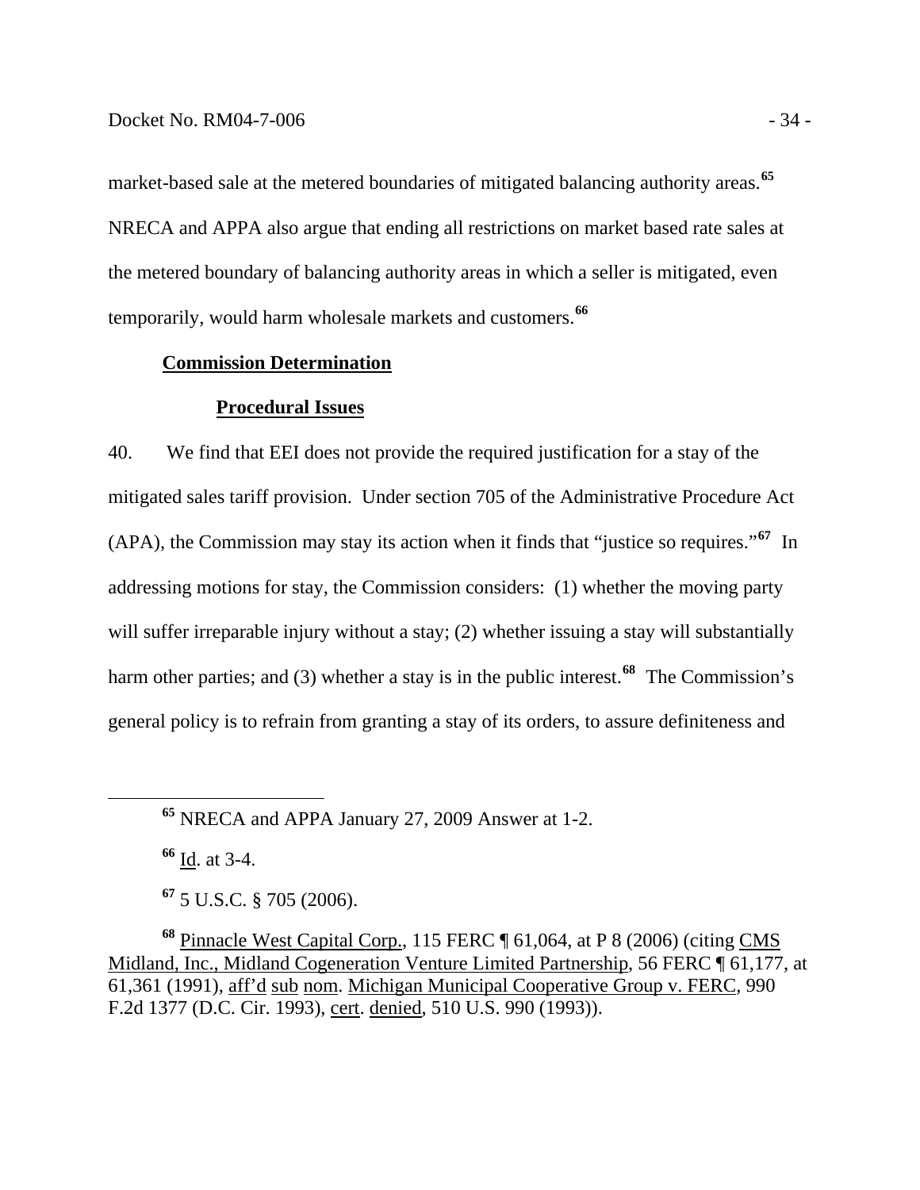market-based sale at the metered boundaries of mitigated balancing authority areas.[65] NRECA and APPA also argue that ending all restrictions on market based rate sales at the metered boundary of balancing authority areas in which a seller is mitigated, even temporarily, would harm wholesale markets and customers.[66]

**Commission Determination**

**Procedural Issues**

40. We find that EEI does not provide the required justification for a stay of the mitigated sales tariff provision. Under section 705 of the Administrative Procedure Act (APA), the Commission may stay its action when it finds that "justice so requires."[67] In addressing motions for stay, the Commission considers: (1) whether the moving party will suffer irreparable injury without a stay; (2) whether issuing a stay will substantially harm other parties; and (3) whether a stay is in the public interest.[68] The Commission's general policy is to refrain from granting a stay of its orders, to assure definiteness and

---

[65] NRECA and APPA January 27, 2009 Answer at 1-2.

[66] Id. at 3-4.

[67] 5 U.S.C. § 705 (2006).

[68] Pinnacle West Capital Corp., 115 FERC ¶ 61,064, at P 8 (2006) (citing CMS Midland, Inc., Midland Cogeneration Venture Limited Partnership, 56 FERC ¶ 61,177, at 61,361 (1991), aff'd sub nom. Michigan Municipal Cooperative Group v. FERC, 990 F.2d 1377 (D.C. Cir. 1993), cert. denied, 510 U.S. 990 (1993)).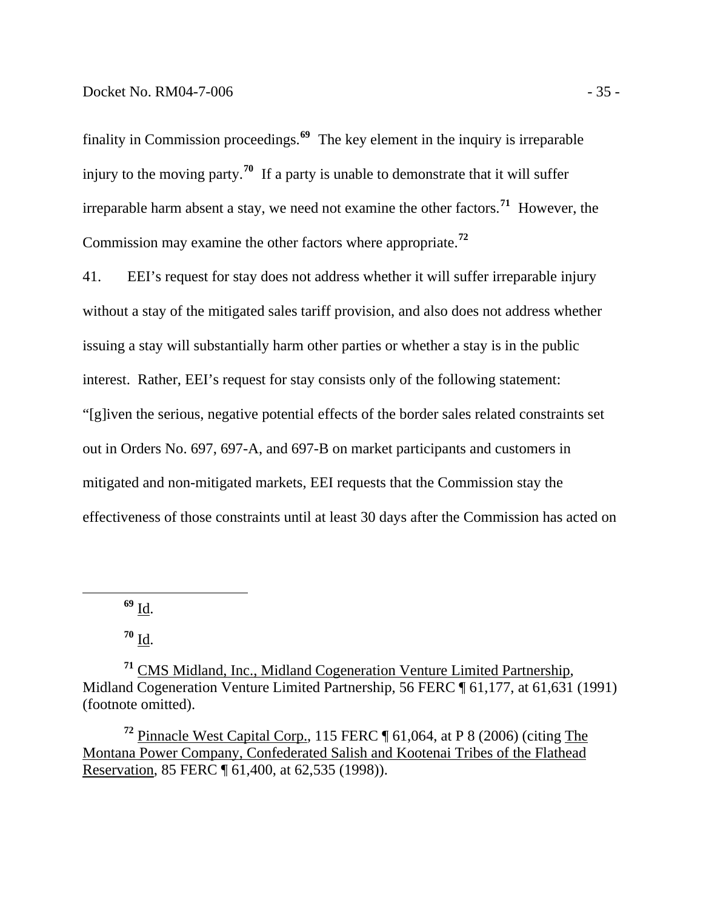finality in Commission proceedings.[69] The key element in the inquiry is irreparable injury to the moving party.[70] If a party is unable to demonstrate that it will suffer irreparable harm absent a stay, we need not examine the other factors.[71] However, the Commission may examine the other factors where appropriate.[72]

41. EEI's request for stay does not address whether it will suffer irreparable injury without a stay of the mitigated sales tariff provision, and also does not address whether issuing a stay will substantially harm other parties or whether a stay is in the public interest. Rather, EEI's request for stay consists only of the following statement: "[g]iven the serious, negative potential effects of the border sales related constraints set out in Orders No. 697, 697-A, and 697-B on market participants and customers in mitigated and non-mitigated markets, EEI requests that the Commission stay the effectiveness of those constraints until at least 30 days after the Commission has acted on

---

[69] Id.

[70] Id.

[71] CMS Midland, Inc., Midland Cogeneration Venture Limited Partnership, Midland Cogeneration Venture Limited Partnership, 56 FERC ¶ 61,177, at 61,631 (1991) (footnote omitted).

[72] Pinnacle West Capital Corp., 115 FERC ¶ 61,064, at P 8 (2006) (citing The Montana Power Company, Confederated Salish and Kootenai Tribes of the Flathead Reservation, 85 FERC ¶ 61,400, at 62,535 (1998)).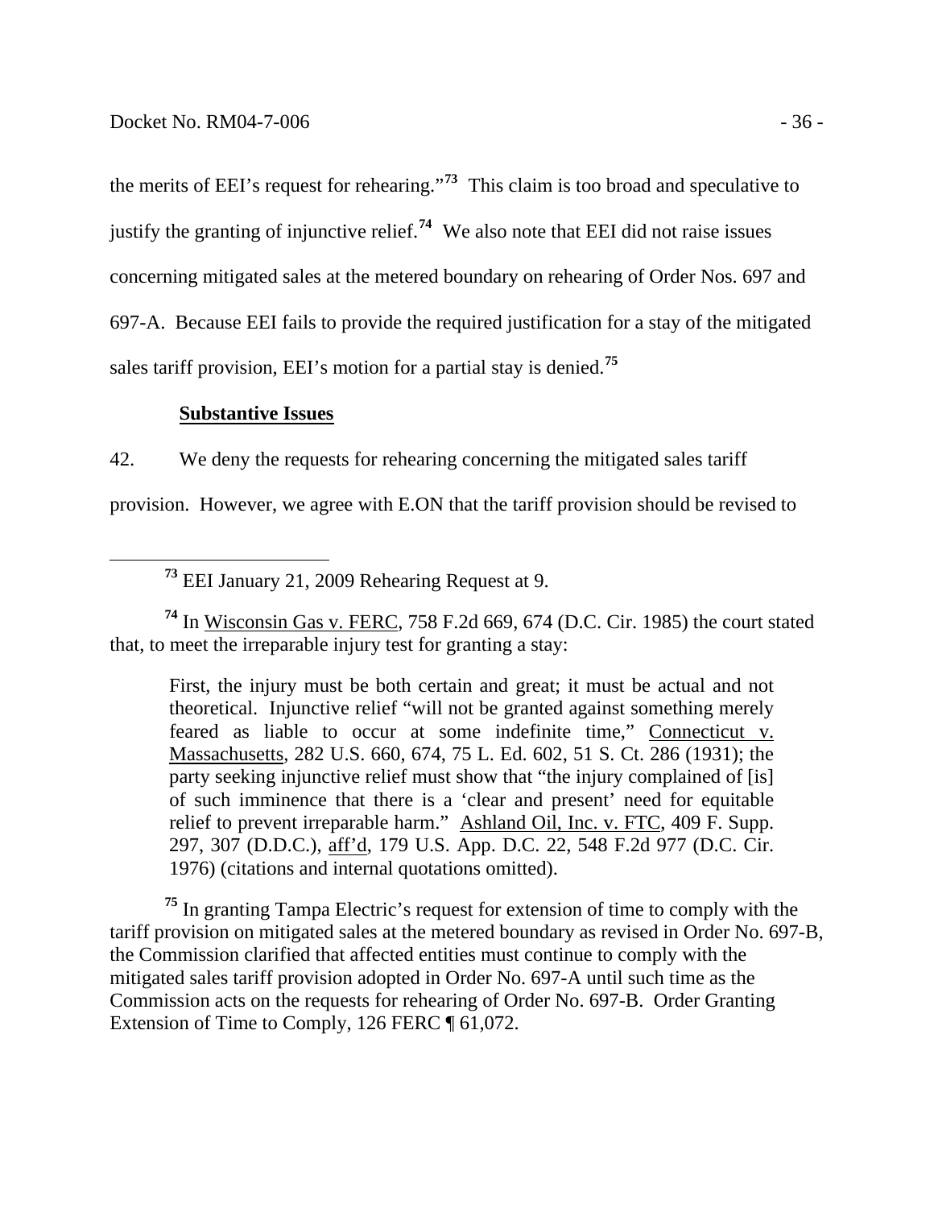the merits of EEI's request for rehearing."[73] This claim is too broad and speculative to justify the granting of injunctive relief.[74] We also note that EEI did not raise issues concerning mitigated sales at the metered boundary on rehearing of Order Nos. 697 and 697-A. Because EEI fails to provide the required justification for a stay of the mitigated sales tariff provision, EEI's motion for a partial stay is denied.[75]

**Substantive Issues**

42. We deny the requests for rehearing concerning the mitigated sales tariff provision. However, we agree with E.ON that the tariff provision should be revised to

---

[73] EEI January 21, 2009 Rehearing Request at 9.

[74] In Wisconsin Gas v. FERC, 758 F.2d 669, 674 (D.C. Cir. 1985) the court stated that, to meet the irreparable injury test for granting a stay:

> First, the injury must be both certain and great; it must be actual and not theoretical. Injunctive relief "will not be granted against something merely feared as liable to occur at some indefinite time," Connecticut v. Massachusetts, 282 U.S. 660, 674, 75 L. Ed. 602, 51 S. Ct. 286 (1931); the party seeking injunctive relief must show that "the injury complained of [is] of such imminence that there is a 'clear and present' need for equitable relief to prevent irreparable harm." Ashland Oil, Inc. v. FTC, 409 F. Supp. 297, 307 (D.D.C.), aff'd, 179 U.S. App. D.C. 22, 548 F.2d 977 (D.C. Cir. 1976) (citations and internal quotations omitted).

[75] In granting Tampa Electric's request for extension of time to comply with the tariff provision on mitigated sales at the metered boundary as revised in Order No. 697-B, the Commission clarified that affected entities must continue to comply with the mitigated sales tariff provision adopted in Order No. 697-A until such time as the Commission acts on the requests for rehearing of Order No. 697-B. Order Granting Extension of Time to Comply, 126 FERC ¶ 61,072.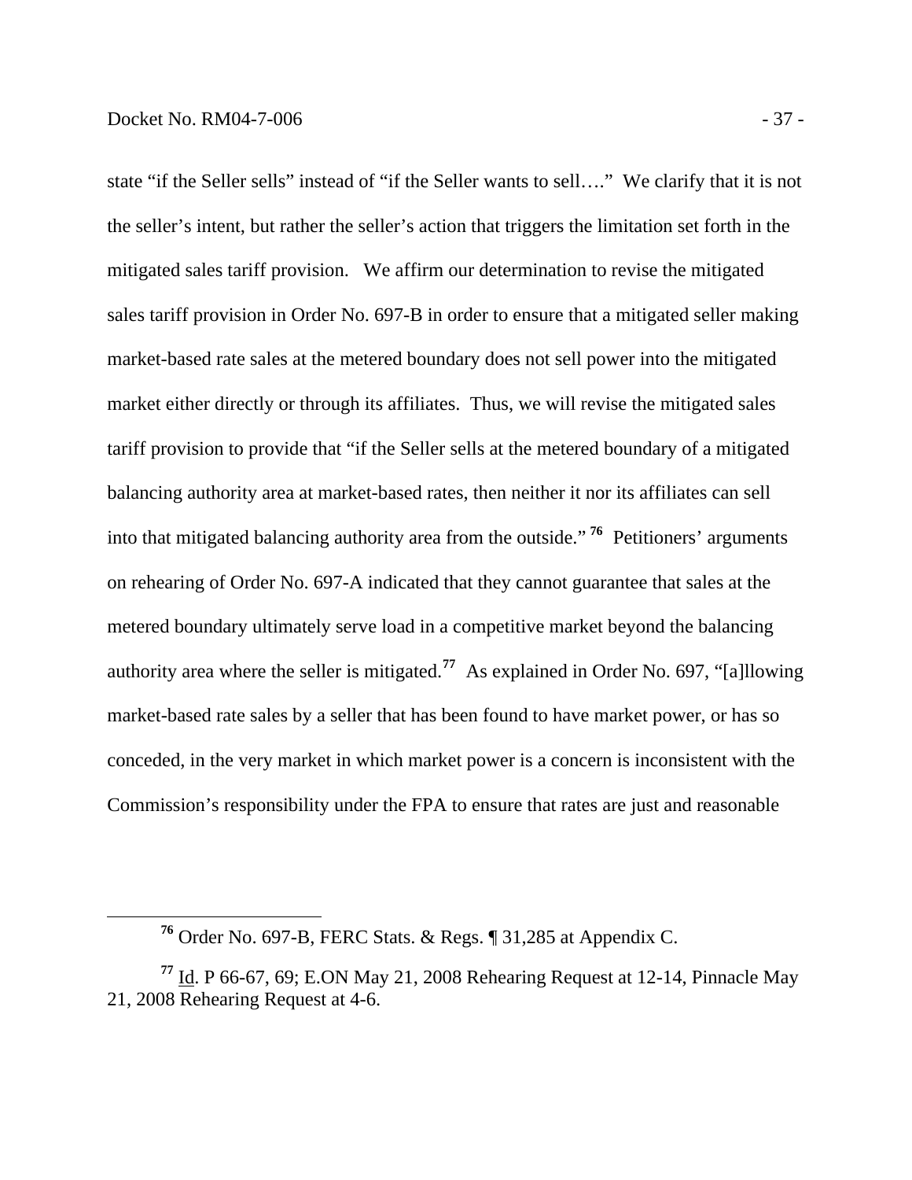state "if the Seller sells" instead of "if the Seller wants to sell…." We clarify that it is not the seller's intent, but rather the seller's action that triggers the limitation set forth in the mitigated sales tariff provision. We affirm our determination to revise the mitigated sales tariff provision in Order No. 697-B in order to ensure that a mitigated seller making market-based rate sales at the metered boundary does not sell power into the mitigated market either directly or through its affiliates. Thus, we will revise the mitigated sales tariff provision to provide that "if the Seller sells at the metered boundary of a mitigated balancing authority area at market-based rates, then neither it nor its affiliates can sell into that mitigated balancing authority area from the outside."[76] Petitioners' arguments on rehearing of Order No. 697-A indicated that they cannot guarantee that sales at the metered boundary ultimately serve load in a competitive market beyond the balancing authority area where the seller is mitigated.[77] As explained in Order No. 697, "[a]llowing market-based rate sales by a seller that has been found to have market power, or has so conceded, in the very market in which market power is a concern is inconsistent with the Commission's responsibility under the FPA to ensure that rates are just and reasonable

---

[76] Order No. 697-B, FERC Stats. & Regs. ¶ 31,285 at Appendix C.

[77] Id. P 66-67, 69; E.ON May 21, 2008 Rehearing Request at 12-14, Pinnacle May 21, 2008 Rehearing Request at 4-6.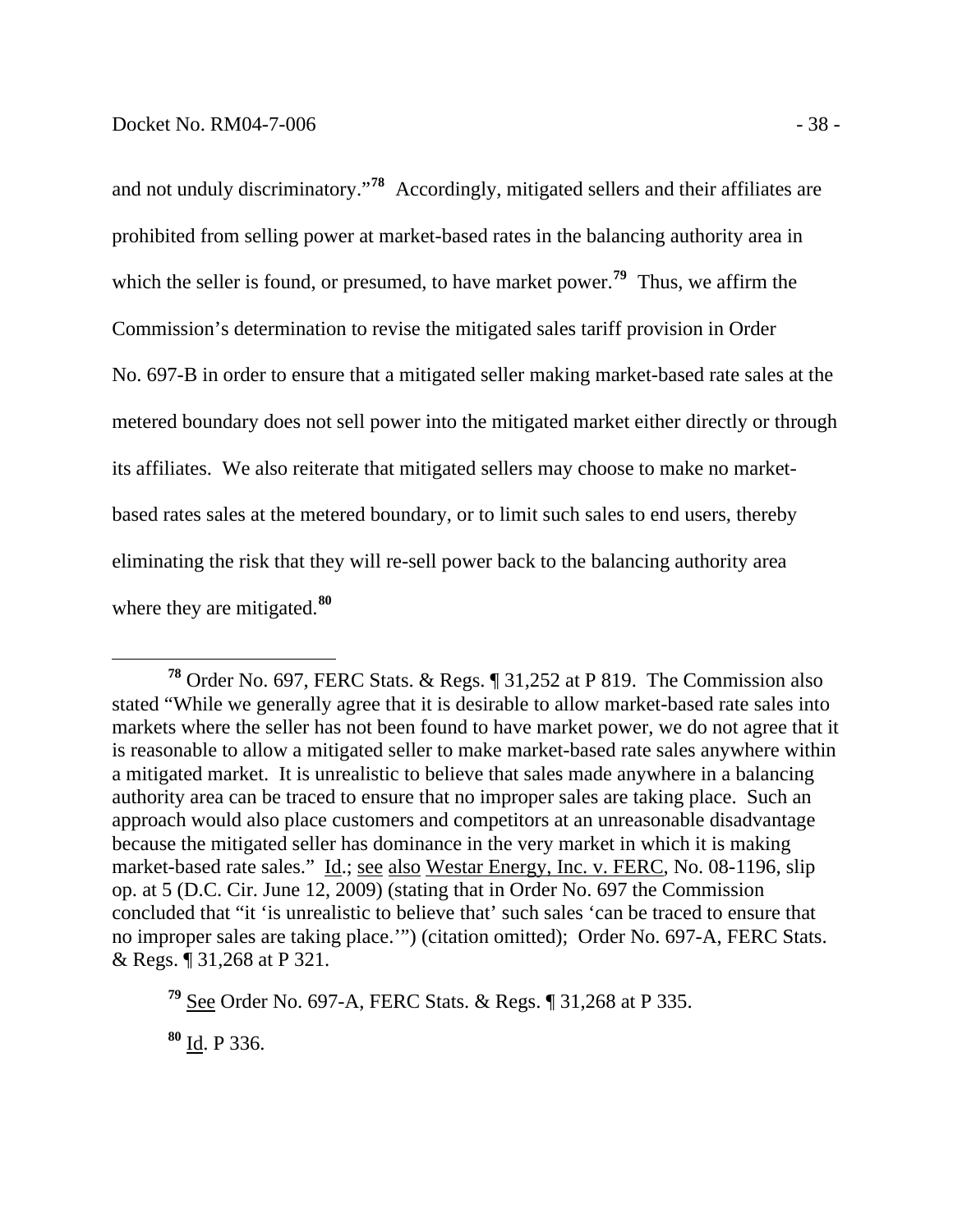and not unduly discriminatory."[78] Accordingly, mitigated sellers and their affiliates are prohibited from selling power at market-based rates in the balancing authority area in which the seller is found, or presumed, to have market power.[79] Thus, we affirm the Commission's determination to revise the mitigated sales tariff provision in Order No. 697-B in order to ensure that a mitigated seller making market-based rate sales at the metered boundary does not sell power into the mitigated market either directly or through its affiliates. We also reiterate that mitigated sellers may choose to make no market-based rates sales at the metered boundary, or to limit such sales to end users, thereby eliminating the risk that they will re-sell power back to the balancing authority area where they are mitigated.[80]

---

[78] Order No. 697, FERC Stats. & Regs. ¶ 31,252 at P 819. The Commission also stated "While we generally agree that it is desirable to allow market-based rate sales into markets where the seller has not been found to have market power, we do not agree that it is reasonable to allow a mitigated seller to make market-based rate sales anywhere within a mitigated market. It is unrealistic to believe that sales made anywhere in a balancing authority area can be traced to ensure that no improper sales are taking place. Such an approach would also place customers and competitors at an unreasonable disadvantage because the mitigated seller has dominance in the very market in which it is making market-based rate sales." Id.; see also Westar Energy, Inc. v. FERC, No. 08-1196, slip op. at 5 (D.C. Cir. June 12, 2009) (stating that in Order No. 697 the Commission concluded that "it 'is unrealistic to believe that' such sales 'can be traced to ensure that no improper sales are taking place.'") (citation omitted); Order No. 697-A, FERC Stats. & Regs. ¶ 31,268 at P 321.

[79] See Order No. 697-A, FERC Stats. & Regs. ¶ 31,268 at P 335.

[80] Id. P 336.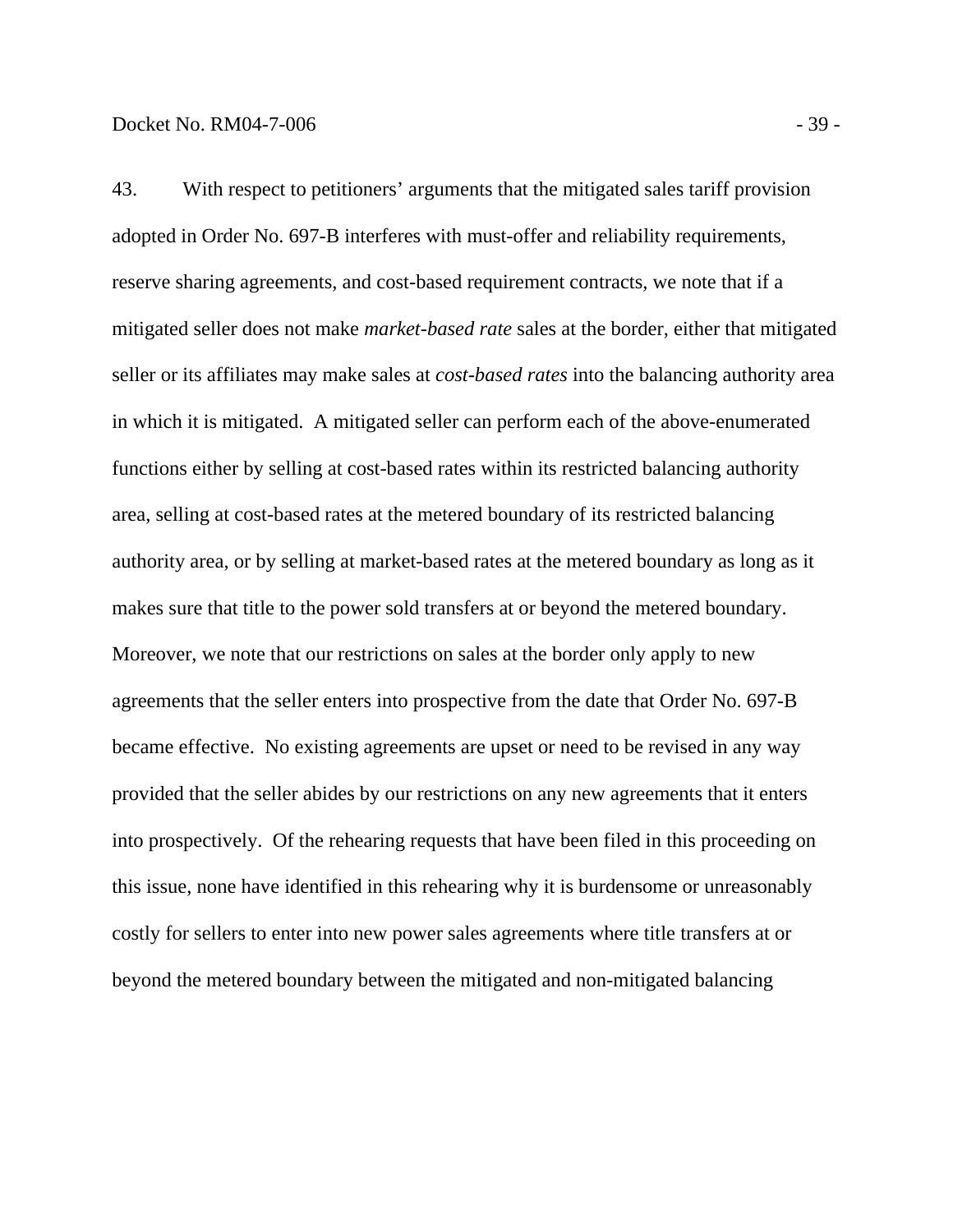43. With respect to petitioners' arguments that the mitigated sales tariff provision adopted in Order No. 697-B interferes with must-offer and reliability requirements, reserve sharing agreements, and cost-based requirement contracts, we note that if a mitigated seller does not make *market-based rate* sales at the border, either that mitigated seller or its affiliates may make sales at *cost-based rates* into the balancing authority area in which it is mitigated. A mitigated seller can perform each of the above-enumerated functions either by selling at cost-based rates within its restricted balancing authority area, selling at cost-based rates at the metered boundary of its restricted balancing authority area, or by selling at market-based rates at the metered boundary as long as it makes sure that title to the power sold transfers at or beyond the metered boundary. Moreover, we note that our restrictions on sales at the border only apply to new agreements that the seller enters into prospective from the date that Order No. 697-B became effective. No existing agreements are upset or need to be revised in any way provided that the seller abides by our restrictions on any new agreements that it enters into prospectively. Of the rehearing requests that have been filed in this proceeding on this issue, none have identified in this rehearing why it is burdensome or unreasonably costly for sellers to enter into new power sales agreements where title transfers at or beyond the metered boundary between the mitigated and non-mitigated balancing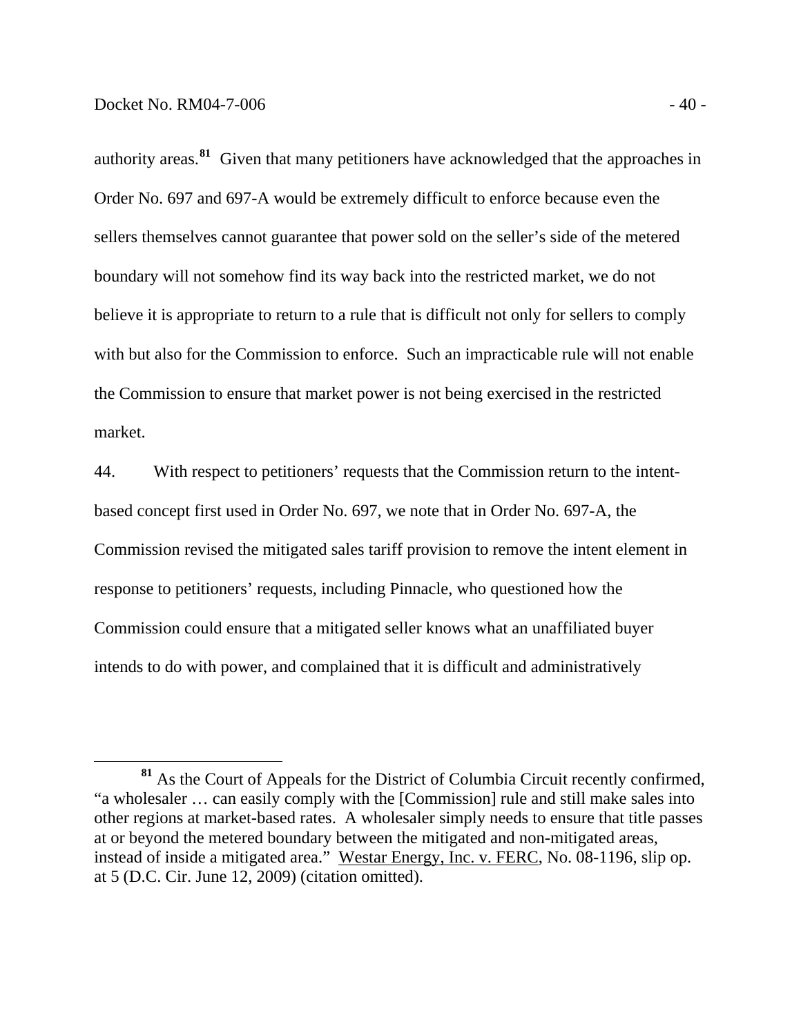authority areas.[81] Given that many petitioners have acknowledged that the approaches in Order No. 697 and 697-A would be extremely difficult to enforce because even the sellers themselves cannot guarantee that power sold on the seller's side of the metered boundary will not somehow find its way back into the restricted market, we do not believe it is appropriate to return to a rule that is difficult not only for sellers to comply with but also for the Commission to enforce. Such an impracticable rule will not enable the Commission to ensure that market power is not being exercised in the restricted market.

44. With respect to petitioners' requests that the Commission return to the intent-based concept first used in Order No. 697, we note that in Order No. 697-A, the Commission revised the mitigated sales tariff provision to remove the intent element in response to petitioners' requests, including Pinnacle, who questioned how the Commission could ensure that a mitigated seller knows what an unaffiliated buyer intends to do with power, and complained that it is difficult and administratively

[81] As the Court of Appeals for the District of Columbia Circuit recently confirmed, "a wholesaler … can easily comply with the [Commission] rule and still make sales into other regions at market-based rates. A wholesaler simply needs to ensure that title passes at or beyond the metered boundary between the mitigated and non-mitigated areas, instead of inside a mitigated area." Westar Energy, Inc. v. FERC, No. 08-1196, slip op. at 5 (D.C. Cir. June 12, 2009) (citation omitted).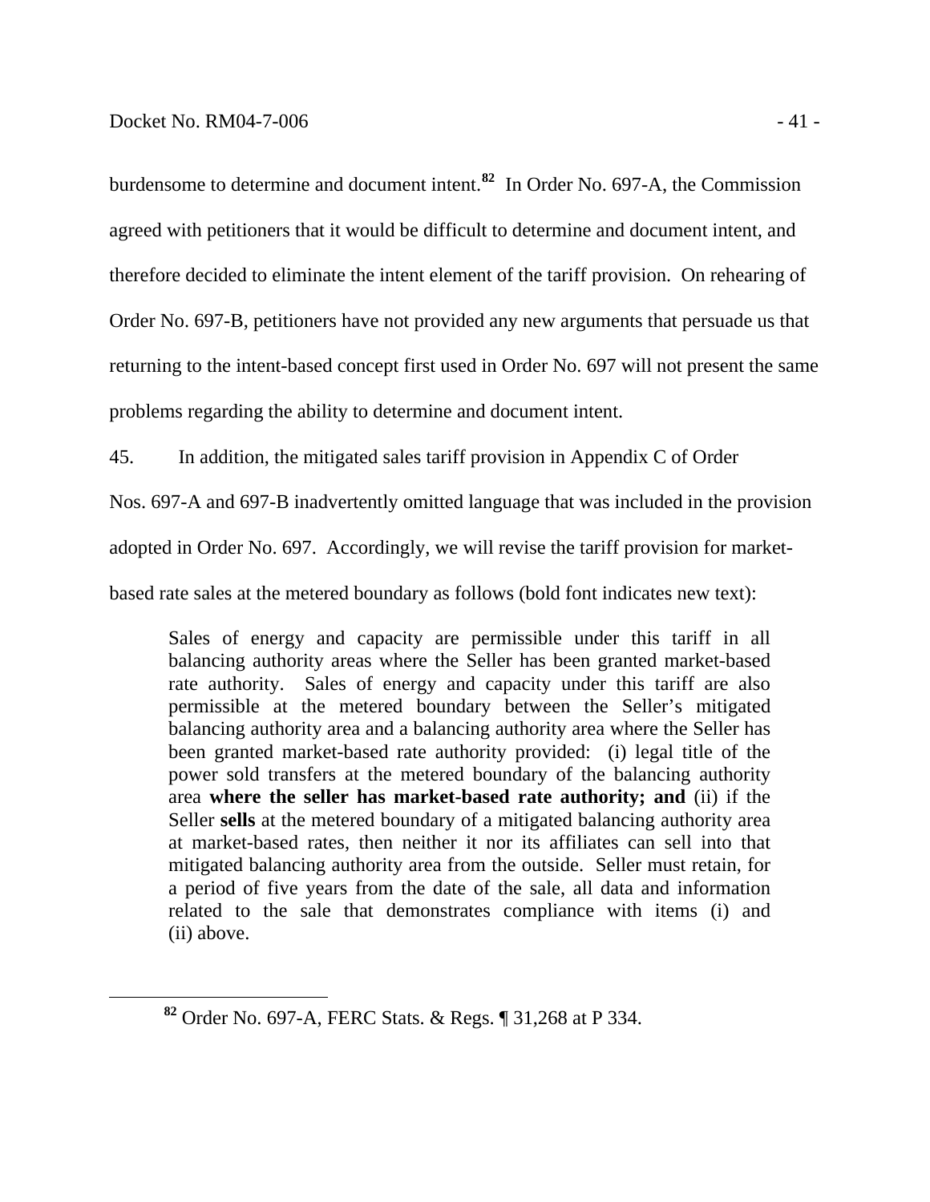burdensome to determine and document intent.[82] In Order No. 697-A, the Commission agreed with petitioners that it would be difficult to determine and document intent, and therefore decided to eliminate the intent element of the tariff provision. On rehearing of Order No. 697-B, petitioners have not provided any new arguments that persuade us that returning to the intent-based concept first used in Order No. 697 will not present the same problems regarding the ability to determine and document intent.

45. In addition, the mitigated sales tariff provision in Appendix C of Order Nos. 697-A and 697-B inadvertently omitted language that was included in the provision adopted in Order No. 697. Accordingly, we will revise the tariff provision for market-based rate sales at the metered boundary as follows (bold font indicates new text):

> Sales of energy and capacity are permissible under this tariff in all balancing authority areas where the Seller has been granted market-based rate authority. Sales of energy and capacity under this tariff are also permissible at the metered boundary between the Seller's mitigated balancing authority area and a balancing authority area where the Seller has been granted market-based rate authority provided: (i) legal title of the power sold transfers at the metered boundary of the balancing authority area **where the seller has market-based rate authority; and** (ii) if the Seller **sells** at the metered boundary of a mitigated balancing authority area at market-based rates, then neither it nor its affiliates can sell into that mitigated balancing authority area from the outside. Seller must retain, for a period of five years from the date of the sale, all data and information related to the sale that demonstrates compliance with items (i) and (ii) above.

[82] Order No. 697-A, FERC Stats. & Regs. ¶ 31,268 at P 334.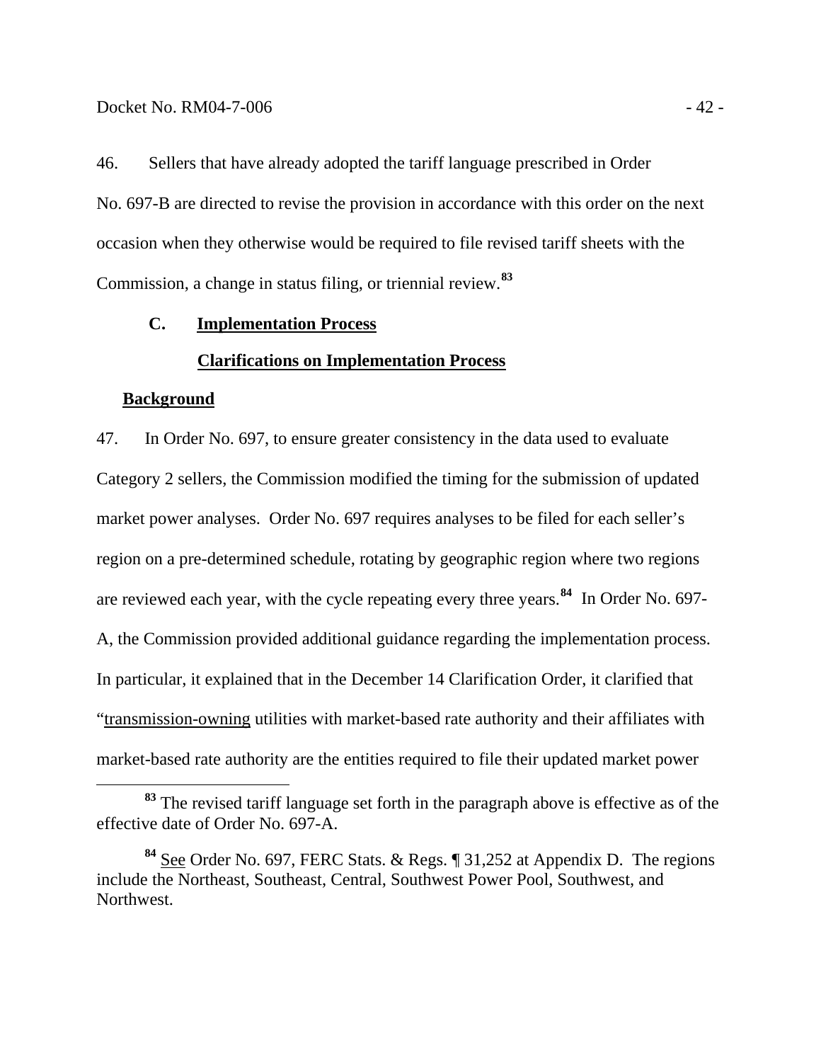46. Sellers that have already adopted the tariff language prescribed in Order No. 697-B are directed to revise the provision in accordance with this order on the next occasion when they otherwise would be required to file revised tariff sheets with the Commission, a change in status filing, or triennial review.[83]

### C. Implementation Process

#### Clarifications on Implementation Process

**Background**

47. In Order No. 697, to ensure greater consistency in the data used to evaluate Category 2 sellers, the Commission modified the timing for the submission of updated market power analyses. Order No. 697 requires analyses to be filed for each seller's region on a pre-determined schedule, rotating by geographic region where two regions are reviewed each year, with the cycle repeating every three years.[84] In Order No. 697-A, the Commission provided additional guidance regarding the implementation process. In particular, it explained that in the December 14 Clarification Order, it clarified that "transmission-owning utilities with market-based rate authority and their affiliates with market-based rate authority are the entities required to file their updated market power

---

[83] The revised tariff language set forth in the paragraph above is effective as of the effective date of Order No. 697-A.

[84] See Order No. 697, FERC Stats. & Regs. ¶ 31,252 at Appendix D. The regions include the Northeast, Southeast, Central, Southwest Power Pool, Southwest, and Northwest.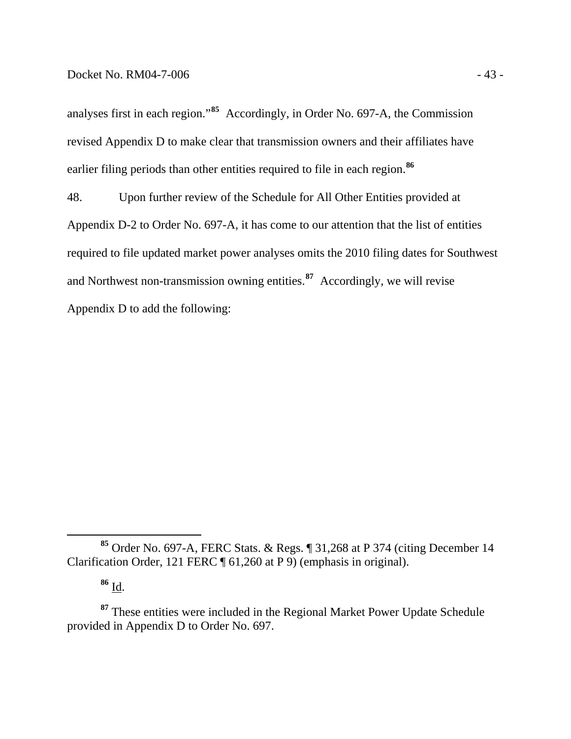analyses first in each region."[85] Accordingly, in Order No. 697-A, the Commission revised Appendix D to make clear that transmission owners and their affiliates have earlier filing periods than other entities required to file in each region.[86]

48. Upon further review of the Schedule for All Other Entities provided at Appendix D-2 to Order No. 697-A, it has come to our attention that the list of entities required to file updated market power analyses omits the 2010 filing dates for Southwest and Northwest non-transmission owning entities.[87] Accordingly, we will revise Appendix D to add the following:

---

[85] Order No. 697-A, FERC Stats. & Regs. ¶ 31,268 at P 374 (citing December 14 Clarification Order, 121 FERC ¶ 61,260 at P 9) (emphasis in original).

[86] Id.

[87] These entities were included in the Regional Market Power Update Schedule provided in Appendix D to Order No. 697.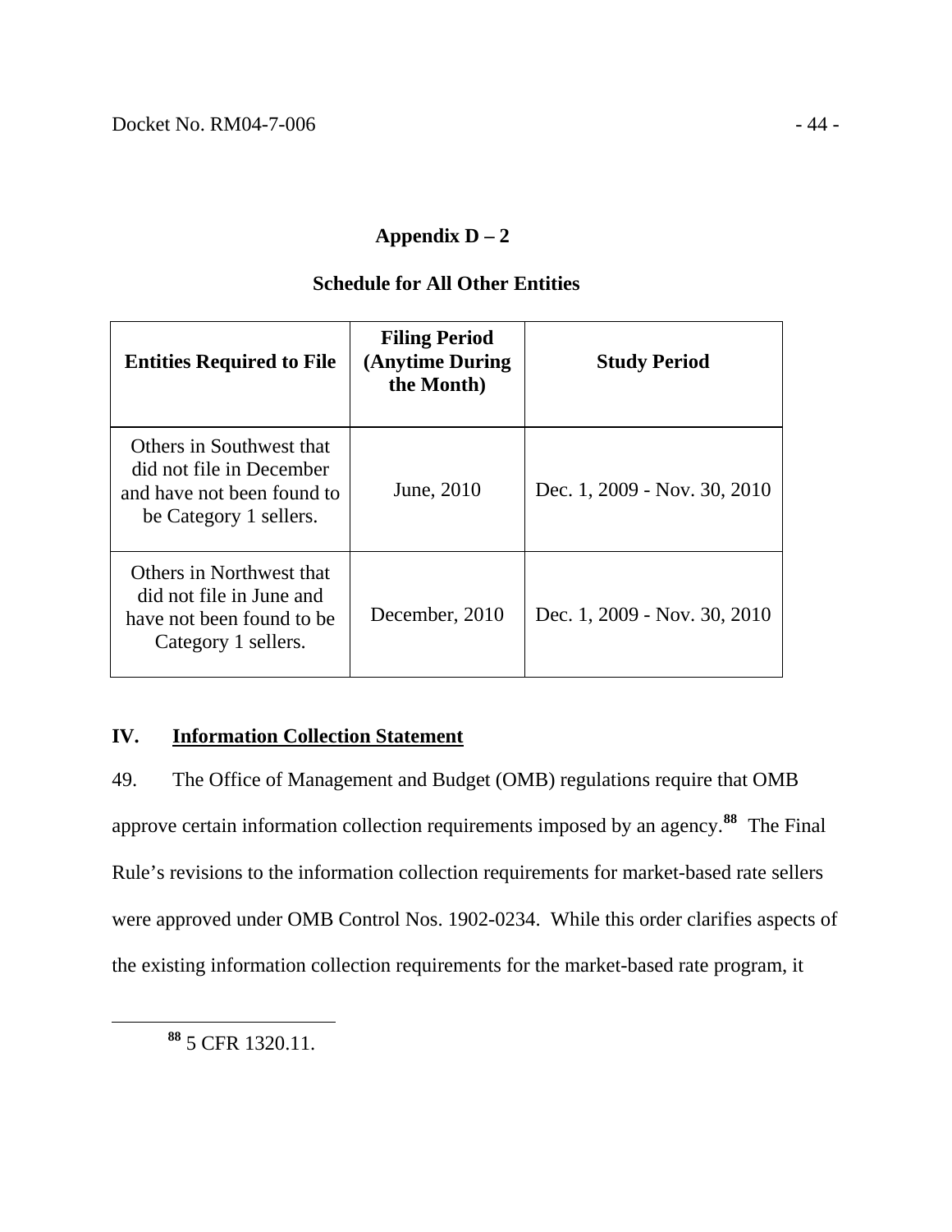## Appendix D – 2

### Schedule for All Other Entities

| Entities Required to File | Filing Period (Anytime During the Month) | Study Period |
|---|---|---|
| Others in Southwest that did not file in December and have not been found to be Category 1 sellers. | June, 2010 | Dec. 1, 2009 - Nov. 30, 2010 |
| Others in Northwest that did not file in June and have not been found to be Category 1 sellers. | December, 2010 | Dec. 1, 2009 - Nov. 30, 2010 |

## IV. Information Collection Statement

49. The Office of Management and Budget (OMB) regulations require that OMB approve certain information collection requirements imposed by an agency.[88] The Final Rule's revisions to the information collection requirements for market-based rate sellers were approved under OMB Control Nos. 1902-0234. While this order clarifies aspects of the existing information collection requirements for the market-based rate program, it

[88] 5 CFR 1320.11.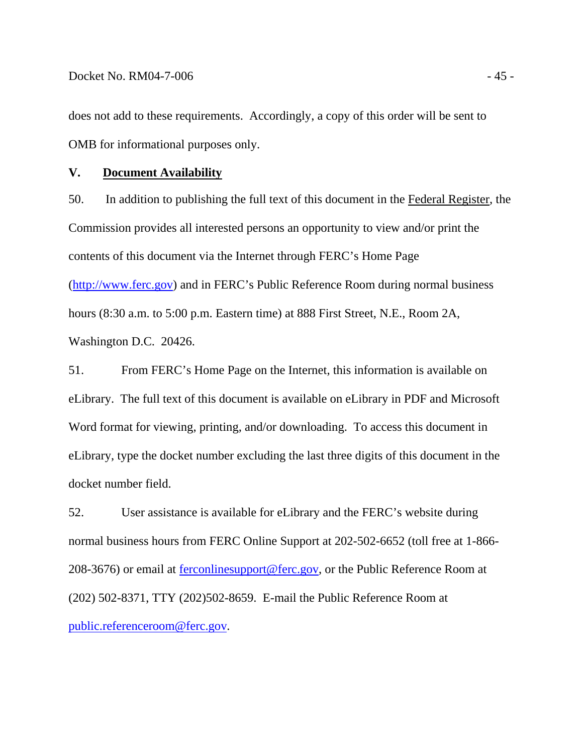does not add to these requirements. Accordingly, a copy of this order will be sent to OMB for informational purposes only.

## V. Document Availability

50. In addition to publishing the full text of this document in the Federal Register, the Commission provides all interested persons an opportunity to view and/or print the contents of this document via the Internet through FERC's Home Page (http://www.ferc.gov) and in FERC's Public Reference Room during normal business hours (8:30 a.m. to 5:00 p.m. Eastern time) at 888 First Street, N.E., Room 2A, Washington D.C. 20426.

51. From FERC's Home Page on the Internet, this information is available on eLibrary. The full text of this document is available on eLibrary in PDF and Microsoft Word format for viewing, printing, and/or downloading. To access this document in eLibrary, type the docket number excluding the last three digits of this document in the docket number field.

52. User assistance is available for eLibrary and the FERC's website during normal business hours from FERC Online Support at 202-502-6652 (toll free at 1-866-208-3676) or email at ferconlinesupport@ferc.gov, or the Public Reference Room at (202) 502-8371, TTY (202)502-8659. E-mail the Public Reference Room at public.referenceroom@ferc.gov.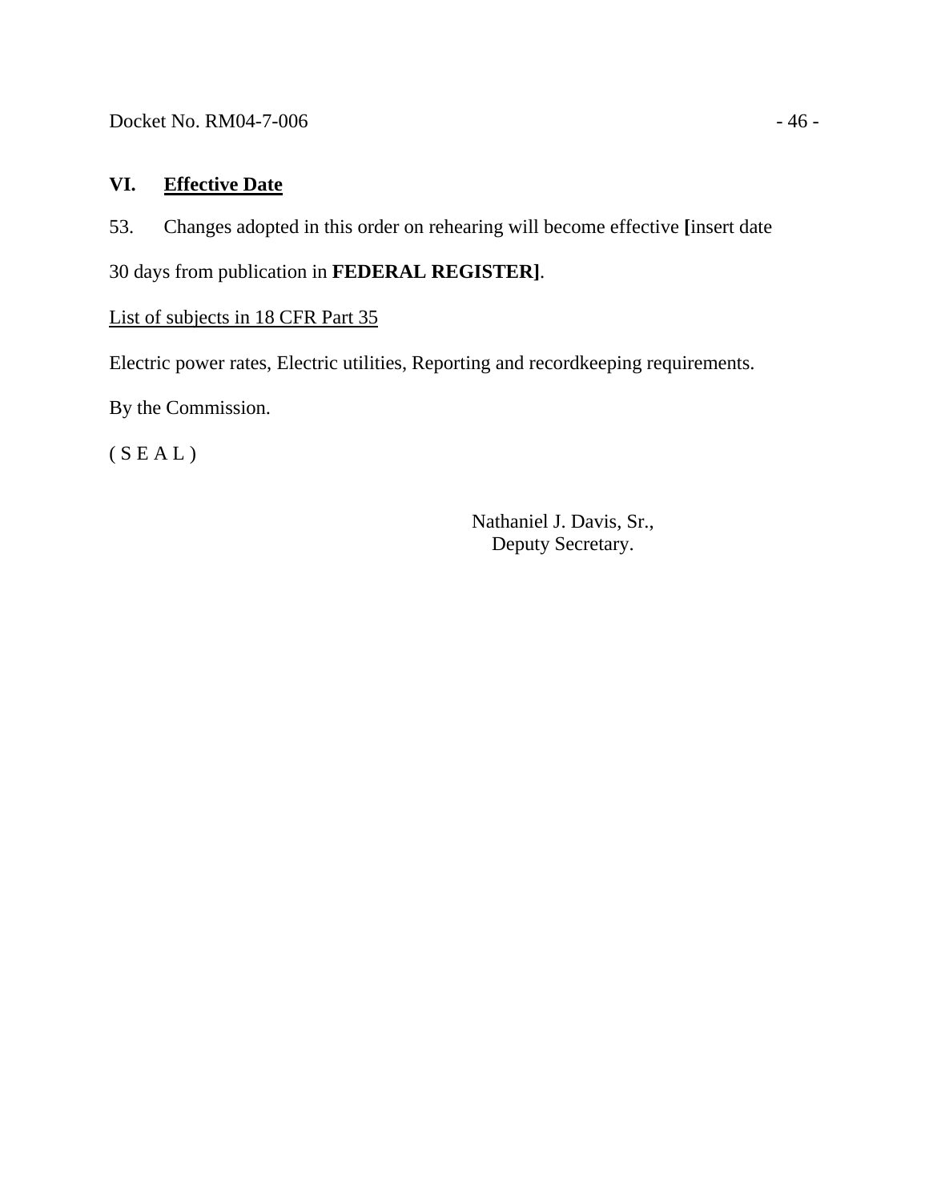## VI. <u>Effective Date</u>

53. Changes adopted in this order on rehearing will become effective **[**insert date 30 days from publication in **FEDERAL REGISTER]**.

<u>List of subjects in 18 CFR Part 35</u>

Electric power rates, Electric utilities, Reporting and recordkeeping requirements.

By the Commission.

( S E A L )

Nathaniel J. Davis, Sr.,
Deputy Secretary.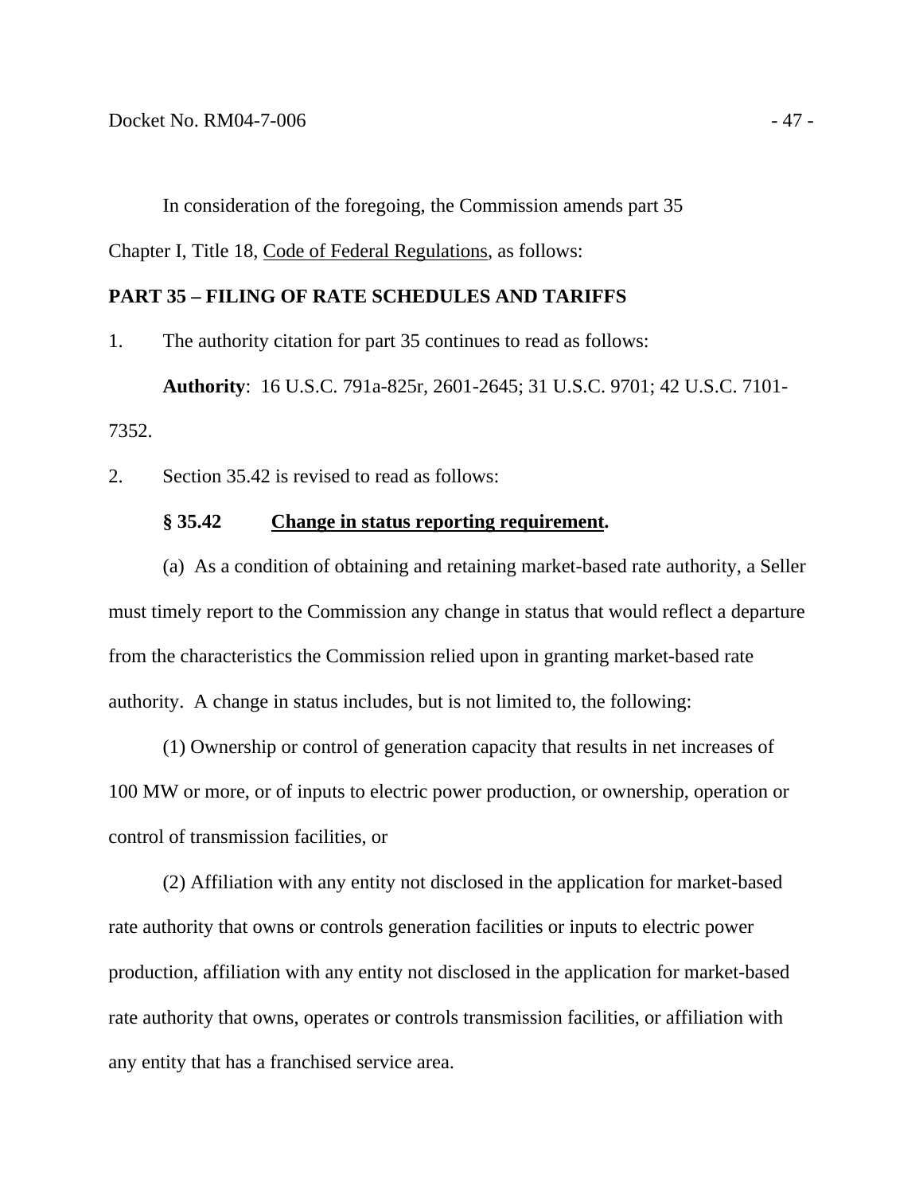In consideration of the foregoing, the Commission amends part 35 Chapter I, Title 18, Code of Federal Regulations, as follows:

**PART 35 – FILING OF RATE SCHEDULES AND TARIFFS**

1. The authority citation for part 35 continues to read as follows:

**Authority**: 16 U.S.C. 791a-825r, 2601-2645; 31 U.S.C. 9701; 42 U.S.C. 7101-7352.

2. Section 35.42 is revised to read as follows:

**§ 35.42 Change in status reporting requirement.**

(a) As a condition of obtaining and retaining market-based rate authority, a Seller must timely report to the Commission any change in status that would reflect a departure from the characteristics the Commission relied upon in granting market-based rate authority. A change in status includes, but is not limited to, the following:

(1) Ownership or control of generation capacity that results in net increases of 100 MW or more, or of inputs to electric power production, or ownership, operation or control of transmission facilities, or

(2) Affiliation with any entity not disclosed in the application for market-based rate authority that owns or controls generation facilities or inputs to electric power production, affiliation with any entity not disclosed in the application for market-based rate authority that owns, operates or controls transmission facilities, or affiliation with any entity that has a franchised service area.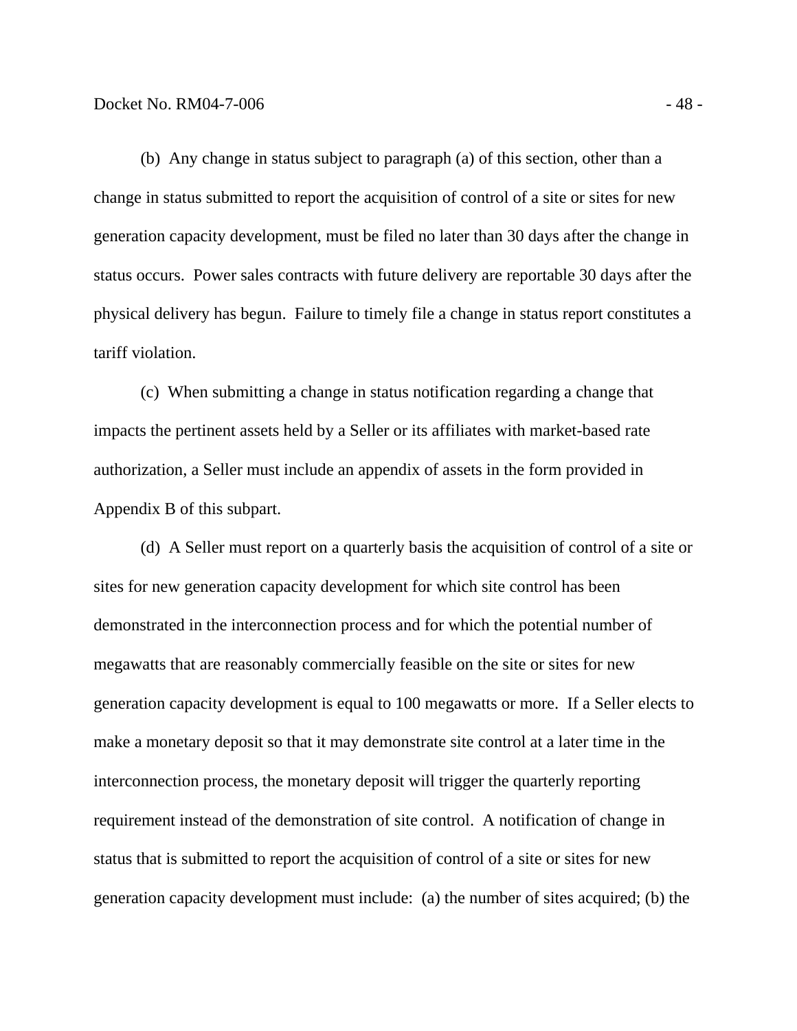(b) Any change in status subject to paragraph (a) of this section, other than a change in status submitted to report the acquisition of control of a site or sites for new generation capacity development, must be filed no later than 30 days after the change in status occurs. Power sales contracts with future delivery are reportable 30 days after the physical delivery has begun. Failure to timely file a change in status report constitutes a tariff violation.

(c) When submitting a change in status notification regarding a change that impacts the pertinent assets held by a Seller or its affiliates with market-based rate authorization, a Seller must include an appendix of assets in the form provided in Appendix B of this subpart.

(d) A Seller must report on a quarterly basis the acquisition of control of a site or sites for new generation capacity development for which site control has been demonstrated in the interconnection process and for which the potential number of megawatts that are reasonably commercially feasible on the site or sites for new generation capacity development is equal to 100 megawatts or more. If a Seller elects to make a monetary deposit so that it may demonstrate site control at a later time in the interconnection process, the monetary deposit will trigger the quarterly reporting requirement instead of the demonstration of site control. A notification of change in status that is submitted to report the acquisition of control of a site or sites for new generation capacity development must include: (a) the number of sites acquired; (b) the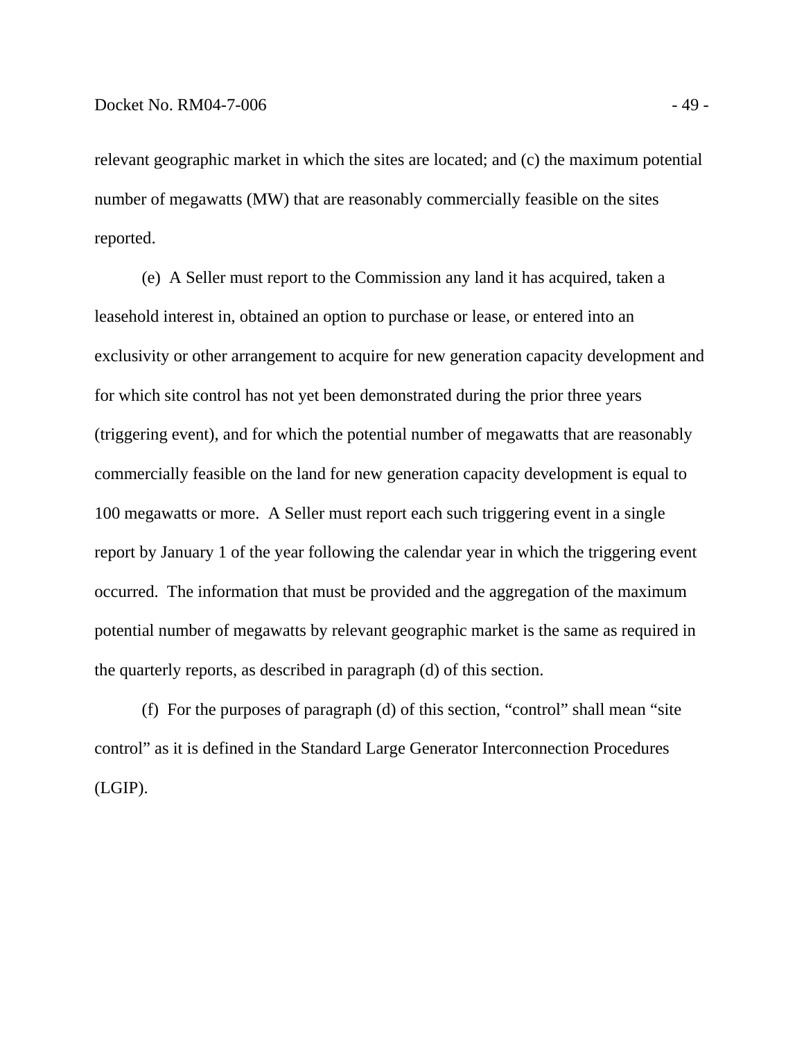relevant geographic market in which the sites are located; and (c) the maximum potential number of megawatts (MW) that are reasonably commercially feasible on the sites reported.

(e) A Seller must report to the Commission any land it has acquired, taken a leasehold interest in, obtained an option to purchase or lease, or entered into an exclusivity or other arrangement to acquire for new generation capacity development and for which site control has not yet been demonstrated during the prior three years (triggering event), and for which the potential number of megawatts that are reasonably commercially feasible on the land for new generation capacity development is equal to 100 megawatts or more. A Seller must report each such triggering event in a single report by January 1 of the year following the calendar year in which the triggering event occurred. The information that must be provided and the aggregation of the maximum potential number of megawatts by relevant geographic market is the same as required in the quarterly reports, as described in paragraph (d) of this section.

(f) For the purposes of paragraph (d) of this section, "control" shall mean "site control" as it is defined in the Standard Large Generator Interconnection Procedures (LGIP).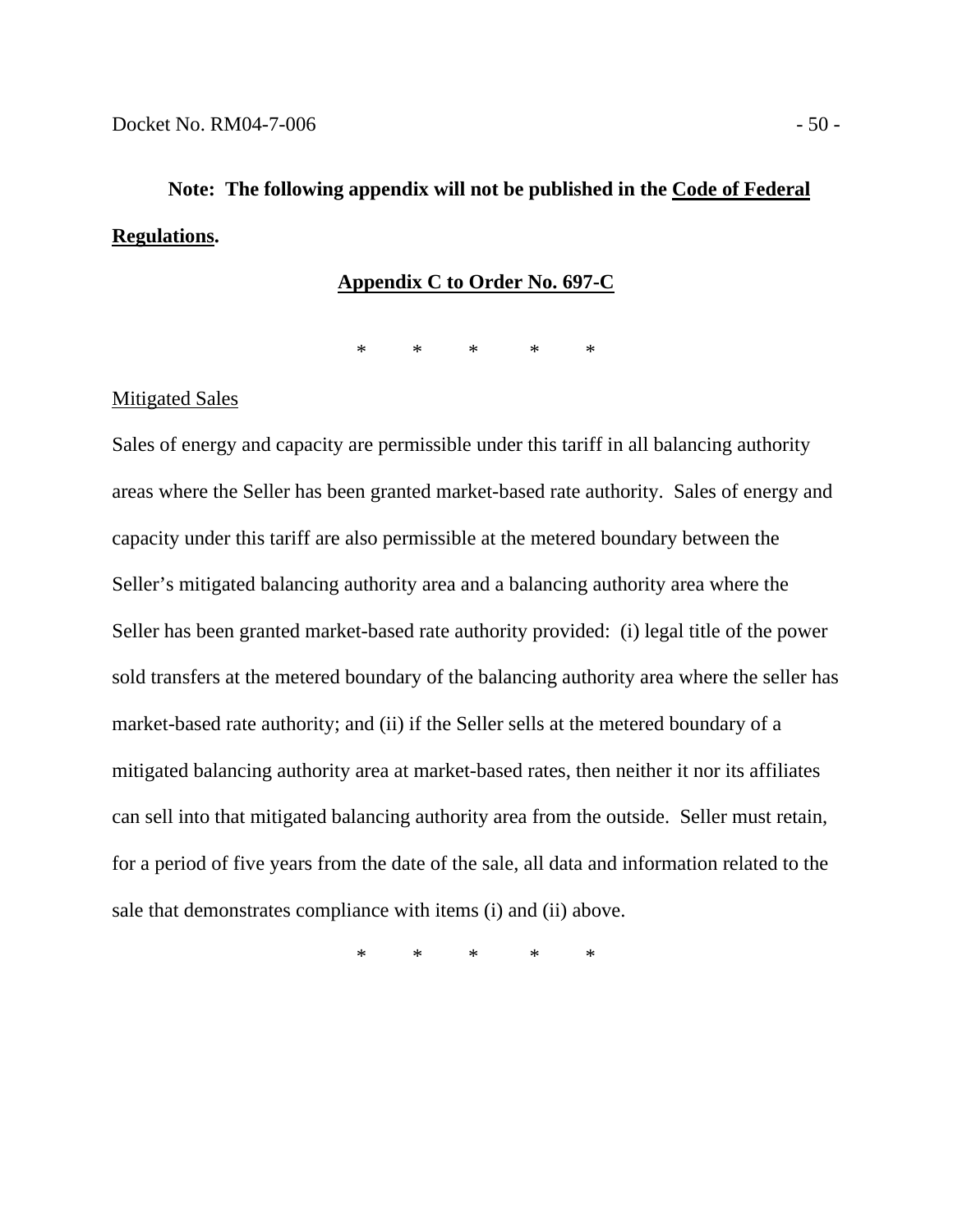**Note: The following appendix will not be published in the Code of Federal Regulations.**

## Appendix C to Order No. 697-C

\* \* \* \* \*

Mitigated Sales

Sales of energy and capacity are permissible under this tariff in all balancing authority areas where the Seller has been granted market-based rate authority. Sales of energy and capacity under this tariff are also permissible at the metered boundary between the Seller's mitigated balancing authority area and a balancing authority area where the Seller has been granted market-based rate authority provided: (i) legal title of the power sold transfers at the metered boundary of the balancing authority area where the seller has market-based rate authority; and (ii) if the Seller sells at the metered boundary of a mitigated balancing authority area at market-based rates, then neither it nor its affiliates can sell into that mitigated balancing authority area from the outside. Seller must retain, for a period of five years from the date of the sale, all data and information related to the sale that demonstrates compliance with items (i) and (ii) above.

\* \* \* \* \*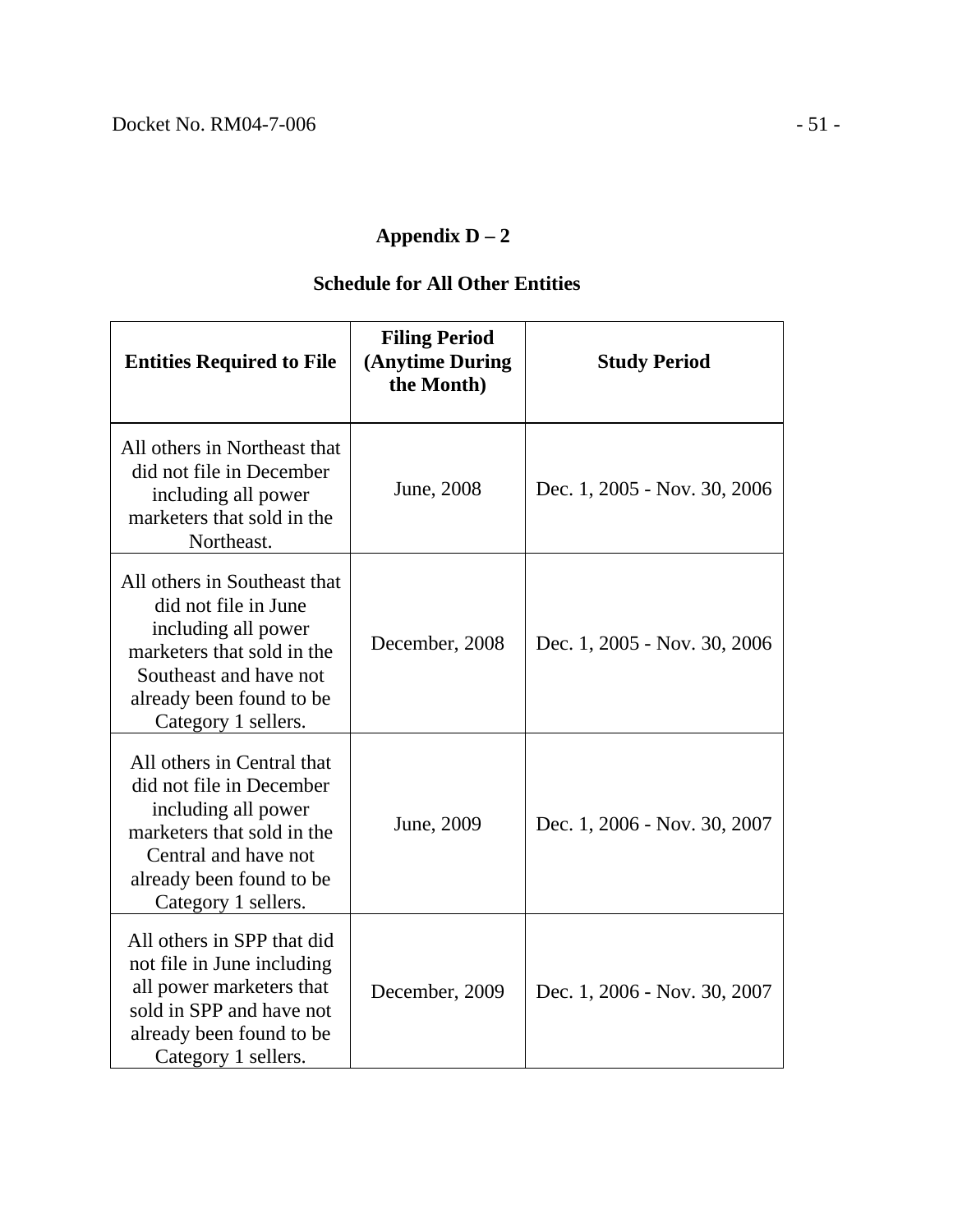## Appendix D – 2

### Schedule for All Other Entities

| Entities Required to File | Filing Period (Anytime During the Month) | Study Period |
|---|---|---|
| All others in Northeast that did not file in December including all power marketers that sold in the Northeast. | June, 2008 | Dec. 1, 2005 - Nov. 30, 2006 |
| All others in Southeast that did not file in June including all power marketers that sold in the Southeast and have not already been found to be Category 1 sellers. | December, 2008 | Dec. 1, 2005 - Nov. 30, 2006 |
| All others in Central that did not file in December including all power marketers that sold in the Central and have not already been found to be Category 1 sellers. | June, 2009 | Dec. 1, 2006 - Nov. 30, 2007 |
| All others in SPP that did not file in June including all power marketers that sold in SPP and have not already been found to be Category 1 sellers. | December, 2009 | Dec. 1, 2006 - Nov. 30, 2007 |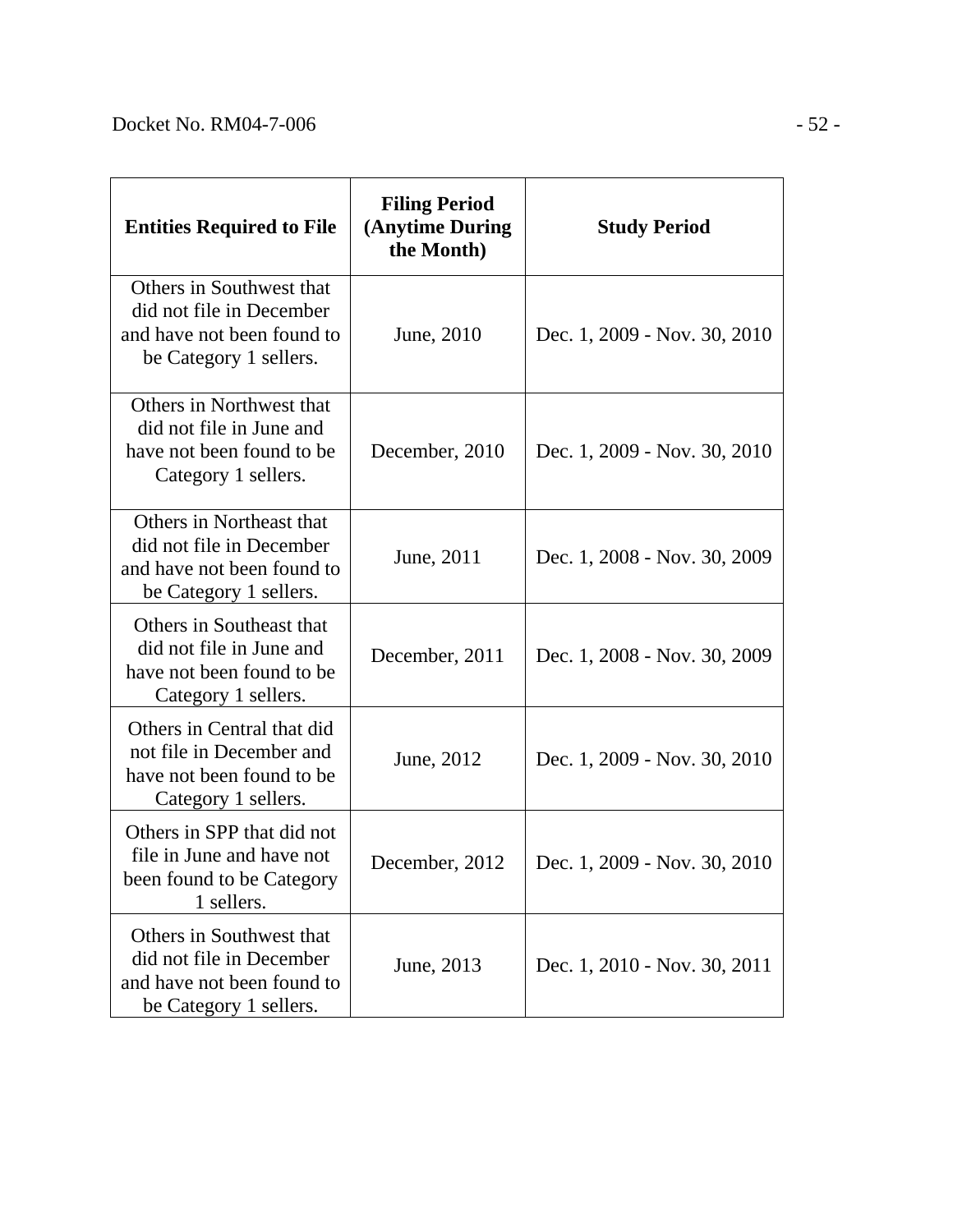| Entities Required to File | Filing Period (Anytime During the Month) | Study Period |
|---|---|---|
| Others in Southwest that did not file in December and have not been found to be Category 1 sellers. | June, 2010 | Dec. 1, 2009 - Nov. 30, 2010 |
| Others in Northwest that did not file in June and have not been found to be Category 1 sellers. | December, 2010 | Dec. 1, 2009 - Nov. 30, 2010 |
| Others in Northeast that did not file in December and have not been found to be Category 1 sellers. | June, 2011 | Dec. 1, 2008 - Nov. 30, 2009 |
| Others in Southeast that did not file in June and have not been found to be Category 1 sellers. | December, 2011 | Dec. 1, 2008 - Nov. 30, 2009 |
| Others in Central that did not file in December and have not been found to be Category 1 sellers. | June, 2012 | Dec. 1, 2009 - Nov. 30, 2010 |
| Others in SPP that did not file in June and have not been found to be Category 1 sellers. | December, 2012 | Dec. 1, 2009 - Nov. 30, 2010 |
| Others in Southwest that did not file in December and have not been found to be Category 1 sellers. | June, 2013 | Dec. 1, 2010 - Nov. 30, 2011 |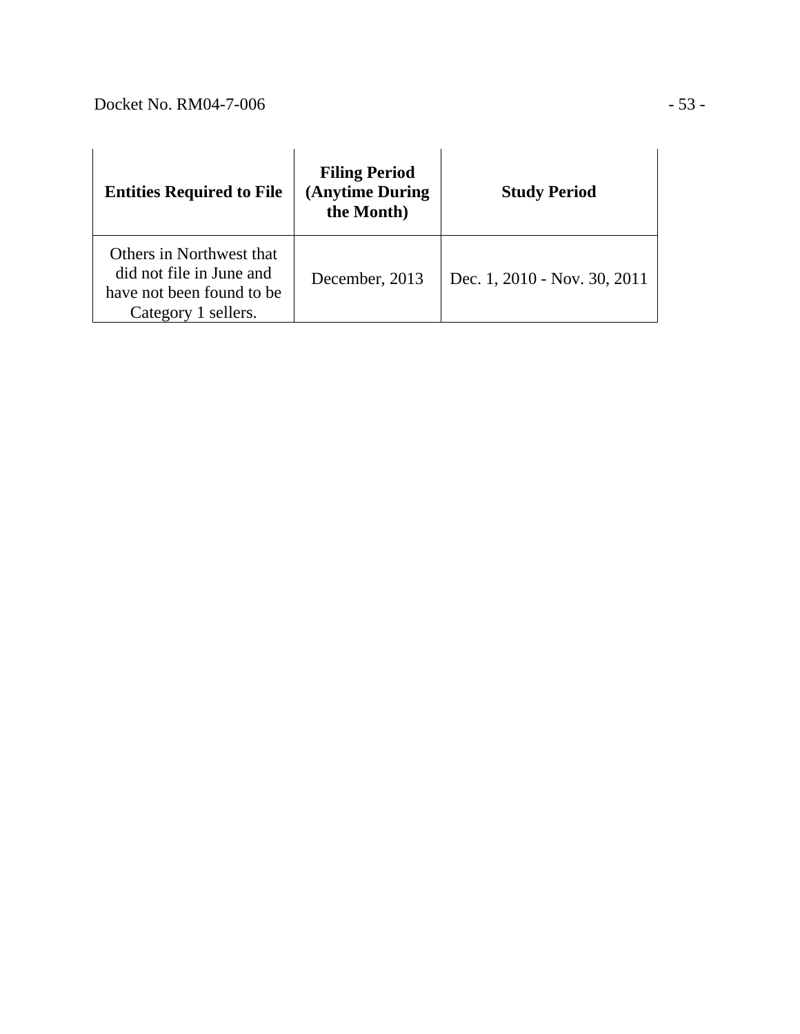| Entities Required to File | Filing Period (Anytime During the Month) | Study Period |
|---|---|---|
| Others in Northwest that did not file in June and have not been found to be Category 1 sellers. | December, 2013 | Dec. 1, 2010 - Nov. 30, 2011 |